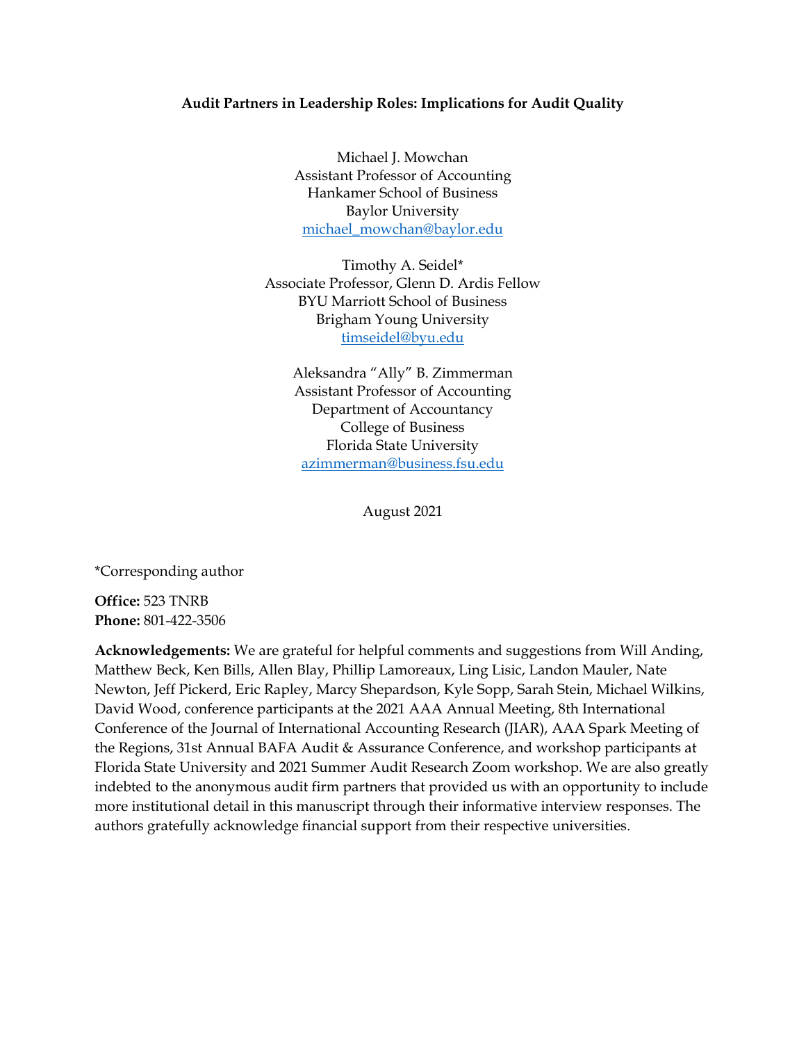# Audit Partners in Leadership Roles: Implications for Audit Quality

Michael J. Mowchan
Assistant Professor of Accounting
Hankamer School of Business
Baylor University
michael_mowchan@baylor.edu

Timothy A. Seidel*
Associate Professor, Glenn D. Ardis Fellow
BYU Marriott School of Business
Brigham Young University
timseidel@byu.edu

Aleksandra "Ally" B. Zimmerman
Assistant Professor of Accounting
Department of Accountancy
College of Business
Florida State University
azimmerman@business.fsu.edu

August 2021

*Corresponding author

**Office:** 523 TNRB
**Phone:** 801-422-3506

**Acknowledgements:** We are grateful for helpful comments and suggestions from Will Anding, Matthew Beck, Ken Bills, Allen Blay, Phillip Lamoreaux, Ling Lisic, Landon Mauler, Nate Newton, Jeff Pickerd, Eric Rapley, Marcy Shepardson, Kyle Sopp, Sarah Stein, Michael Wilkins, David Wood, conference participants at the 2021 AAA Annual Meeting, 8th International Conference of the Journal of International Accounting Research (JIAR), AAA Spark Meeting of the Regions, 31st Annual BAFA Audit & Assurance Conference, and workshop participants at Florida State University and 2021 Summer Audit Research Zoom workshop. We are also greatly indebted to the anonymous audit firm partners that provided us with an opportunity to include more institutional detail in this manuscript through their informative interview responses. The authors gratefully acknowledge financial support from their respective universities.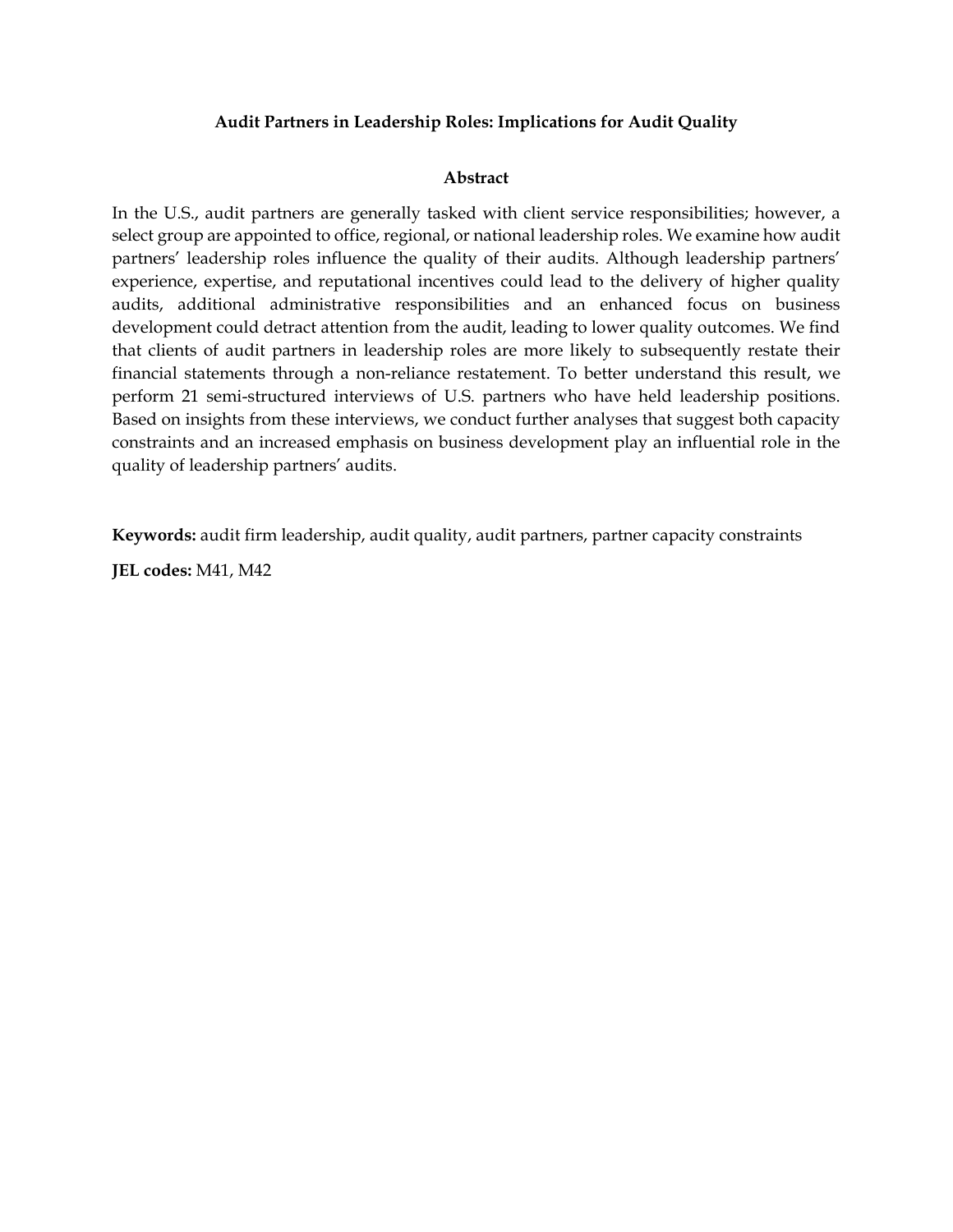# Audit Partners in Leadership Roles: Implications for Audit Quality

## Abstract

In the U.S., audit partners are generally tasked with client service responsibilities; however, a select group are appointed to office, regional, or national leadership roles. We examine how audit partners' leadership roles influence the quality of their audits. Although leadership partners' experience, expertise, and reputational incentives could lead to the delivery of higher quality audits, additional administrative responsibilities and an enhanced focus on business development could detract attention from the audit, leading to lower quality outcomes. We find that clients of audit partners in leadership roles are more likely to subsequently restate their financial statements through a non-reliance restatement. To better understand this result, we perform 21 semi-structured interviews of U.S. partners who have held leadership positions. Based on insights from these interviews, we conduct further analyses that suggest both capacity constraints and an increased emphasis on business development play an influential role in the quality of leadership partners' audits.

**Keywords:** audit firm leadership, audit quality, audit partners, partner capacity constraints

**JEL codes:** M41, M42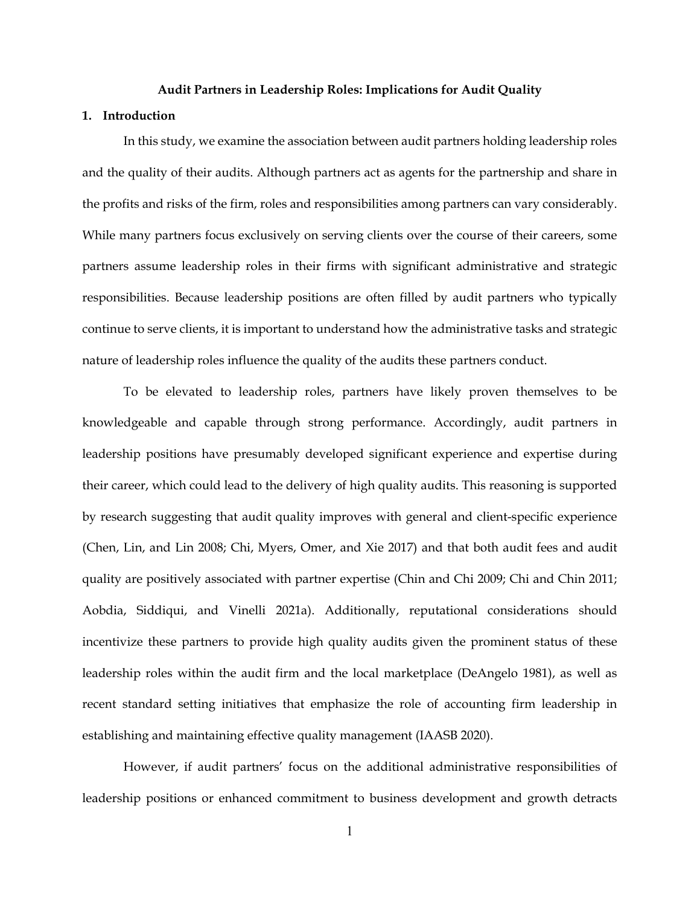**Audit Partners in Leadership Roles: Implications for Audit Quality**

## 1. Introduction

In this study, we examine the association between audit partners holding leadership roles and the quality of their audits. Although partners act as agents for the partnership and share in the profits and risks of the firm, roles and responsibilities among partners can vary considerably. While many partners focus exclusively on serving clients over the course of their careers, some partners assume leadership roles in their firms with significant administrative and strategic responsibilities. Because leadership positions are often filled by audit partners who typically continue to serve clients, it is important to understand how the administrative tasks and strategic nature of leadership roles influence the quality of the audits these partners conduct.

To be elevated to leadership roles, partners have likely proven themselves to be knowledgeable and capable through strong performance. Accordingly, audit partners in leadership positions have presumably developed significant experience and expertise during their career, which could lead to the delivery of high quality audits. This reasoning is supported by research suggesting that audit quality improves with general and client-specific experience (Chen, Lin, and Lin 2008; Chi, Myers, Omer, and Xie 2017) and that both audit fees and audit quality are positively associated with partner expertise (Chin and Chi 2009; Chi and Chin 2011; Aobdia, Siddiqui, and Vinelli 2021a). Additionally, reputational considerations should incentivize these partners to provide high quality audits given the prominent status of these leadership roles within the audit firm and the local marketplace (DeAngelo 1981), as well as recent standard setting initiatives that emphasize the role of accounting firm leadership in establishing and maintaining effective quality management (IAASB 2020).

However, if audit partners' focus on the additional administrative responsibilities of leadership positions or enhanced commitment to business development and growth detracts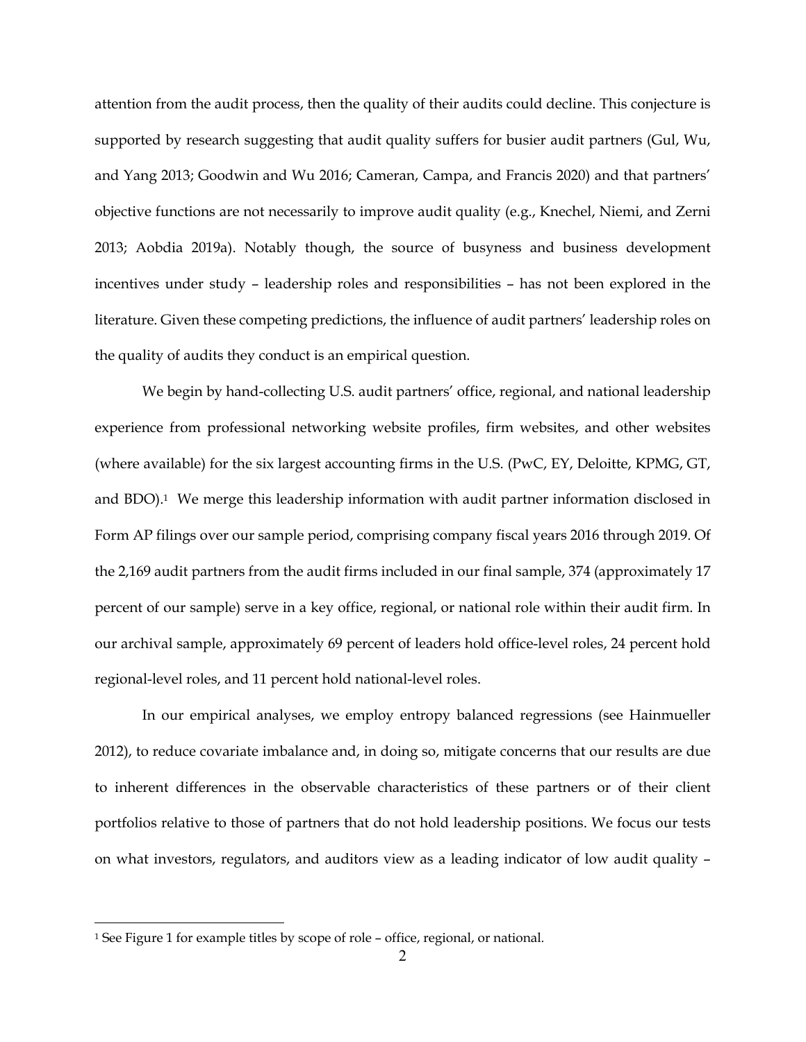attention from the audit process, then the quality of their audits could decline. This conjecture is supported by research suggesting that audit quality suffers for busier audit partners (Gul, Wu, and Yang 2013; Goodwin and Wu 2016; Cameran, Campa, and Francis 2020) and that partners' objective functions are not necessarily to improve audit quality (e.g., Knechel, Niemi, and Zerni 2013; Aobdia 2019a). Notably though, the source of busyness and business development incentives under study – leadership roles and responsibilities – has not been explored in the literature. Given these competing predictions, the influence of audit partners' leadership roles on the quality of audits they conduct is an empirical question.

We begin by hand-collecting U.S. audit partners' office, regional, and national leadership experience from professional networking website profiles, firm websites, and other websites (where available) for the six largest accounting firms in the U.S. (PwC, EY, Deloitte, KPMG, GT, and BDO).[1] We merge this leadership information with audit partner information disclosed in Form AP filings over our sample period, comprising company fiscal years 2016 through 2019. Of the 2,169 audit partners from the audit firms included in our final sample, 374 (approximately 17 percent of our sample) serve in a key office, regional, or national role within their audit firm. In our archival sample, approximately 69 percent of leaders hold office-level roles, 24 percent hold regional-level roles, and 11 percent hold national-level roles.

In our empirical analyses, we employ entropy balanced regressions (see Hainmueller 2012), to reduce covariate imbalance and, in doing so, mitigate concerns that our results are due to inherent differences in the observable characteristics of these partners or of their client portfolios relative to those of partners that do not hold leadership positions. We focus our tests on what investors, regulators, and auditors view as a leading indicator of low audit quality –

[1] See Figure 1 for example titles by scope of role – office, regional, or national.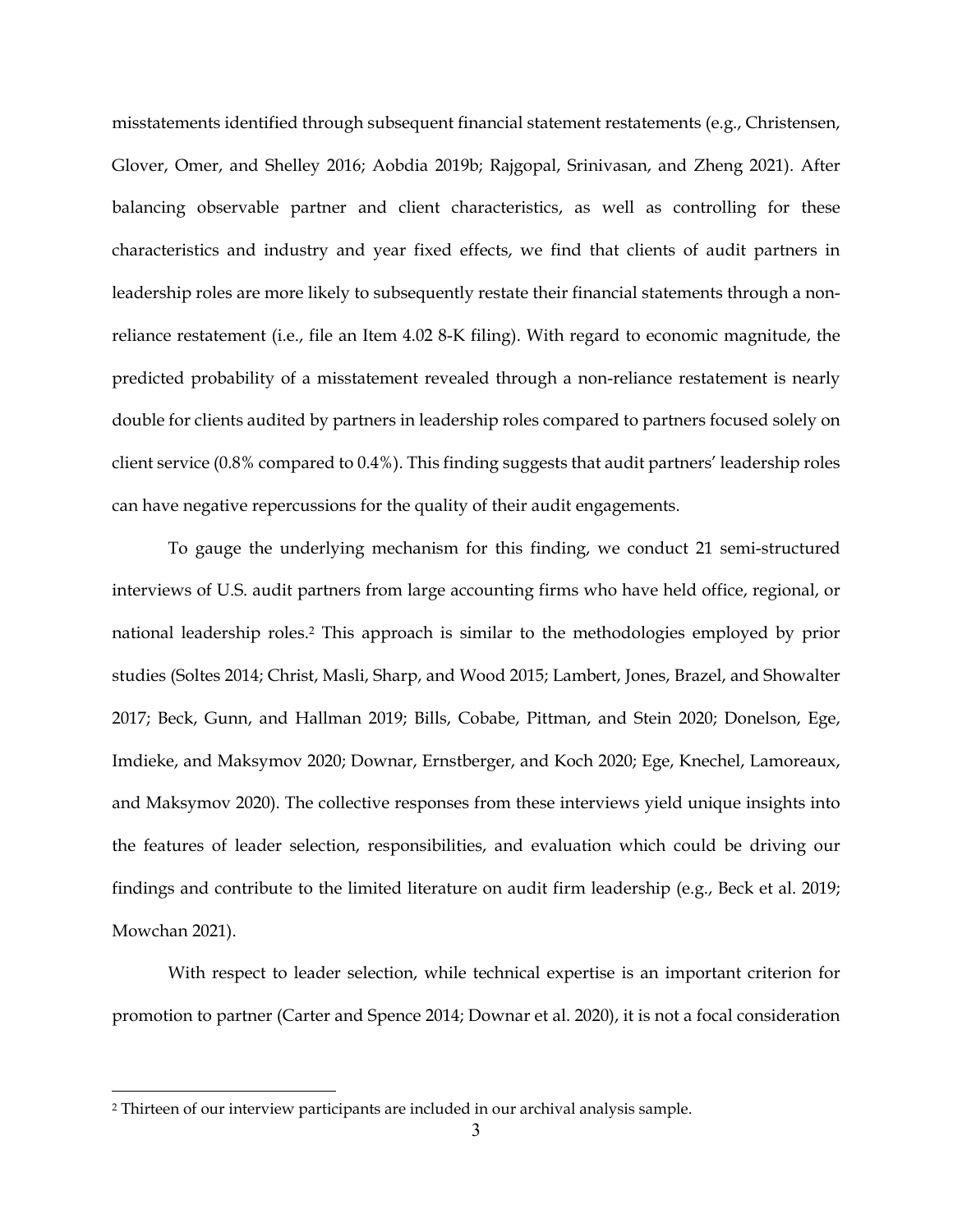misstatements identified through subsequent financial statement restatements (e.g., Christensen, Glover, Omer, and Shelley 2016; Aobdia 2019b; Rajgopal, Srinivasan, and Zheng 2021). After balancing observable partner and client characteristics, as well as controlling for these characteristics and industry and year fixed effects, we find that clients of audit partners in leadership roles are more likely to subsequently restate their financial statements through a non-reliance restatement (i.e., file an Item 4.02 8-K filing). With regard to economic magnitude, the predicted probability of a misstatement revealed through a non-reliance restatement is nearly double for clients audited by partners in leadership roles compared to partners focused solely on client service (0.8% compared to 0.4%). This finding suggests that audit partners' leadership roles can have negative repercussions for the quality of their audit engagements.

To gauge the underlying mechanism for this finding, we conduct 21 semi-structured interviews of U.S. audit partners from large accounting firms who have held office, regional, or national leadership roles.[2] This approach is similar to the methodologies employed by prior studies (Soltes 2014; Christ, Masli, Sharp, and Wood 2015; Lambert, Jones, Brazel, and Showalter 2017; Beck, Gunn, and Hallman 2019; Bills, Cobabe, Pittman, and Stein 2020; Donelson, Ege, Imdieke, and Maksymov 2020; Downar, Ernstberger, and Koch 2020; Ege, Knechel, Lamoreaux, and Maksymov 2020). The collective responses from these interviews yield unique insights into the features of leader selection, responsibilities, and evaluation which could be driving our findings and contribute to the limited literature on audit firm leadership (e.g., Beck et al. 2019; Mowchan 2021).

With respect to leader selection, while technical expertise is an important criterion for promotion to partner (Carter and Spence 2014; Downar et al. 2020), it is not a focal consideration

[2] Thirteen of our interview participants are included in our archival analysis sample.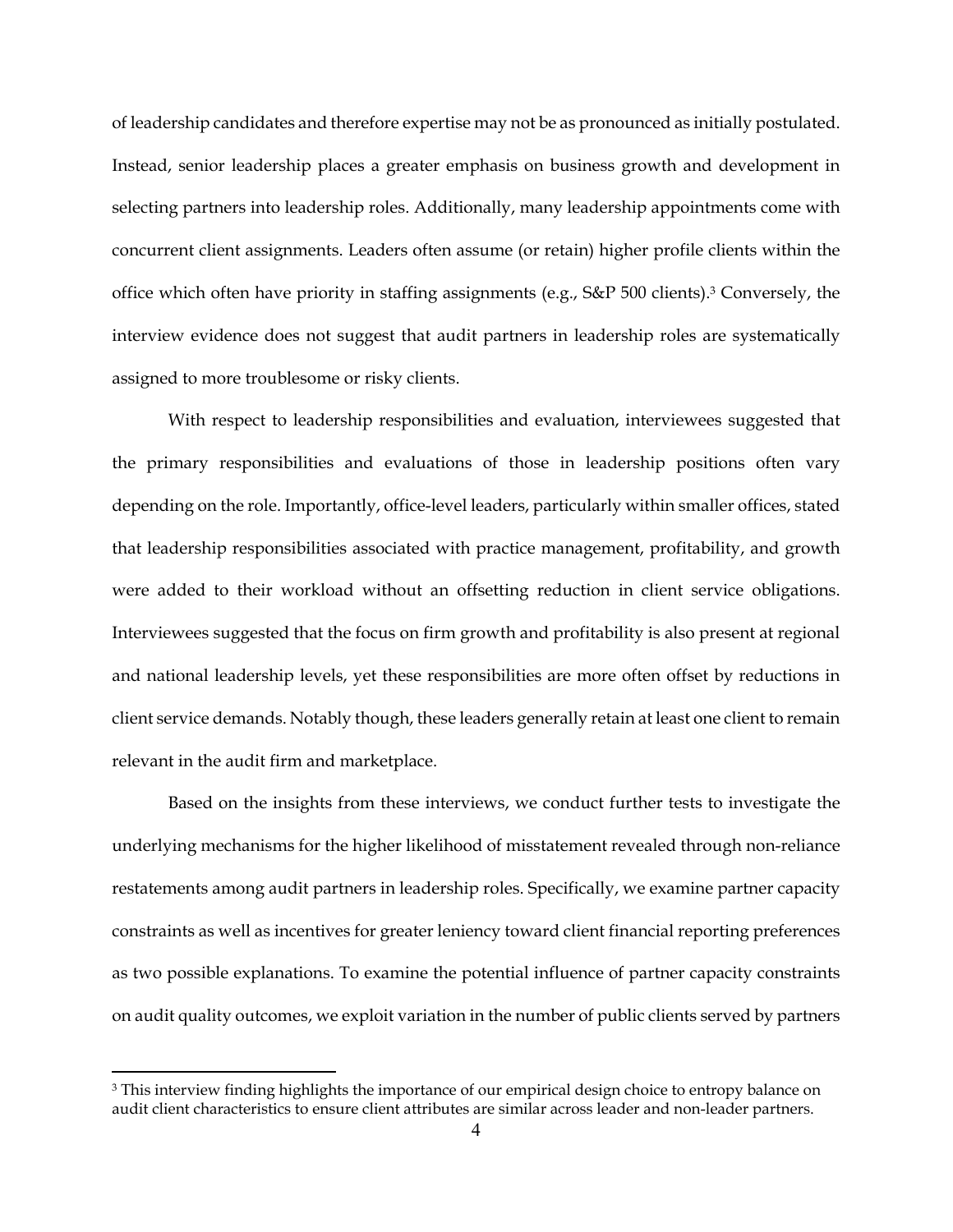of leadership candidates and therefore expertise may not be as pronounced as initially postulated. Instead, senior leadership places a greater emphasis on business growth and development in selecting partners into leadership roles. Additionally, many leadership appointments come with concurrent client assignments. Leaders often assume (or retain) higher profile clients within the office which often have priority in staffing assignments (e.g., S&P 500 clients).[3] Conversely, the interview evidence does not suggest that audit partners in leadership roles are systematically assigned to more troublesome or risky clients.

With respect to leadership responsibilities and evaluation, interviewees suggested that the primary responsibilities and evaluations of those in leadership positions often vary depending on the role. Importantly, office-level leaders, particularly within smaller offices, stated that leadership responsibilities associated with practice management, profitability, and growth were added to their workload without an offsetting reduction in client service obligations. Interviewees suggested that the focus on firm growth and profitability is also present at regional and national leadership levels, yet these responsibilities are more often offset by reductions in client service demands. Notably though, these leaders generally retain at least one client to remain relevant in the audit firm and marketplace.

Based on the insights from these interviews, we conduct further tests to investigate the underlying mechanisms for the higher likelihood of misstatement revealed through non-reliance restatements among audit partners in leadership roles. Specifically, we examine partner capacity constraints as well as incentives for greater leniency toward client financial reporting preferences as two possible explanations. To examine the potential influence of partner capacity constraints on audit quality outcomes, we exploit variation in the number of public clients served by partners

[3] This interview finding highlights the importance of our empirical design choice to entropy balance on audit client characteristics to ensure client attributes are similar across leader and non-leader partners.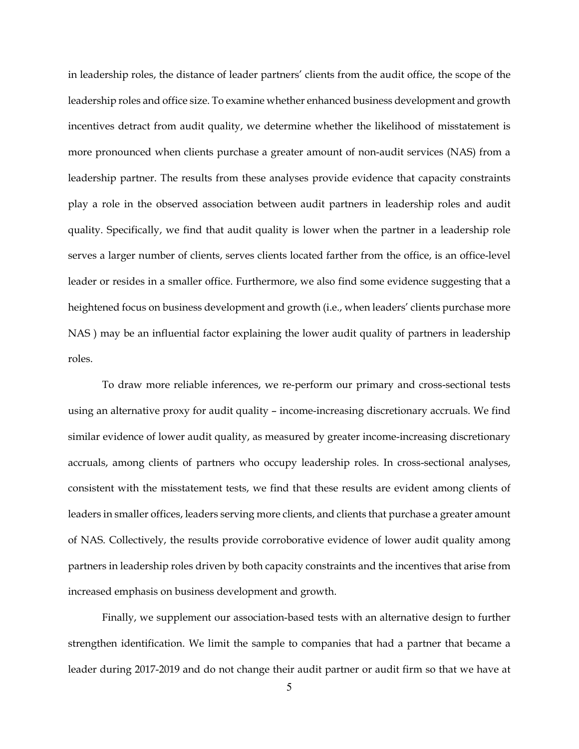in leadership roles, the distance of leader partners' clients from the audit office, the scope of the leadership roles and office size. To examine whether enhanced business development and growth incentives detract from audit quality, we determine whether the likelihood of misstatement is more pronounced when clients purchase a greater amount of non-audit services (NAS) from a leadership partner. The results from these analyses provide evidence that capacity constraints play a role in the observed association between audit partners in leadership roles and audit quality. Specifically, we find that audit quality is lower when the partner in a leadership role serves a larger number of clients, serves clients located farther from the office, is an office-level leader or resides in a smaller office. Furthermore, we also find some evidence suggesting that a heightened focus on business development and growth (i.e., when leaders' clients purchase more NAS ) may be an influential factor explaining the lower audit quality of partners in leadership roles.

To draw more reliable inferences, we re-perform our primary and cross-sectional tests using an alternative proxy for audit quality – income-increasing discretionary accruals. We find similar evidence of lower audit quality, as measured by greater income-increasing discretionary accruals, among clients of partners who occupy leadership roles. In cross-sectional analyses, consistent with the misstatement tests, we find that these results are evident among clients of leaders in smaller offices, leaders serving more clients, and clients that purchase a greater amount of NAS. Collectively, the results provide corroborative evidence of lower audit quality among partners in leadership roles driven by both capacity constraints and the incentives that arise from increased emphasis on business development and growth.

Finally, we supplement our association-based tests with an alternative design to further strengthen identification. We limit the sample to companies that had a partner that became a leader during 2017-2019 and do not change their audit partner or audit firm so that we have at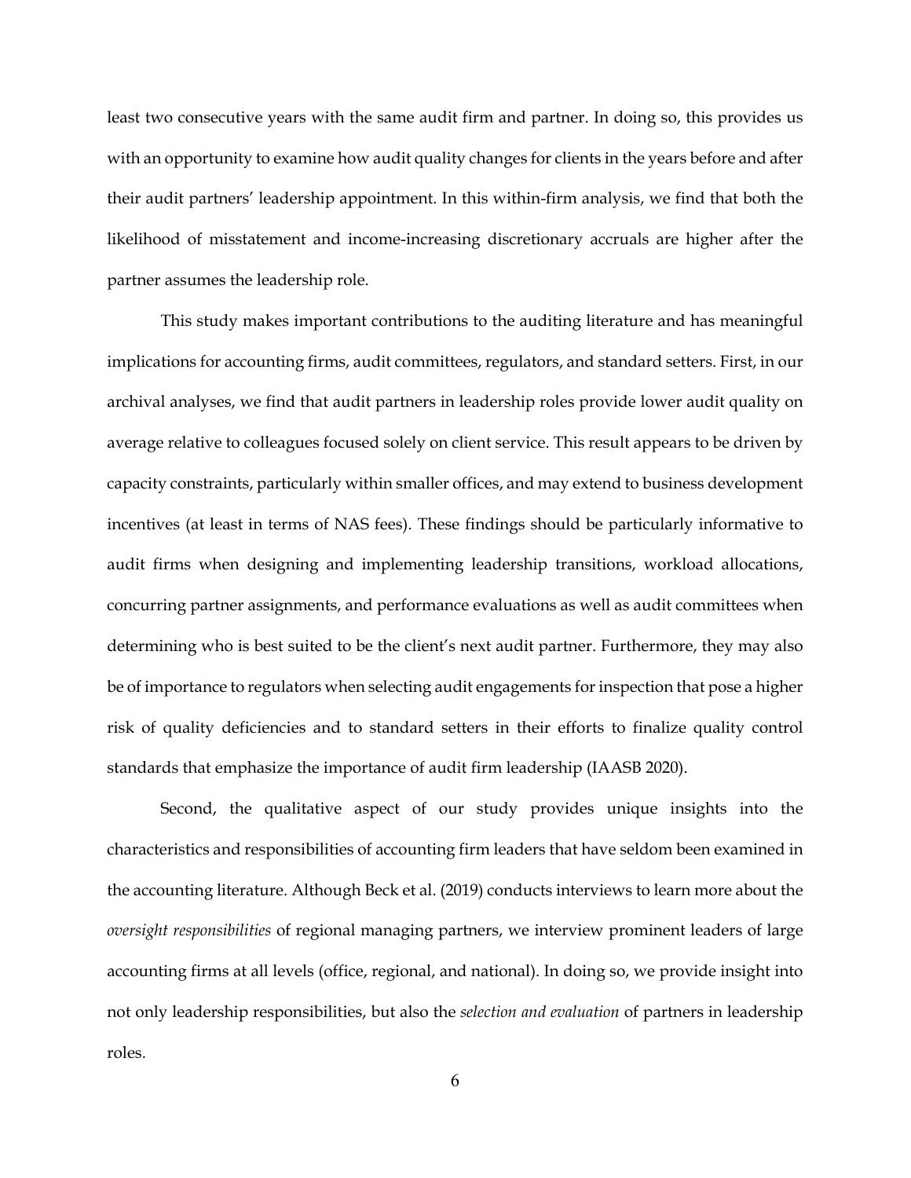least two consecutive years with the same audit firm and partner. In doing so, this provides us with an opportunity to examine how audit quality changes for clients in the years before and after their audit partners' leadership appointment. In this within-firm analysis, we find that both the likelihood of misstatement and income-increasing discretionary accruals are higher after the partner assumes the leadership role.

This study makes important contributions to the auditing literature and has meaningful implications for accounting firms, audit committees, regulators, and standard setters. First, in our archival analyses, we find that audit partners in leadership roles provide lower audit quality on average relative to colleagues focused solely on client service. This result appears to be driven by capacity constraints, particularly within smaller offices, and may extend to business development incentives (at least in terms of NAS fees). These findings should be particularly informative to audit firms when designing and implementing leadership transitions, workload allocations, concurring partner assignments, and performance evaluations as well as audit committees when determining who is best suited to be the client's next audit partner. Furthermore, they may also be of importance to regulators when selecting audit engagements for inspection that pose a higher risk of quality deficiencies and to standard setters in their efforts to finalize quality control standards that emphasize the importance of audit firm leadership (IAASB 2020).

Second, the qualitative aspect of our study provides unique insights into the characteristics and responsibilities of accounting firm leaders that have seldom been examined in the accounting literature. Although Beck et al. (2019) conducts interviews to learn more about the *oversight responsibilities* of regional managing partners, we interview prominent leaders of large accounting firms at all levels (office, regional, and national). In doing so, we provide insight into not only leadership responsibilities, but also the *selection and evaluation* of partners in leadership roles.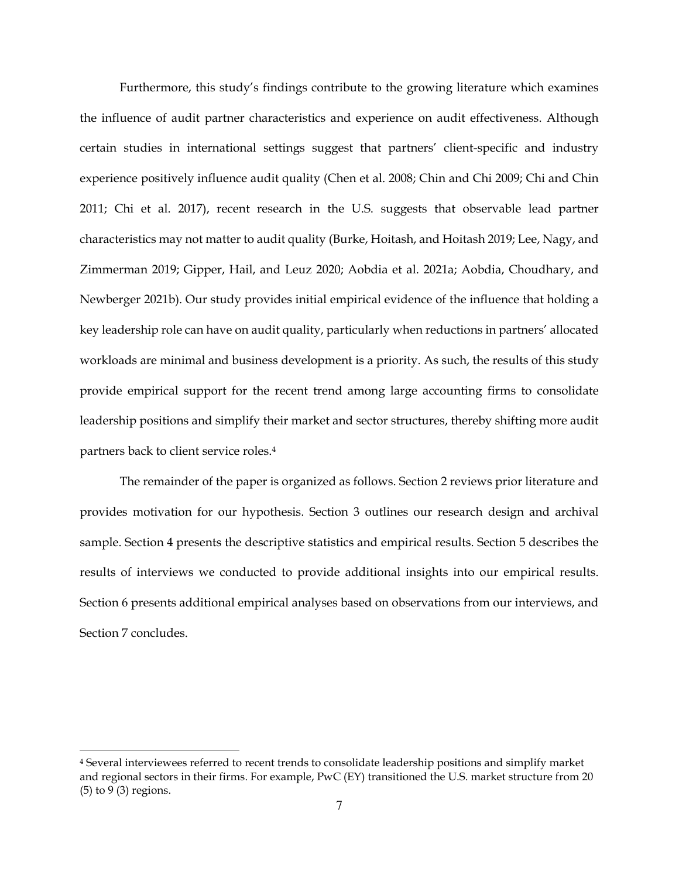Furthermore, this study's findings contribute to the growing literature which examines the influence of audit partner characteristics and experience on audit effectiveness. Although certain studies in international settings suggest that partners' client-specific and industry experience positively influence audit quality (Chen et al. 2008; Chin and Chi 2009; Chi and Chin 2011; Chi et al. 2017), recent research in the U.S. suggests that observable lead partner characteristics may not matter to audit quality (Burke, Hoitash, and Hoitash 2019; Lee, Nagy, and Zimmerman 2019; Gipper, Hail, and Leuz 2020; Aobdia et al. 2021a; Aobdia, Choudhary, and Newberger 2021b). Our study provides initial empirical evidence of the influence that holding a key leadership role can have on audit quality, particularly when reductions in partners' allocated workloads are minimal and business development is a priority. As such, the results of this study provide empirical support for the recent trend among large accounting firms to consolidate leadership positions and simplify their market and sector structures, thereby shifting more audit partners back to client service roles.[4]

The remainder of the paper is organized as follows. Section 2 reviews prior literature and provides motivation for our hypothesis. Section 3 outlines our research design and archival sample. Section 4 presents the descriptive statistics and empirical results. Section 5 describes the results of interviews we conducted to provide additional insights into our empirical results. Section 6 presents additional empirical analyses based on observations from our interviews, and Section 7 concludes.

[4] Several interviewees referred to recent trends to consolidate leadership positions and simplify market and regional sectors in their firms. For example, PwC (EY) transitioned the U.S. market structure from 20 (5) to 9 (3) regions.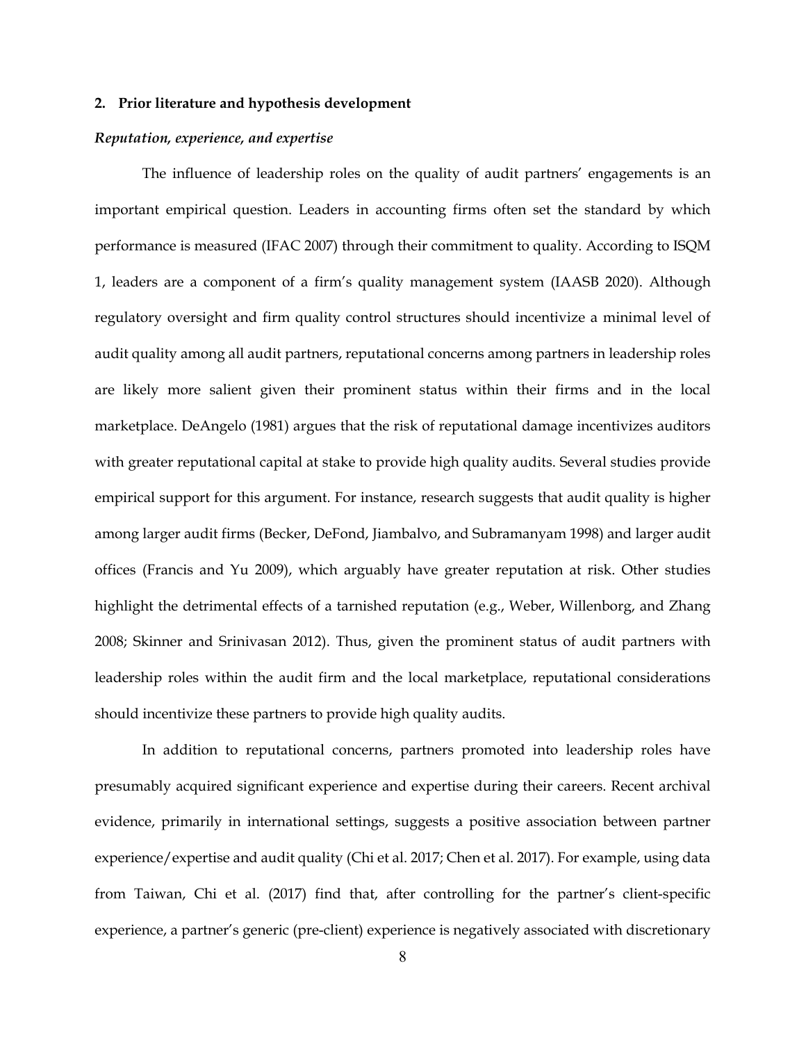## 2. Prior literature and hypothesis development

### *Reputation, experience, and expertise*

The influence of leadership roles on the quality of audit partners' engagements is an important empirical question. Leaders in accounting firms often set the standard by which performance is measured (IFAC 2007) through their commitment to quality. According to ISQM 1, leaders are a component of a firm's quality management system (IAASB 2020). Although regulatory oversight and firm quality control structures should incentivize a minimal level of audit quality among all audit partners, reputational concerns among partners in leadership roles are likely more salient given their prominent status within their firms and in the local marketplace. DeAngelo (1981) argues that the risk of reputational damage incentivizes auditors with greater reputational capital at stake to provide high quality audits. Several studies provide empirical support for this argument. For instance, research suggests that audit quality is higher among larger audit firms (Becker, DeFond, Jiambalvo, and Subramanyam 1998) and larger audit offices (Francis and Yu 2009), which arguably have greater reputation at risk. Other studies highlight the detrimental effects of a tarnished reputation (e.g., Weber, Willenborg, and Zhang 2008; Skinner and Srinivasan 2012). Thus, given the prominent status of audit partners with leadership roles within the audit firm and the local marketplace, reputational considerations should incentivize these partners to provide high quality audits.

In addition to reputational concerns, partners promoted into leadership roles have presumably acquired significant experience and expertise during their careers. Recent archival evidence, primarily in international settings, suggests a positive association between partner experience/expertise and audit quality (Chi et al. 2017; Chen et al. 2017). For example, using data from Taiwan, Chi et al. (2017) find that, after controlling for the partner's client-specific experience, a partner's generic (pre-client) experience is negatively associated with discretionary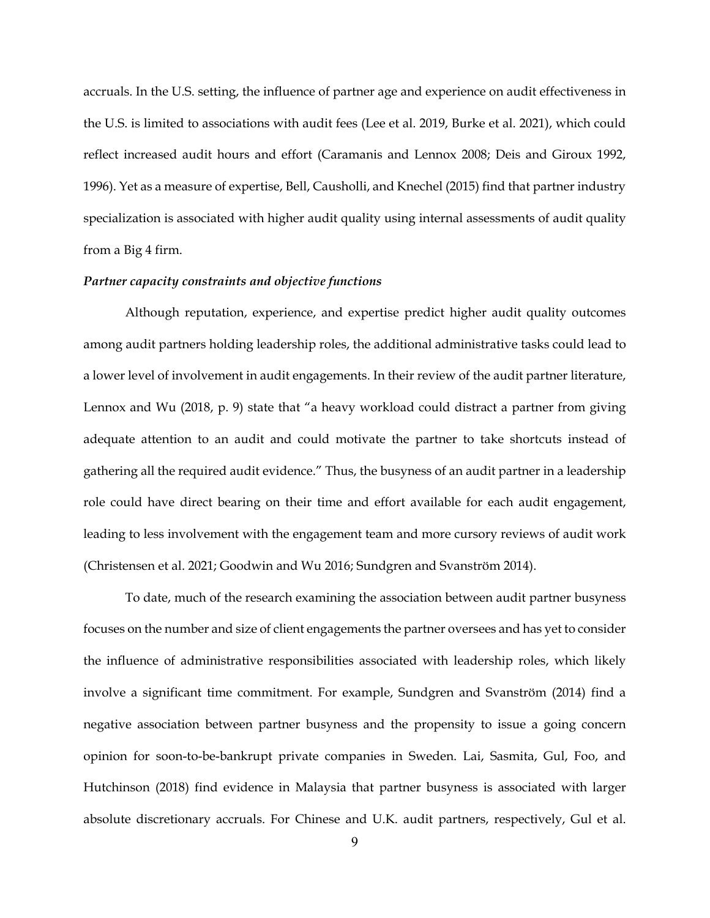accruals. In the U.S. setting, the influence of partner age and experience on audit effectiveness in the U.S. is limited to associations with audit fees (Lee et al. 2019, Burke et al. 2021), which could reflect increased audit hours and effort (Caramanis and Lennox 2008; Deis and Giroux 1992, 1996). Yet as a measure of expertise, Bell, Causholli, and Knechel (2015) find that partner industry specialization is associated with higher audit quality using internal assessments of audit quality from a Big 4 firm.

***Partner capacity constraints and objective functions***

Although reputation, experience, and expertise predict higher audit quality outcomes among audit partners holding leadership roles, the additional administrative tasks could lead to a lower level of involvement in audit engagements. In their review of the audit partner literature, Lennox and Wu (2018, p. 9) state that "a heavy workload could distract a partner from giving adequate attention to an audit and could motivate the partner to take shortcuts instead of gathering all the required audit evidence." Thus, the busyness of an audit partner in a leadership role could have direct bearing on their time and effort available for each audit engagement, leading to less involvement with the engagement team and more cursory reviews of audit work (Christensen et al. 2021; Goodwin and Wu 2016; Sundgren and Svanström 2014).

To date, much of the research examining the association between audit partner busyness focuses on the number and size of client engagements the partner oversees and has yet to consider the influence of administrative responsibilities associated with leadership roles, which likely involve a significant time commitment. For example, Sundgren and Svanström (2014) find a negative association between partner busyness and the propensity to issue a going concern opinion for soon-to-be-bankrupt private companies in Sweden. Lai, Sasmita, Gul, Foo, and Hutchinson (2018) find evidence in Malaysia that partner busyness is associated with larger absolute discretionary accruals. For Chinese and U.K. audit partners, respectively, Gul et al.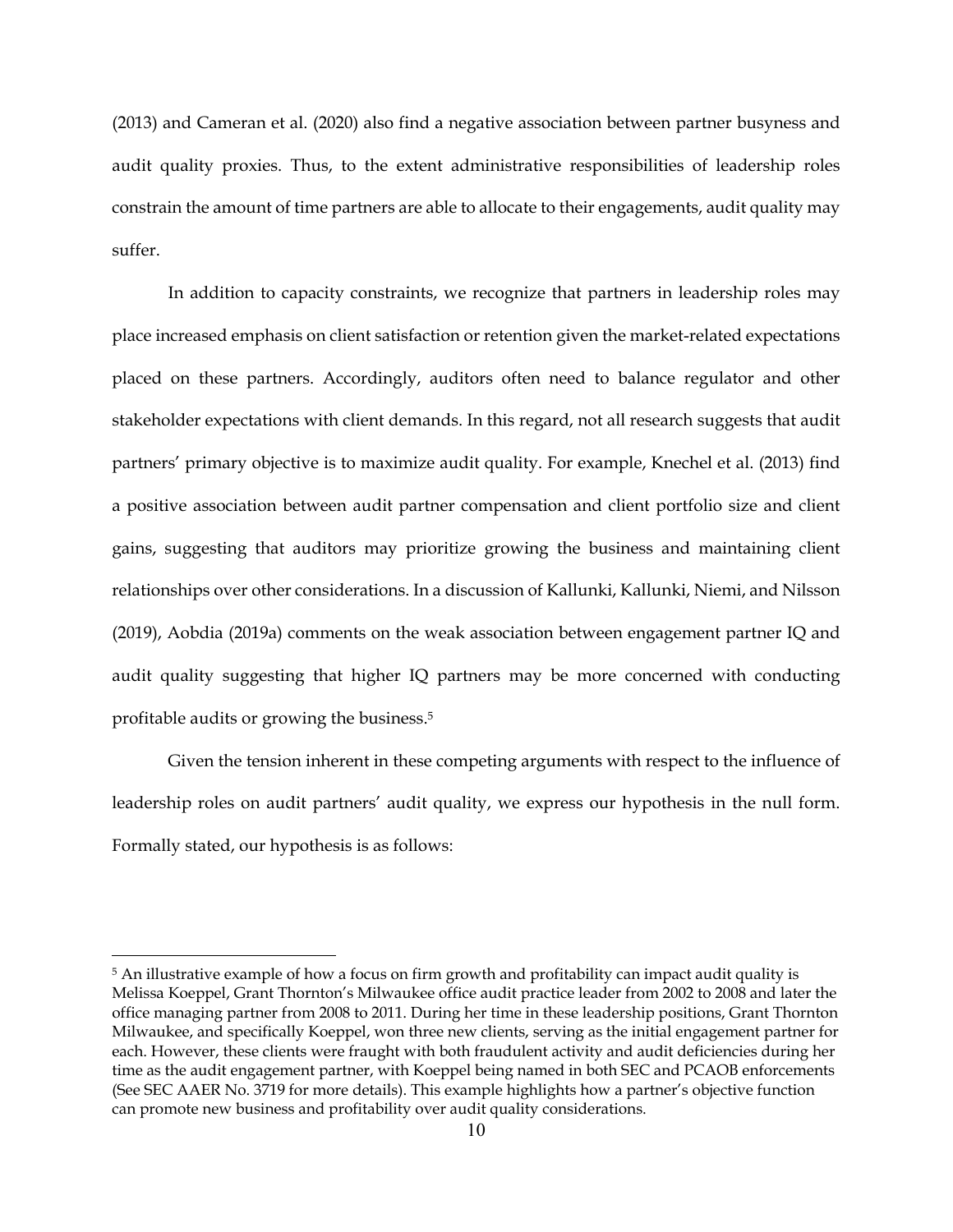(2013) and Cameran et al. (2020) also find a negative association between partner busyness and audit quality proxies. Thus, to the extent administrative responsibilities of leadership roles constrain the amount of time partners are able to allocate to their engagements, audit quality may suffer.

In addition to capacity constraints, we recognize that partners in leadership roles may place increased emphasis on client satisfaction or retention given the market-related expectations placed on these partners. Accordingly, auditors often need to balance regulator and other stakeholder expectations with client demands. In this regard, not all research suggests that audit partners' primary objective is to maximize audit quality. For example, Knechel et al. (2013) find a positive association between audit partner compensation and client portfolio size and client gains, suggesting that auditors may prioritize growing the business and maintaining client relationships over other considerations. In a discussion of Kallunki, Kallunki, Niemi, and Nilsson (2019), Aobdia (2019a) comments on the weak association between engagement partner IQ and audit quality suggesting that higher IQ partners may be more concerned with conducting profitable audits or growing the business.[5]

Given the tension inherent in these competing arguments with respect to the influence of leadership roles on audit partners' audit quality, we express our hypothesis in the null form. Formally stated, our hypothesis is as follows:

[5] An illustrative example of how a focus on firm growth and profitability can impact audit quality is Melissa Koeppel, Grant Thornton's Milwaukee office audit practice leader from 2002 to 2008 and later the office managing partner from 2008 to 2011. During her time in these leadership positions, Grant Thornton Milwaukee, and specifically Koeppel, won three new clients, serving as the initial engagement partner for each. However, these clients were fraught with both fraudulent activity and audit deficiencies during her time as the audit engagement partner, with Koeppel being named in both SEC and PCAOB enforcements (See SEC AAER No. 3719 for more details). This example highlights how a partner's objective function can promote new business and profitability over audit quality considerations.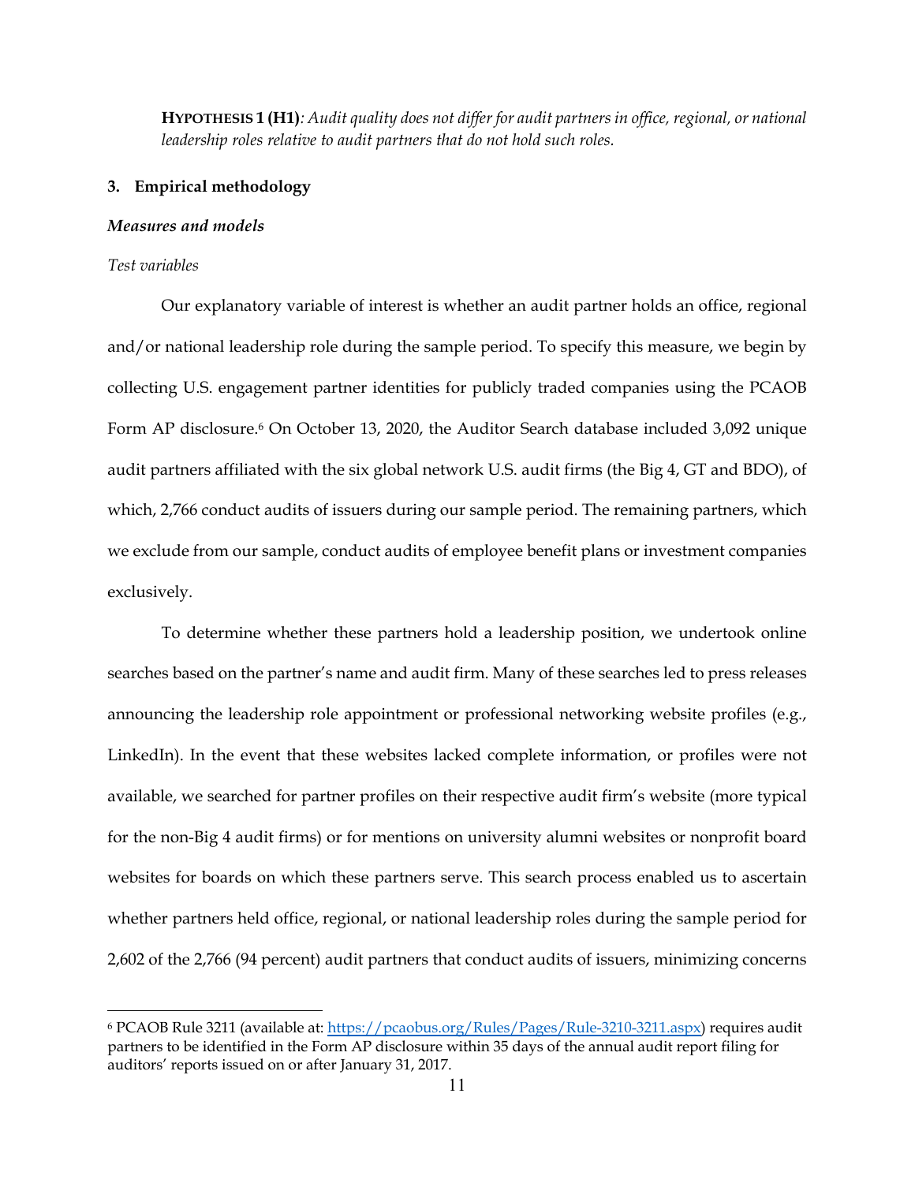**HYPOTHESIS 1 (H1)**: *Audit quality does not differ for audit partners in office, regional, or national leadership roles relative to audit partners that do not hold such roles.*

## 3. Empirical methodology

### *Measures and models*

*Test variables*

Our explanatory variable of interest is whether an audit partner holds an office, regional and/or national leadership role during the sample period. To specify this measure, we begin by collecting U.S. engagement partner identities for publicly traded companies using the PCAOB Form AP disclosure.[6] On October 13, 2020, the Auditor Search database included 3,092 unique audit partners affiliated with the six global network U.S. audit firms (the Big 4, GT and BDO), of which, 2,766 conduct audits of issuers during our sample period. The remaining partners, which we exclude from our sample, conduct audits of employee benefit plans or investment companies exclusively.

To determine whether these partners hold a leadership position, we undertook online searches based on the partner's name and audit firm. Many of these searches led to press releases announcing the leadership role appointment or professional networking website profiles (e.g., LinkedIn). In the event that these websites lacked complete information, or profiles were not available, we searched for partner profiles on their respective audit firm's website (more typical for the non-Big 4 audit firms) or for mentions on university alumni websites or nonprofit board websites for boards on which these partners serve. This search process enabled us to ascertain whether partners held office, regional, or national leadership roles during the sample period for 2,602 of the 2,766 (94 percent) audit partners that conduct audits of issuers, minimizing concerns

[6] PCAOB Rule 3211 (available at: https://pcaobus.org/Rules/Pages/Rule-3210-3211.aspx) requires audit partners to be identified in the Form AP disclosure within 35 days of the annual audit report filing for auditors' reports issued on or after January 31, 2017.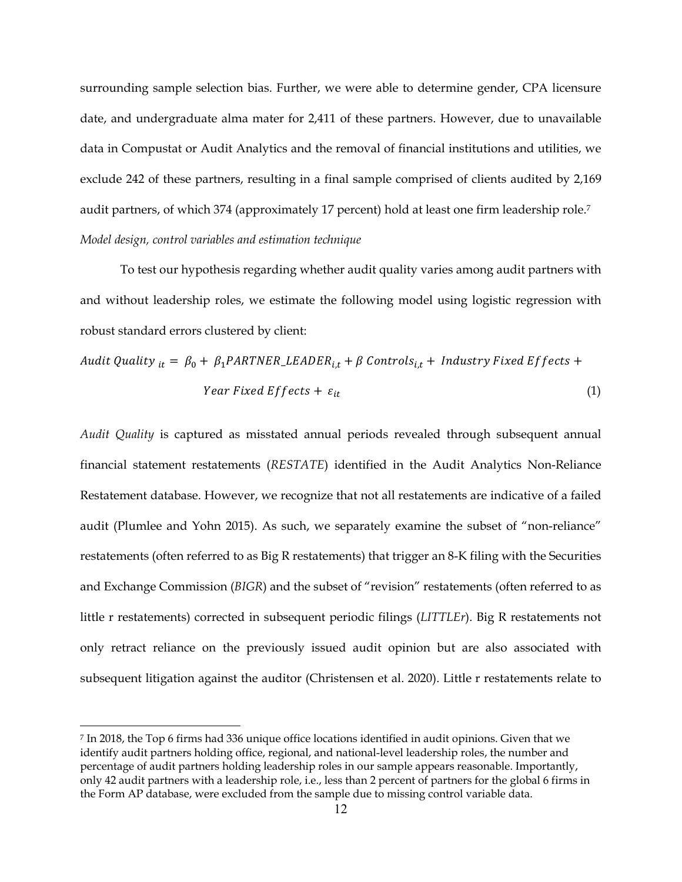surrounding sample selection bias. Further, we were able to determine gender, CPA licensure date, and undergraduate alma mater for 2,411 of these partners. However, due to unavailable data in Compustat or Audit Analytics and the removal of financial institutions and utilities, we exclude 242 of these partners, resulting in a final sample comprised of clients audited by 2,169 audit partners, of which 374 (approximately 17 percent) hold at least one firm leadership role.[7]

*Model design, control variables and estimation technique*

To test our hypothesis regarding whether audit quality varies among audit partners with and without leadership roles, we estimate the following model using logistic regression with robust standard errors clustered by client:

$$Audit\ Quality_{it} = \beta_0 + \beta_1 PARTNER\_LEADER_{i,t} + \beta\ Controls_{i,t} + Industry\ Fixed\ Effects + Year\ Fixed\ Effects + \varepsilon_{it} \quad (1)$$

*Audit Quality* is captured as misstated annual periods revealed through subsequent annual financial statement restatements (*RESTATE*) identified in the Audit Analytics Non-Reliance Restatement database. However, we recognize that not all restatements are indicative of a failed audit (Plumlee and Yohn 2015). As such, we separately examine the subset of "non-reliance" restatements (often referred to as Big R restatements) that trigger an 8-K filing with the Securities and Exchange Commission (*BIGR*) and the subset of "revision" restatements (often referred to as little r restatements) corrected in subsequent periodic filings (*LITTLEr*). Big R restatements not only retract reliance on the previously issued audit opinion but are also associated with subsequent litigation against the auditor (Christensen et al. 2020). Little r restatements relate to

[7] In 2018, the Top 6 firms had 336 unique office locations identified in audit opinions. Given that we identify audit partners holding office, regional, and national-level leadership roles, the number and percentage of audit partners holding leadership roles in our sample appears reasonable. Importantly, only 42 audit partners with a leadership role, i.e., less than 2 percent of partners for the global 6 firms in the Form AP database, were excluded from the sample due to missing control variable data.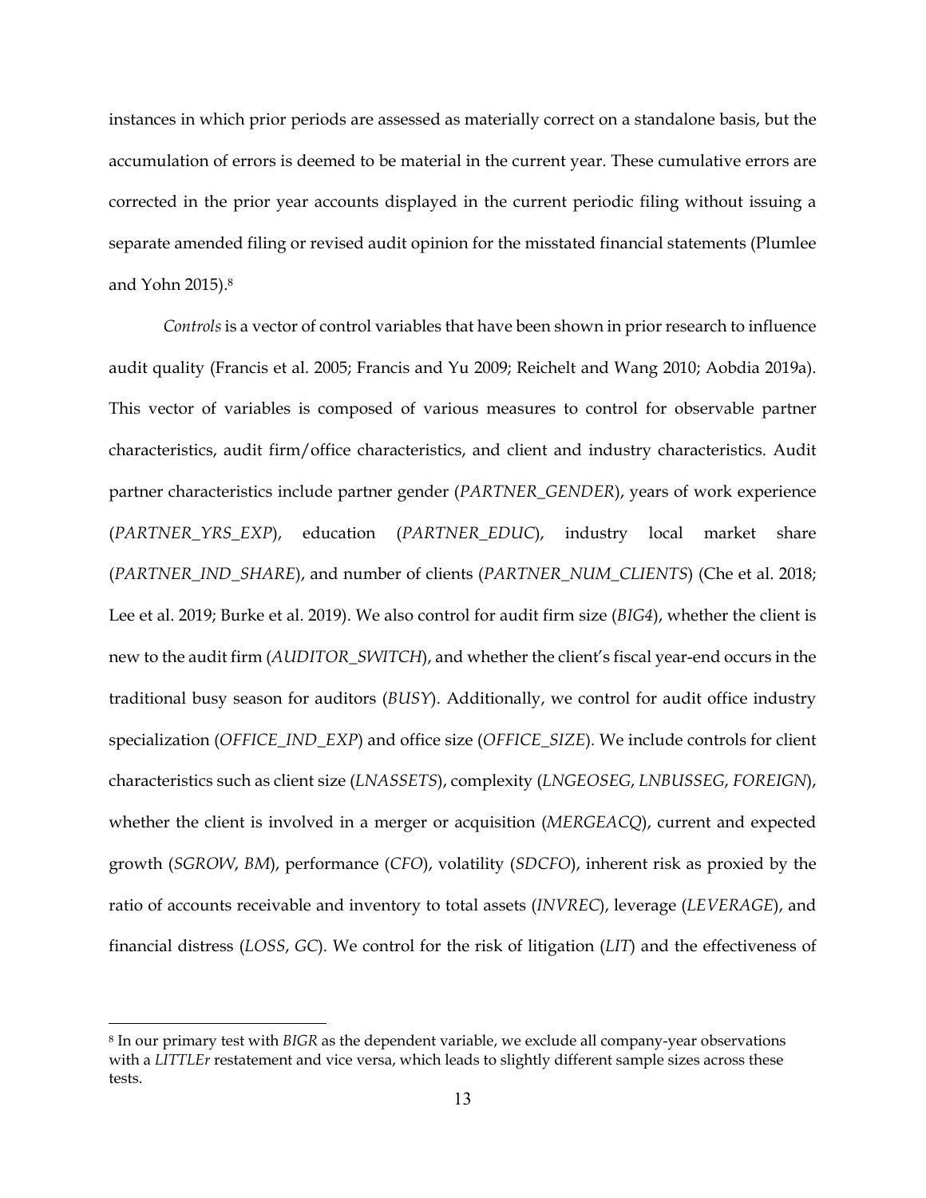instances in which prior periods are assessed as materially correct on a standalone basis, but the accumulation of errors is deemed to be material in the current year. These cumulative errors are corrected in the prior year accounts displayed in the current periodic filing without issuing a separate amended filing or revised audit opinion for the misstated financial statements (Plumlee and Yohn 2015).[8]

*Controls* is a vector of control variables that have been shown in prior research to influence audit quality (Francis et al. 2005; Francis and Yu 2009; Reichelt and Wang 2010; Aobdia 2019a). This vector of variables is composed of various measures to control for observable partner characteristics, audit firm/office characteristics, and client and industry characteristics. Audit partner characteristics include partner gender (*PARTNER_GENDER*), years of work experience (*PARTNER_YRS_EXP*), education (*PARTNER_EDUC*), industry local market share (*PARTNER_IND_SHARE*), and number of clients (*PARTNER_NUM_CLIENTS*) (Che et al. 2018; Lee et al. 2019; Burke et al. 2019). We also control for audit firm size (*BIG4*), whether the client is new to the audit firm (*AUDITOR_SWITCH*), and whether the client's fiscal year-end occurs in the traditional busy season for auditors (*BUSY*). Additionally, we control for audit office industry specialization (*OFFICE_IND_EXP*) and office size (*OFFICE_SIZE*). We include controls for client characteristics such as client size (*LNASSETS*), complexity (*LNGEOSEG*, *LNBUSSEG*, *FOREIGN*), whether the client is involved in a merger or acquisition (*MERGEACQ*), current and expected growth (*SGROW*, *BM*), performance (*CFO*), volatility (*SDCFO*), inherent risk as proxied by the ratio of accounts receivable and inventory to total assets (*INVREC*), leverage (*LEVERAGE*), and financial distress (*LOSS*, *GC*). We control for the risk of litigation (*LIT*) and the effectiveness of

[8] In our primary test with *BIGR* as the dependent variable, we exclude all company-year observations with a *LITTLEr* restatement and vice versa, which leads to slightly different sample sizes across these tests.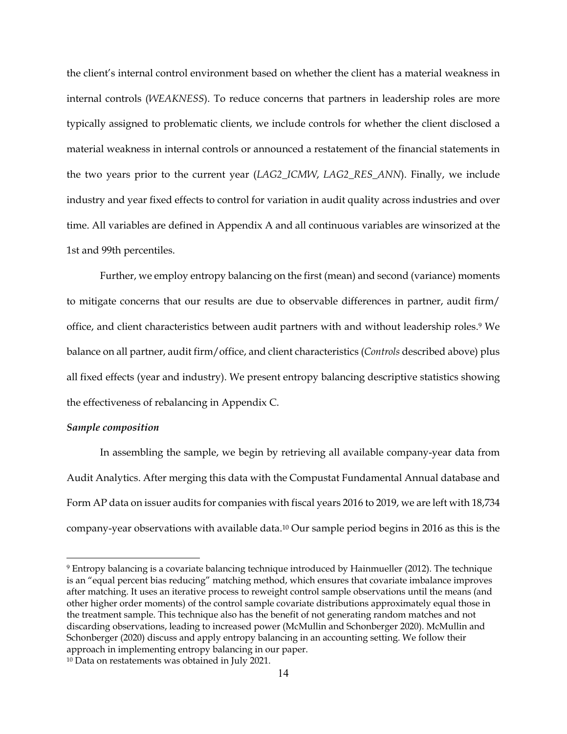the client's internal control environment based on whether the client has a material weakness in internal controls (*WEAKNESS*). To reduce concerns that partners in leadership roles are more typically assigned to problematic clients, we include controls for whether the client disclosed a material weakness in internal controls or announced a restatement of the financial statements in the two years prior to the current year (*LAG2_ICMW*, *LAG2_RES_ANN*). Finally, we include industry and year fixed effects to control for variation in audit quality across industries and over time. All variables are defined in Appendix A and all continuous variables are winsorized at the 1st and 99th percentiles.

Further, we employ entropy balancing on the first (mean) and second (variance) moments to mitigate concerns that our results are due to observable differences in partner, audit firm/ office, and client characteristics between audit partners with and without leadership roles.[9] We balance on all partner, audit firm/office, and client characteristics (*Controls* described above) plus all fixed effects (year and industry). We present entropy balancing descriptive statistics showing the effectiveness of rebalancing in Appendix C.

***Sample composition***

In assembling the sample, we begin by retrieving all available company-year data from Audit Analytics. After merging this data with the Compustat Fundamental Annual database and Form AP data on issuer audits for companies with fiscal years 2016 to 2019, we are left with 18,734 company-year observations with available data.[10] Our sample period begins in 2016 as this is the

---

[9] Entropy balancing is a covariate balancing technique introduced by Hainmueller (2012). The technique is an "equal percent bias reducing" matching method, which ensures that covariate imbalance improves after matching. It uses an iterative process to reweight control sample observations until the means (and other higher order moments) of the control sample covariate distributions approximately equal those in the treatment sample. This technique also has the benefit of not generating random matches and not discarding observations, leading to increased power (McMullin and Schonberger 2020). McMullin and Schonberger (2020) discuss and apply entropy balancing in an accounting setting. We follow their approach in implementing entropy balancing in our paper.

[10] Data on restatements was obtained in July 2021.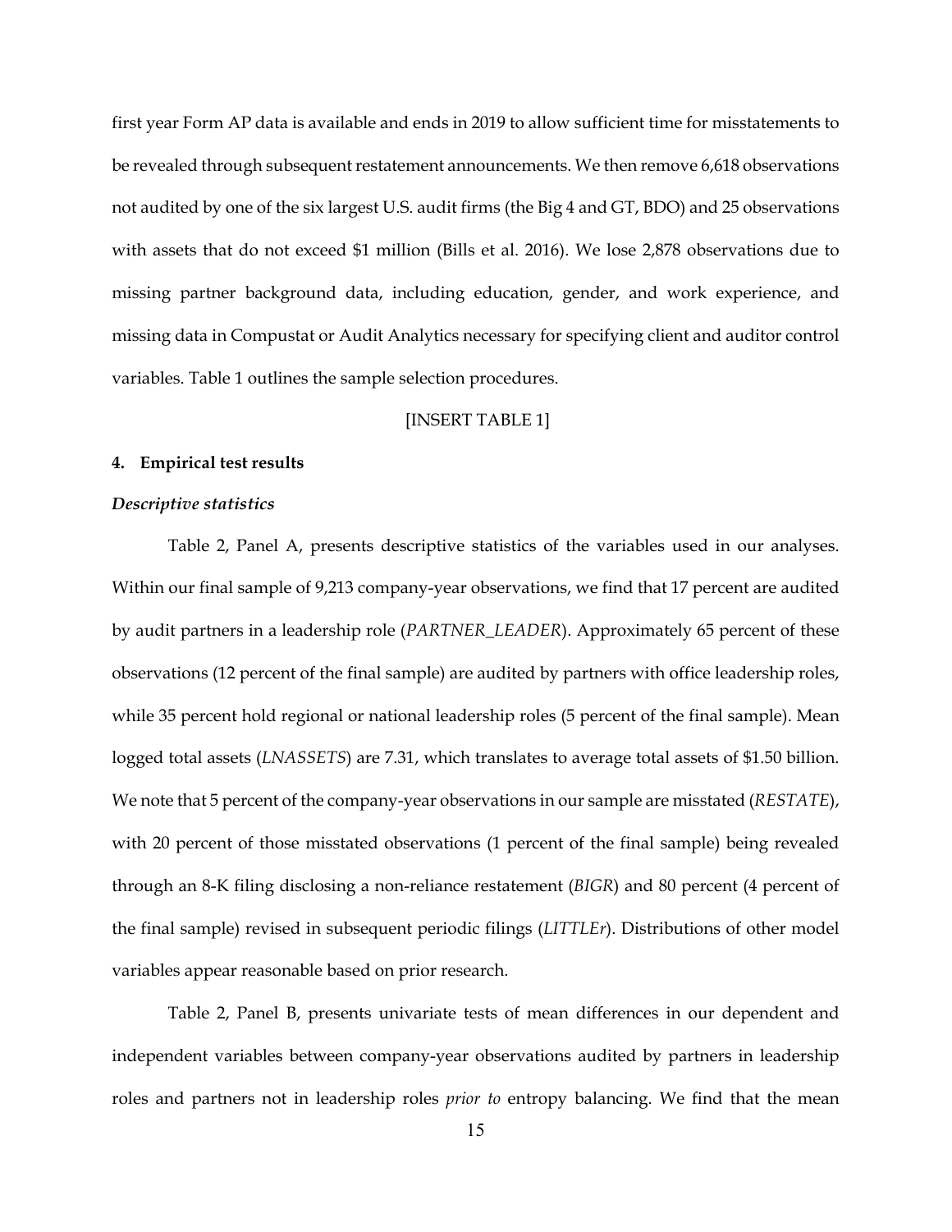first year Form AP data is available and ends in 2019 to allow sufficient time for misstatements to be revealed through subsequent restatement announcements. We then remove 6,618 observations not audited by one of the six largest U.S. audit firms (the Big 4 and GT, BDO) and 25 observations with assets that do not exceed $1 million (Bills et al. 2016). We lose 2,878 observations due to missing partner background data, including education, gender, and work experience, and missing data in Compustat or Audit Analytics necessary for specifying client and auditor control variables. Table 1 outlines the sample selection procedures.

[INSERT TABLE 1]

## 4. Empirical test results

### *Descriptive statistics*

Table 2, Panel A, presents descriptive statistics of the variables used in our analyses. Within our final sample of 9,213 company-year observations, we find that 17 percent are audited by audit partners in a leadership role (*PARTNER_LEADER*). Approximately 65 percent of these observations (12 percent of the final sample) are audited by partners with office leadership roles, while 35 percent hold regional or national leadership roles (5 percent of the final sample). Mean logged total assets (*LNASSETS*) are 7.31, which translates to average total assets of $1.50 billion. We note that 5 percent of the company-year observations in our sample are misstated (*RESTATE*), with 20 percent of those misstated observations (1 percent of the final sample) being revealed through an 8-K filing disclosing a non-reliance restatement (*BIGR*) and 80 percent (4 percent of the final sample) revised in subsequent periodic filings (*LITTLEr*). Distributions of other model variables appear reasonable based on prior research.

Table 2, Panel B, presents univariate tests of mean differences in our dependent and independent variables between company-year observations audited by partners in leadership roles and partners not in leadership roles *prior to* entropy balancing. We find that the mean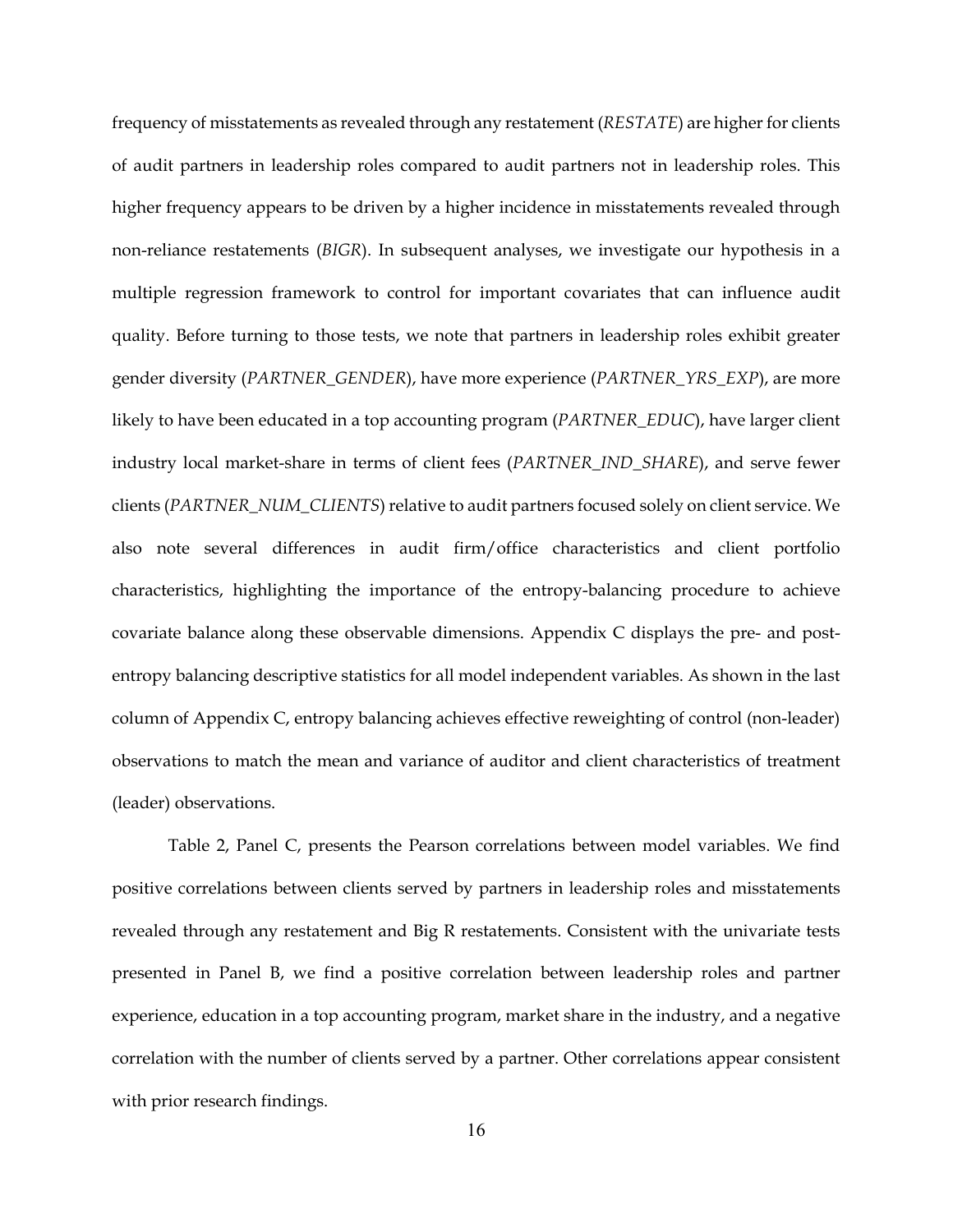frequency of misstatements as revealed through any restatement (*RESTATE*) are higher for clients of audit partners in leadership roles compared to audit partners not in leadership roles. This higher frequency appears to be driven by a higher incidence in misstatements revealed through non-reliance restatements (*BIGR*). In subsequent analyses, we investigate our hypothesis in a multiple regression framework to control for important covariates that can influence audit quality. Before turning to those tests, we note that partners in leadership roles exhibit greater gender diversity (*PARTNER_GENDER*), have more experience (*PARTNER_YRS_EXP*), are more likely to have been educated in a top accounting program (*PARTNER_EDUC*), have larger client industry local market-share in terms of client fees (*PARTNER_IND_SHARE*), and serve fewer clients (*PARTNER_NUM_CLIENTS*) relative to audit partners focused solely on client service. We also note several differences in audit firm/office characteristics and client portfolio characteristics, highlighting the importance of the entropy-balancing procedure to achieve covariate balance along these observable dimensions. Appendix C displays the pre- and post-entropy balancing descriptive statistics for all model independent variables. As shown in the last column of Appendix C, entropy balancing achieves effective reweighting of control (non-leader) observations to match the mean and variance of auditor and client characteristics of treatment (leader) observations.

Table 2, Panel C, presents the Pearson correlations between model variables. We find positive correlations between clients served by partners in leadership roles and misstatements revealed through any restatement and Big R restatements. Consistent with the univariate tests presented in Panel B, we find a positive correlation between leadership roles and partner experience, education in a top accounting program, market share in the industry, and a negative correlation with the number of clients served by a partner. Other correlations appear consistent with prior research findings.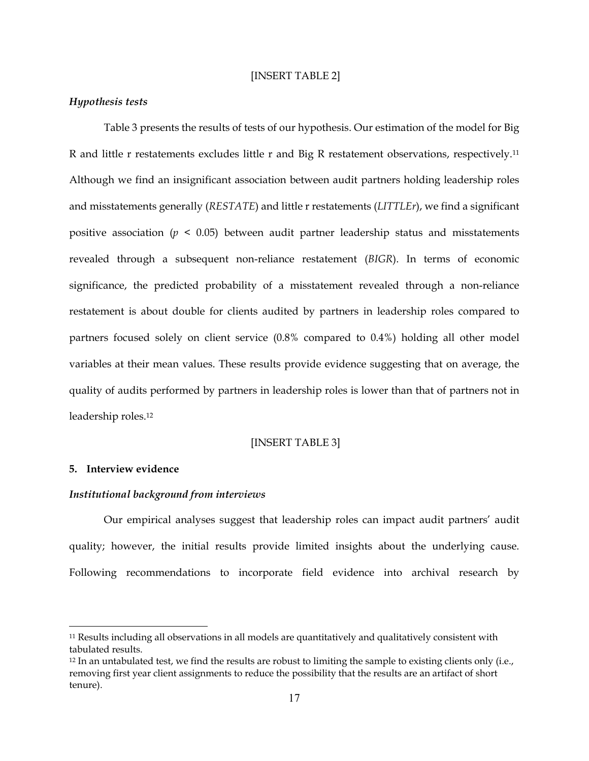[INSERT TABLE 2]

### *Hypothesis tests*

Table 3 presents the results of tests of our hypothesis. Our estimation of the model for Big R and little r restatements excludes little r and Big R restatement observations, respectively.[11] Although we find an insignificant association between audit partners holding leadership roles and misstatements generally (*RESTATE*) and little r restatements (*LITTLEr*), we find a significant positive association ($p < 0.05$) between audit partner leadership status and misstatements revealed through a subsequent non-reliance restatement (*BIGR*). In terms of economic significance, the predicted probability of a misstatement revealed through a non-reliance restatement is about double for clients audited by partners in leadership roles compared to partners focused solely on client service (0.8% compared to 0.4%) holding all other model variables at their mean values. These results provide evidence suggesting that on average, the quality of audits performed by partners in leadership roles is lower than that of partners not in leadership roles.[12]

[INSERT TABLE 3]

## **5. Interview evidence**

### *Institutional background from interviews*

Our empirical analyses suggest that leadership roles can impact audit partners' audit quality; however, the initial results provide limited insights about the underlying cause. Following recommendations to incorporate field evidence into archival research by

[11] Results including all observations in all models are quantitatively and qualitatively consistent with tabulated results.

[12] In an untabulated test, we find the results are robust to limiting the sample to existing clients only (i.e., removing first year client assignments to reduce the possibility that the results are an artifact of short tenure).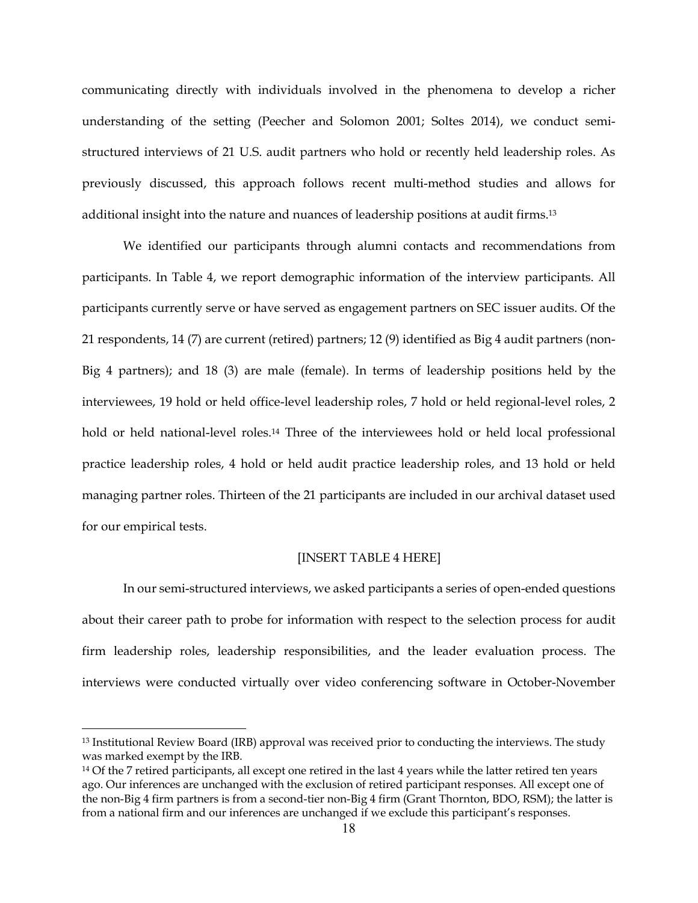communicating directly with individuals involved in the phenomena to develop a richer understanding of the setting (Peecher and Solomon 2001; Soltes 2014), we conduct semi-structured interviews of 21 U.S. audit partners who hold or recently held leadership roles. As previously discussed, this approach follows recent multi-method studies and allows for additional insight into the nature and nuances of leadership positions at audit firms.[13]

We identified our participants through alumni contacts and recommendations from participants. In Table 4, we report demographic information of the interview participants. All participants currently serve or have served as engagement partners on SEC issuer audits. Of the 21 respondents, 14 (7) are current (retired) partners; 12 (9) identified as Big 4 audit partners (non-Big 4 partners); and 18 (3) are male (female). In terms of leadership positions held by the interviewees, 19 hold or held office-level leadership roles, 7 hold or held regional-level roles, 2 hold or held national-level roles.[14] Three of the interviewees hold or held local professional practice leadership roles, 4 hold or held audit practice leadership roles, and 13 hold or held managing partner roles. Thirteen of the 21 participants are included in our archival dataset used for our empirical tests.

[INSERT TABLE 4 HERE]

In our semi-structured interviews, we asked participants a series of open-ended questions about their career path to probe for information with respect to the selection process for audit firm leadership roles, leadership responsibilities, and the leader evaluation process. The interviews were conducted virtually over video conferencing software in October-November

---

[13] Institutional Review Board (IRB) approval was received prior to conducting the interviews. The study was marked exempt by the IRB.

[14] Of the 7 retired participants, all except one retired in the last 4 years while the latter retired ten years ago. Our inferences are unchanged with the exclusion of retired participant responses. All except one of the non-Big 4 firm partners is from a second-tier non-Big 4 firm (Grant Thornton, BDO, RSM); the latter is from a national firm and our inferences are unchanged if we exclude this participant's responses.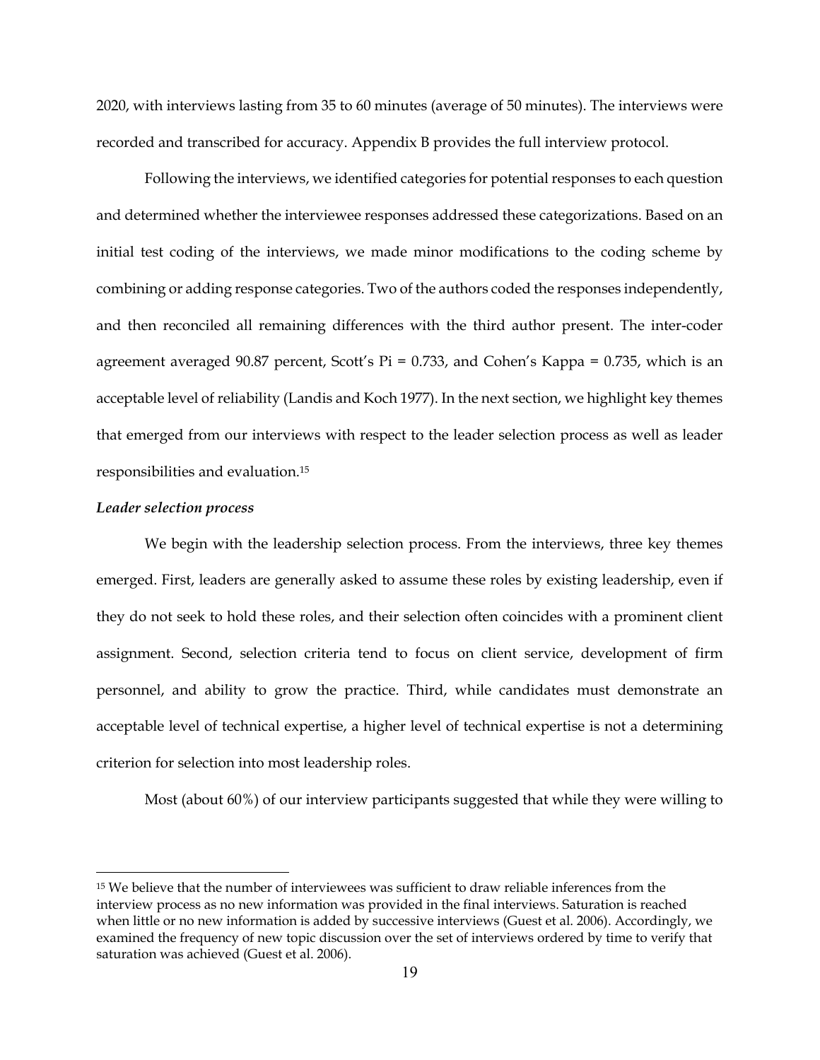2020, with interviews lasting from 35 to 60 minutes (average of 50 minutes). The interviews were recorded and transcribed for accuracy. Appendix B provides the full interview protocol.

Following the interviews, we identified categories for potential responses to each question and determined whether the interviewee responses addressed these categorizations. Based on an initial test coding of the interviews, we made minor modifications to the coding scheme by combining or adding response categories. Two of the authors coded the responses independently, and then reconciled all remaining differences with the third author present. The inter-coder agreement averaged 90.87 percent, Scott's Pi = 0.733, and Cohen's Kappa = 0.735, which is an acceptable level of reliability (Landis and Koch 1977). In the next section, we highlight key themes that emerged from our interviews with respect to the leader selection process as well as leader responsibilities and evaluation.[15]

***Leader selection process***

We begin with the leadership selection process. From the interviews, three key themes emerged. First, leaders are generally asked to assume these roles by existing leadership, even if they do not seek to hold these roles, and their selection often coincides with a prominent client assignment. Second, selection criteria tend to focus on client service, development of firm personnel, and ability to grow the practice. Third, while candidates must demonstrate an acceptable level of technical expertise, a higher level of technical expertise is not a determining criterion for selection into most leadership roles.

Most (about 60%) of our interview participants suggested that while they were willing to

[15] We believe that the number of interviewees was sufficient to draw reliable inferences from the interview process as no new information was provided in the final interviews. Saturation is reached when little or no new information is added by successive interviews (Guest et al. 2006). Accordingly, we examined the frequency of new topic discussion over the set of interviews ordered by time to verify that saturation was achieved (Guest et al. 2006).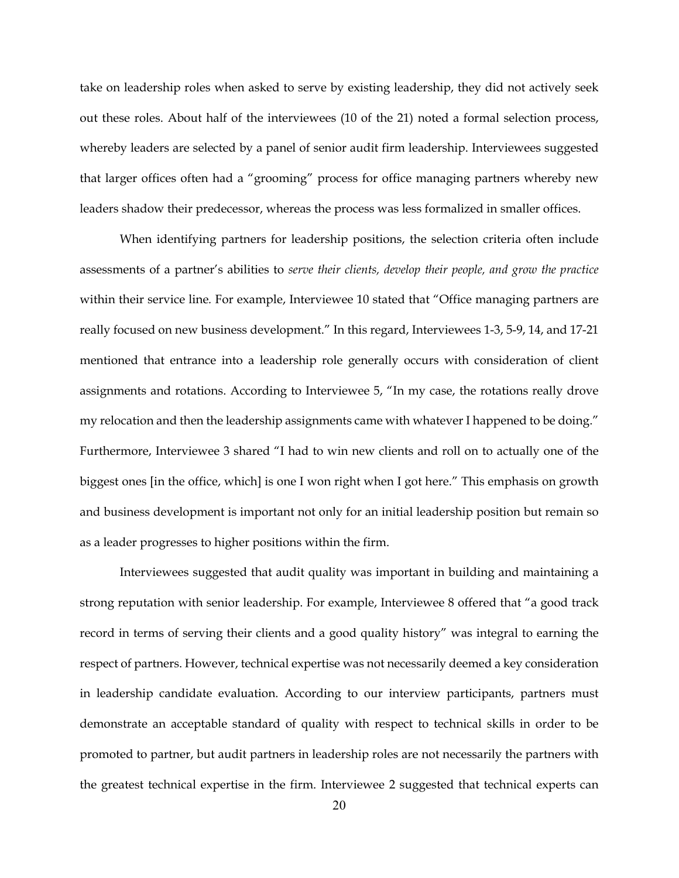take on leadership roles when asked to serve by existing leadership, they did not actively seek out these roles. About half of the interviewees (10 of the 21) noted a formal selection process, whereby leaders are selected by a panel of senior audit firm leadership. Interviewees suggested that larger offices often had a "grooming" process for office managing partners whereby new leaders shadow their predecessor, whereas the process was less formalized in smaller offices.

When identifying partners for leadership positions, the selection criteria often include assessments of a partner's abilities to *serve their clients, develop their people, and grow the practice* within their service line. For example, Interviewee 10 stated that "Office managing partners are really focused on new business development." In this regard, Interviewees 1-3, 5-9, 14, and 17-21 mentioned that entrance into a leadership role generally occurs with consideration of client assignments and rotations. According to Interviewee 5, "In my case, the rotations really drove my relocation and then the leadership assignments came with whatever I happened to be doing." Furthermore, Interviewee 3 shared "I had to win new clients and roll on to actually one of the biggest ones [in the office, which] is one I won right when I got here." This emphasis on growth and business development is important not only for an initial leadership position but remain so as a leader progresses to higher positions within the firm.

Interviewees suggested that audit quality was important in building and maintaining a strong reputation with senior leadership. For example, Interviewee 8 offered that "a good track record in terms of serving their clients and a good quality history" was integral to earning the respect of partners. However, technical expertise was not necessarily deemed a key consideration in leadership candidate evaluation. According to our interview participants, partners must demonstrate an acceptable standard of quality with respect to technical skills in order to be promoted to partner, but audit partners in leadership roles are not necessarily the partners with the greatest technical expertise in the firm. Interviewee 2 suggested that technical experts can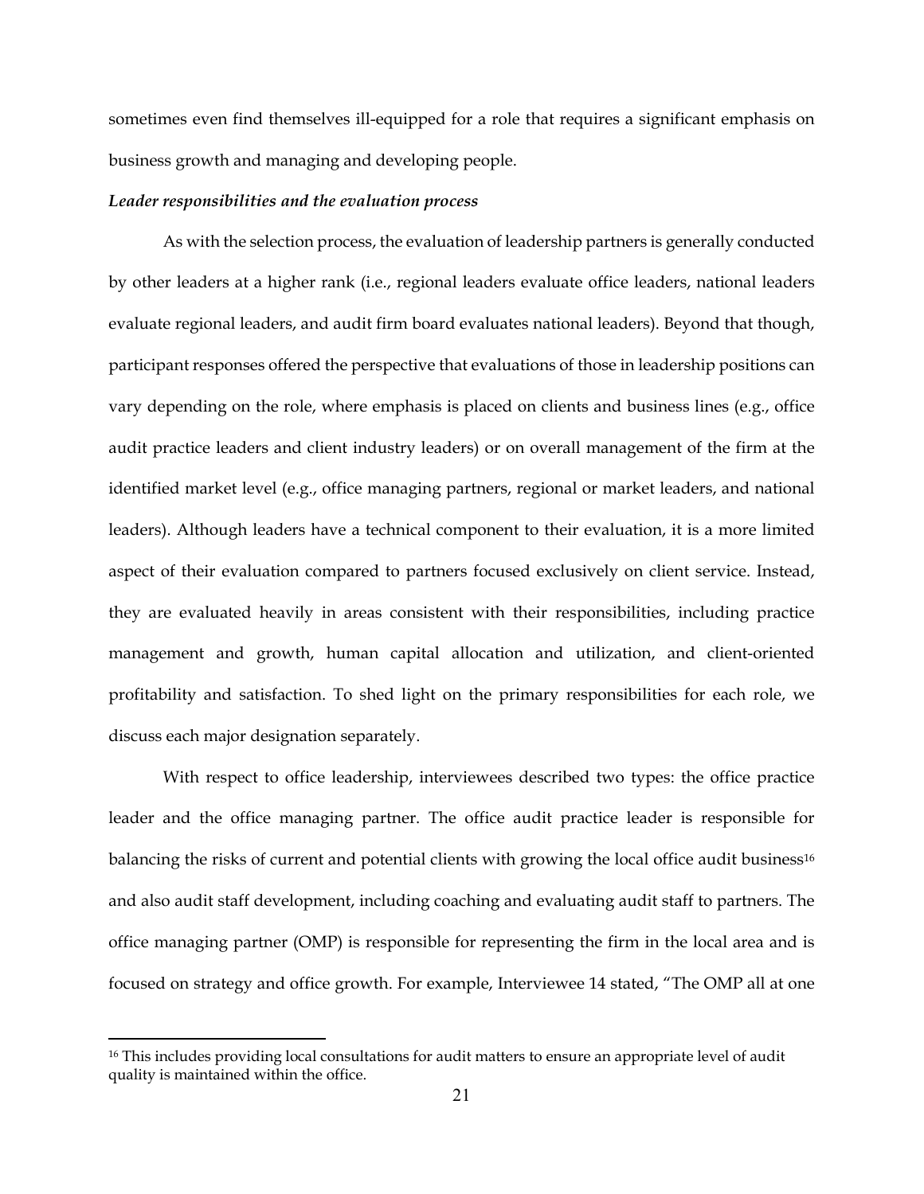sometimes even find themselves ill-equipped for a role that requires a significant emphasis on business growth and managing and developing people.

***Leader responsibilities and the evaluation process***

As with the selection process, the evaluation of leadership partners is generally conducted by other leaders at a higher rank (i.e., regional leaders evaluate office leaders, national leaders evaluate regional leaders, and audit firm board evaluates national leaders). Beyond that though, participant responses offered the perspective that evaluations of those in leadership positions can vary depending on the role, where emphasis is placed on clients and business lines (e.g., office audit practice leaders and client industry leaders) or on overall management of the firm at the identified market level (e.g., office managing partners, regional or market leaders, and national leaders). Although leaders have a technical component to their evaluation, it is a more limited aspect of their evaluation compared to partners focused exclusively on client service. Instead, they are evaluated heavily in areas consistent with their responsibilities, including practice management and growth, human capital allocation and utilization, and client-oriented profitability and satisfaction. To shed light on the primary responsibilities for each role, we discuss each major designation separately.

With respect to office leadership, interviewees described two types: the office practice leader and the office managing partner. The office audit practice leader is responsible for balancing the risks of current and potential clients with growing the local office audit business[16] and also audit staff development, including coaching and evaluating audit staff to partners. The office managing partner (OMP) is responsible for representing the firm in the local area and is focused on strategy and office growth. For example, Interviewee 14 stated, "The OMP all at one

[16] This includes providing local consultations for audit matters to ensure an appropriate level of audit quality is maintained within the office.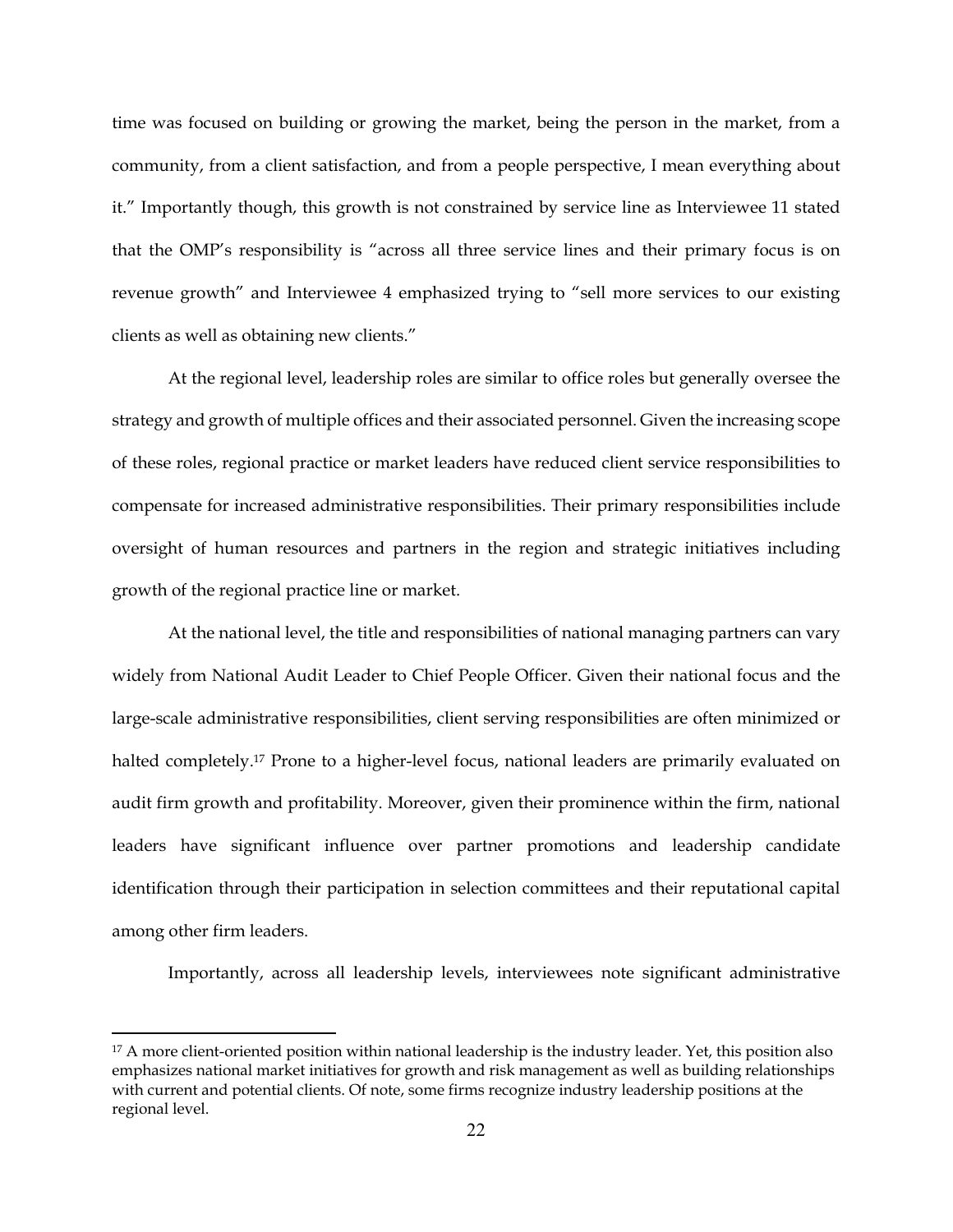time was focused on building or growing the market, being the person in the market, from a community, from a client satisfaction, and from a people perspective, I mean everything about it." Importantly though, this growth is not constrained by service line as Interviewee 11 stated that the OMP's responsibility is "across all three service lines and their primary focus is on revenue growth" and Interviewee 4 emphasized trying to "sell more services to our existing clients as well as obtaining new clients."

At the regional level, leadership roles are similar to office roles but generally oversee the strategy and growth of multiple offices and their associated personnel. Given the increasing scope of these roles, regional practice or market leaders have reduced client service responsibilities to compensate for increased administrative responsibilities. Their primary responsibilities include oversight of human resources and partners in the region and strategic initiatives including growth of the regional practice line or market.

At the national level, the title and responsibilities of national managing partners can vary widely from National Audit Leader to Chief People Officer. Given their national focus and the large-scale administrative responsibilities, client serving responsibilities are often minimized or halted completely.[17] Prone to a higher-level focus, national leaders are primarily evaluated on audit firm growth and profitability. Moreover, given their prominence within the firm, national leaders have significant influence over partner promotions and leadership candidate identification through their participation in selection committees and their reputational capital among other firm leaders.

Importantly, across all leadership levels, interviewees note significant administrative

---

[17] A more client-oriented position within national leadership is the industry leader. Yet, this position also emphasizes national market initiatives for growth and risk management as well as building relationships with current and potential clients. Of note, some firms recognize industry leadership positions at the regional level.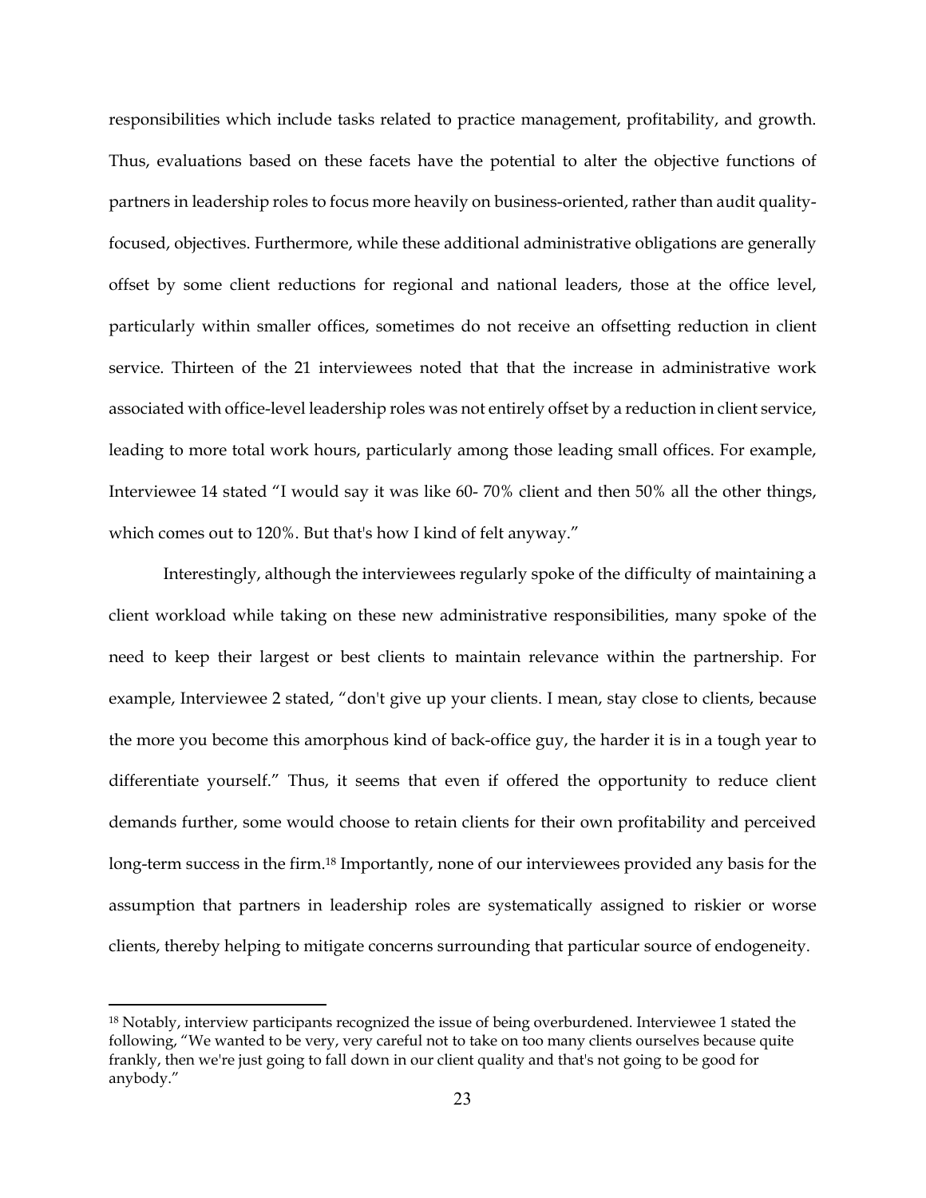responsibilities which include tasks related to practice management, profitability, and growth. Thus, evaluations based on these facets have the potential to alter the objective functions of partners in leadership roles to focus more heavily on business-oriented, rather than audit quality-focused, objectives. Furthermore, while these additional administrative obligations are generally offset by some client reductions for regional and national leaders, those at the office level, particularly within smaller offices, sometimes do not receive an offsetting reduction in client service. Thirteen of the 21 interviewees noted that that the increase in administrative work associated with office-level leadership roles was not entirely offset by a reduction in client service, leading to more total work hours, particularly among those leading small offices. For example, Interviewee 14 stated "I would say it was like 60- 70% client and then 50% all the other things, which comes out to 120%. But that's how I kind of felt anyway."

Interestingly, although the interviewees regularly spoke of the difficulty of maintaining a client workload while taking on these new administrative responsibilities, many spoke of the need to keep their largest or best clients to maintain relevance within the partnership. For example, Interviewee 2 stated, "don't give up your clients. I mean, stay close to clients, because the more you become this amorphous kind of back-office guy, the harder it is in a tough year to differentiate yourself." Thus, it seems that even if offered the opportunity to reduce client demands further, some would choose to retain clients for their own profitability and perceived long-term success in the firm.[18] Importantly, none of our interviewees provided any basis for the assumption that partners in leadership roles are systematically assigned to riskier or worse clients, thereby helping to mitigate concerns surrounding that particular source of endogeneity.

[18] Notably, interview participants recognized the issue of being overburdened. Interviewee 1 stated the following, "We wanted to be very, very careful not to take on too many clients ourselves because quite frankly, then we're just going to fall down in our client quality and that's not going to be good for anybody."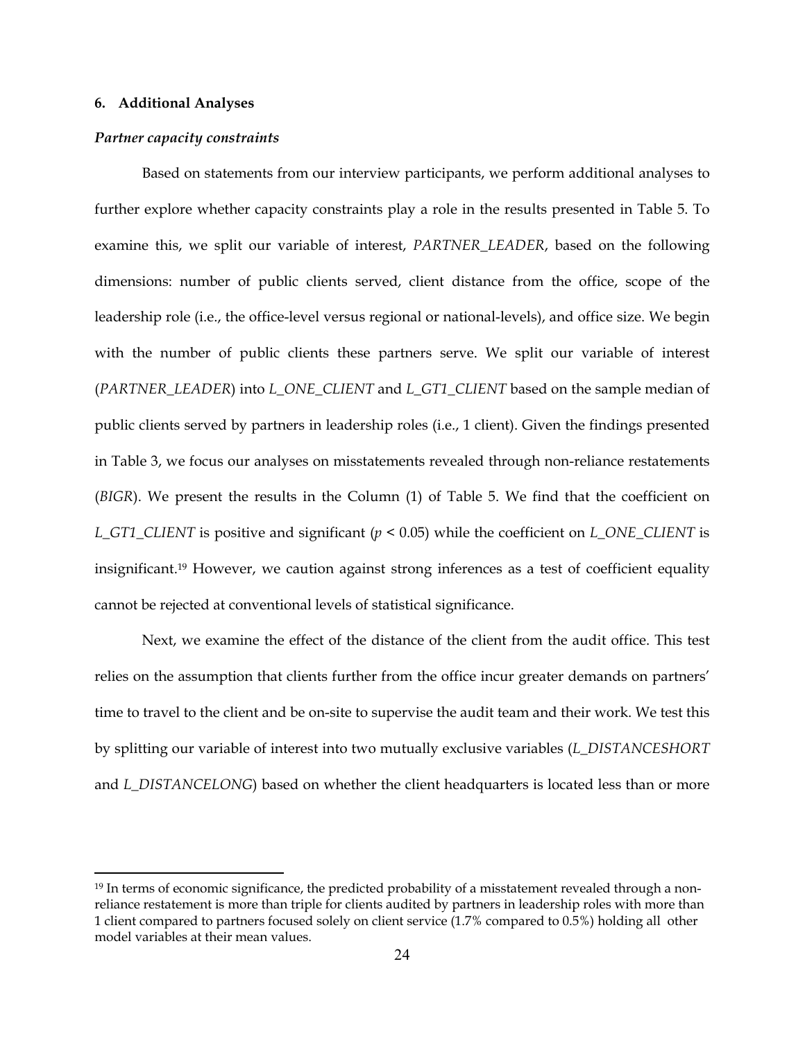## 6. Additional Analyses

### *Partner capacity constraints*

Based on statements from our interview participants, we perform additional analyses to further explore whether capacity constraints play a role in the results presented in Table 5. To examine this, we split our variable of interest, *PARTNER_LEADER*, based on the following dimensions: number of public clients served, client distance from the office, scope of the leadership role (i.e., the office-level versus regional or national-levels), and office size. We begin with the number of public clients these partners serve. We split our variable of interest (*PARTNER_LEADER*) into *L_ONE_CLIENT* and *L_GT1_CLIENT* based on the sample median of public clients served by partners in leadership roles (i.e., 1 client). Given the findings presented in Table 3, we focus our analyses on misstatements revealed through non-reliance restatements (*BIGR*). We present the results in the Column (1) of Table 5. We find that the coefficient on *L_GT1_CLIENT* is positive and significant ($p < 0.05$) while the coefficient on *L_ONE_CLIENT* is insignificant.[19] However, we caution against strong inferences as a test of coefficient equality cannot be rejected at conventional levels of statistical significance.

Next, we examine the effect of the distance of the client from the audit office. This test relies on the assumption that clients further from the office incur greater demands on partners' time to travel to the client and be on-site to supervise the audit team and their work. We test this by splitting our variable of interest into two mutually exclusive variables (*L_DISTANCESHORT* and *L_DISTANCELONG*) based on whether the client headquarters is located less than or more

---

[19] In terms of economic significance, the predicted probability of a misstatement revealed through a non-reliance restatement is more than triple for clients audited by partners in leadership roles with more than 1 client compared to partners focused solely on client service (1.7% compared to 0.5%) holding all other model variables at their mean values.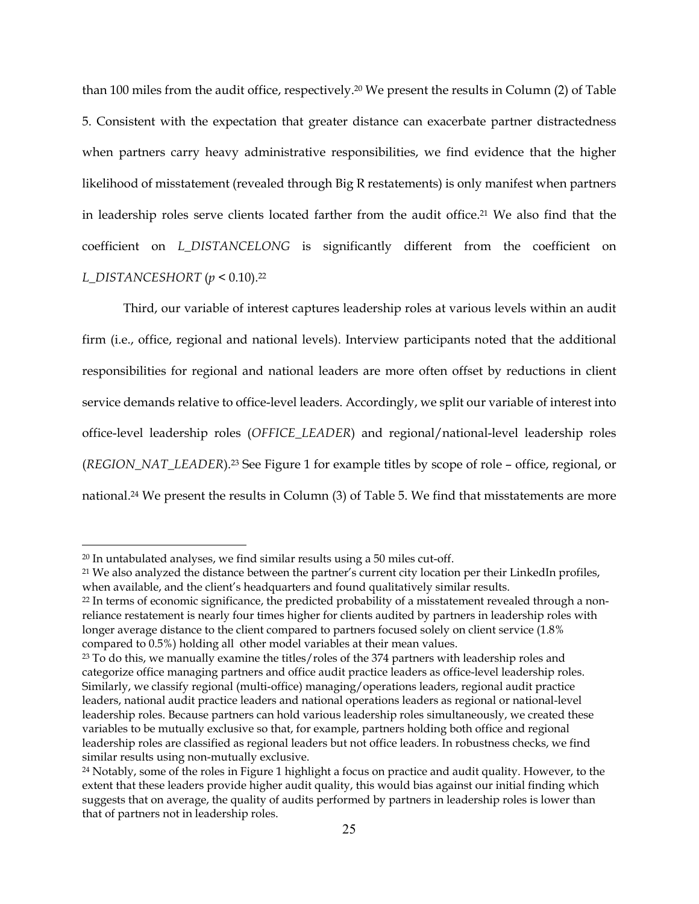than 100 miles from the audit office, respectively.[20] We present the results in Column (2) of Table 5. Consistent with the expectation that greater distance can exacerbate partner distractedness when partners carry heavy administrative responsibilities, we find evidence that the higher likelihood of misstatement (revealed through Big R restatements) is only manifest when partners in leadership roles serve clients located farther from the audit office.[21] We also find that the coefficient on *L_DISTANCELONG* is significantly different from the coefficient on *L_DISTANCESHORT* ($p < 0.10$).[22]

Third, our variable of interest captures leadership roles at various levels within an audit firm (i.e., office, regional and national levels). Interview participants noted that the additional responsibilities for regional and national leaders are more often offset by reductions in client service demands relative to office-level leaders. Accordingly, we split our variable of interest into office-level leadership roles (*OFFICE_LEADER*) and regional/national-level leadership roles (*REGION_NAT_LEADER*).[23] See Figure 1 for example titles by scope of role – office, regional, or national.[24] We present the results in Column (3) of Table 5. We find that misstatements are more

---

[20] In untabulated analyses, we find similar results using a 50 miles cut-off.

[21] We also analyzed the distance between the partner's current city location per their LinkedIn profiles, when available, and the client's headquarters and found qualitatively similar results.

[22] In terms of economic significance, the predicted probability of a misstatement revealed through a non-reliance restatement is nearly four times higher for clients audited by partners in leadership roles with longer average distance to the client compared to partners focused solely on client service (1.8% compared to 0.5%) holding all other model variables at their mean values.

[23] To do this, we manually examine the titles/roles of the 374 partners with leadership roles and categorize office managing partners and office audit practice leaders as office-level leadership roles. Similarly, we classify regional (multi-office) managing/operations leaders, regional audit practice leaders, national audit practice leaders and national operations leaders as regional or national-level leadership roles. Because partners can hold various leadership roles simultaneously, we created these variables to be mutually exclusive so that, for example, partners holding both office and regional leadership roles are classified as regional leaders but not office leaders. In robustness checks, we find similar results using non-mutually exclusive.

[24] Notably, some of the roles in Figure 1 highlight a focus on practice and audit quality. However, to the extent that these leaders provide higher audit quality, this would bias against our initial finding which suggests that on average, the quality of audits performed by partners in leadership roles is lower than that of partners not in leadership roles.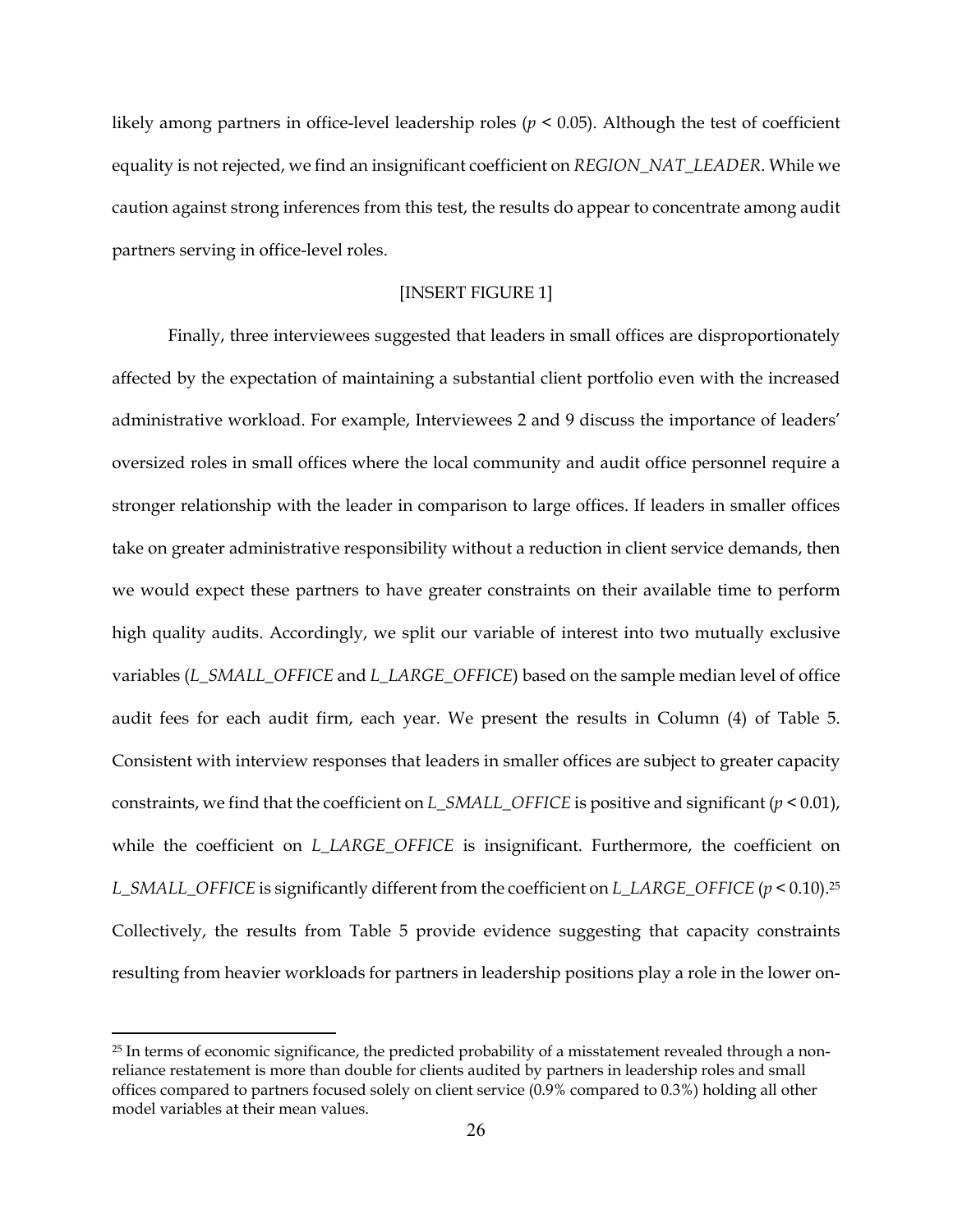likely among partners in office-level leadership roles ($p < 0.05$). Although the test of coefficient equality is not rejected, we find an insignificant coefficient on *REGION_NAT_LEADER*. While we caution against strong inferences from this test, the results do appear to concentrate among audit partners serving in office-level roles.

[INSERT FIGURE 1]

Finally, three interviewees suggested that leaders in small offices are disproportionately affected by the expectation of maintaining a substantial client portfolio even with the increased administrative workload. For example, Interviewees 2 and 9 discuss the importance of leaders' oversized roles in small offices where the local community and audit office personnel require a stronger relationship with the leader in comparison to large offices. If leaders in smaller offices take on greater administrative responsibility without a reduction in client service demands, then we would expect these partners to have greater constraints on their available time to perform high quality audits. Accordingly, we split our variable of interest into two mutually exclusive variables (*L_SMALL_OFFICE* and *L_LARGE_OFFICE*) based on the sample median level of office audit fees for each audit firm, each year. We present the results in Column (4) of Table 5. Consistent with interview responses that leaders in smaller offices are subject to greater capacity constraints, we find that the coefficient on *L_SMALL_OFFICE* is positive and significant ($p < 0.01$), while the coefficient on *L_LARGE_OFFICE* is insignificant. Furthermore, the coefficient on *L_SMALL_OFFICE* is significantly different from the coefficient on *L_LARGE_OFFICE* ($p < 0.10$).[25] Collectively, the results from Table 5 provide evidence suggesting that capacity constraints resulting from heavier workloads for partners in leadership positions play a role in the lower on-

---

[25] In terms of economic significance, the predicted probability of a misstatement revealed through a non-reliance restatement is more than double for clients audited by partners in leadership roles and small offices compared to partners focused solely on client service (0.9% compared to 0.3%) holding all other model variables at their mean values.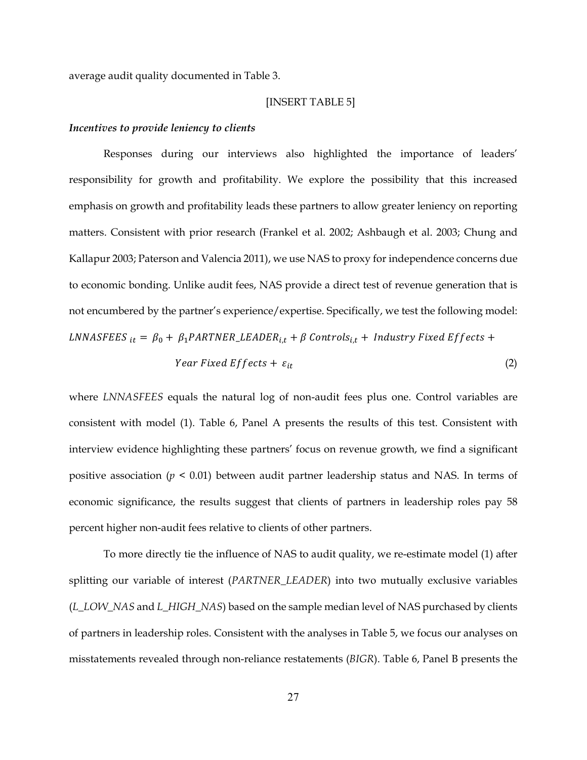average audit quality documented in Table 3.

[INSERT TABLE 5]

***Incentives to provide leniency to clients***

Responses during our interviews also highlighted the importance of leaders' responsibility for growth and profitability. We explore the possibility that this increased emphasis on growth and profitability leads these partners to allow greater leniency on reporting matters. Consistent with prior research (Frankel et al. 2002; Ashbaugh et al. 2003; Chung and Kallapur 2003; Paterson and Valencia 2011), we use NAS to proxy for independence concerns due to economic bonding. Unlike audit fees, NAS provide a direct test of revenue generation that is not encumbered by the partner's experience/expertise. Specifically, we test the following model:

$$LNNASFEES_{it} = \beta_0 + \beta_1 PARTNER\_LEADER_{i,t} + \beta\ Controls_{i,t} + Industry\ Fixed\ Effects + Year\ Fixed\ Effects + \varepsilon_{it} \quad (2)$$

where *LNNASFEES* equals the natural log of non-audit fees plus one. Control variables are consistent with model (1). Table 6, Panel A presents the results of this test. Consistent with interview evidence highlighting these partners' focus on revenue growth, we find a significant positive association ($p < 0.01$) between audit partner leadership status and NAS. In terms of economic significance, the results suggest that clients of partners in leadership roles pay 58 percent higher non-audit fees relative to clients of other partners.

To more directly tie the influence of NAS to audit quality, we re-estimate model (1) after splitting our variable of interest (*PARTNER_LEADER*) into two mutually exclusive variables (*L_LOW_NAS* and *L_HIGH_NAS*) based on the sample median level of NAS purchased by clients of partners in leadership roles. Consistent with the analyses in Table 5, we focus our analyses on misstatements revealed through non-reliance restatements (*BIGR*). Table 6, Panel B presents the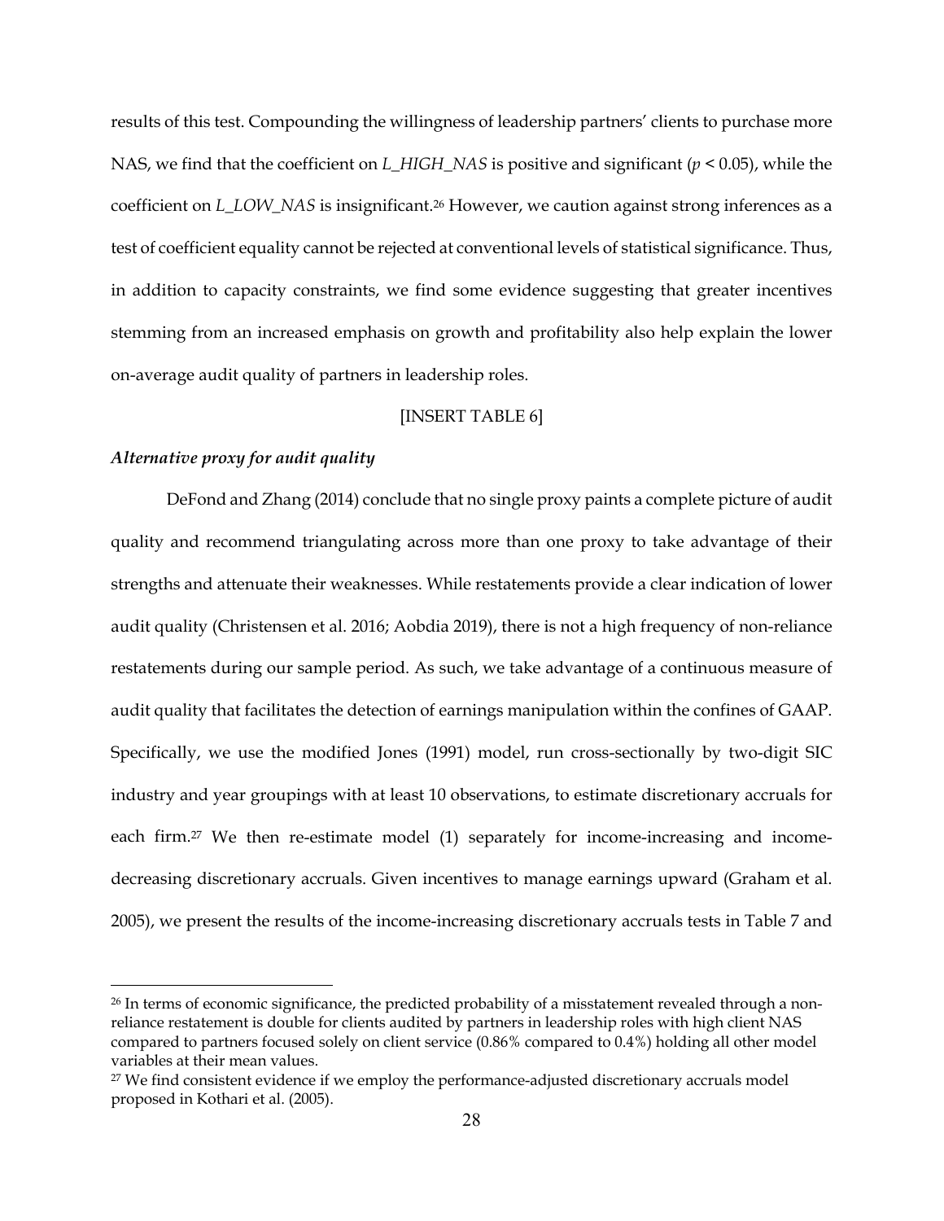results of this test. Compounding the willingness of leadership partners' clients to purchase more NAS, we find that the coefficient on *L_HIGH_NAS* is positive and significant ($p < 0.05$), while the coefficient on *L_LOW_NAS* is insignificant.[26] However, we caution against strong inferences as a test of coefficient equality cannot be rejected at conventional levels of statistical significance. Thus, in addition to capacity constraints, we find some evidence suggesting that greater incentives stemming from an increased emphasis on growth and profitability also help explain the lower on-average audit quality of partners in leadership roles.

[INSERT TABLE 6]

### *Alternative proxy for audit quality*

DeFond and Zhang (2014) conclude that no single proxy paints a complete picture of audit quality and recommend triangulating across more than one proxy to take advantage of their strengths and attenuate their weaknesses. While restatements provide a clear indication of lower audit quality (Christensen et al. 2016; Aobdia 2019), there is not a high frequency of non-reliance restatements during our sample period. As such, we take advantage of a continuous measure of audit quality that facilitates the detection of earnings manipulation within the confines of GAAP. Specifically, we use the modified Jones (1991) model, run cross-sectionally by two-digit SIC industry and year groupings with at least 10 observations, to estimate discretionary accruals for each firm.[27] We then re-estimate model (1) separately for income-increasing and income-decreasing discretionary accruals. Given incentives to manage earnings upward (Graham et al. 2005), we present the results of the income-increasing discretionary accruals tests in Table 7 and

---

[26] In terms of economic significance, the predicted probability of a misstatement revealed through a non-reliance restatement is double for clients audited by partners in leadership roles with high client NAS compared to partners focused solely on client service (0.86% compared to 0.4%) holding all other model variables at their mean values.

[27] We find consistent evidence if we employ the performance-adjusted discretionary accruals model proposed in Kothari et al. (2005).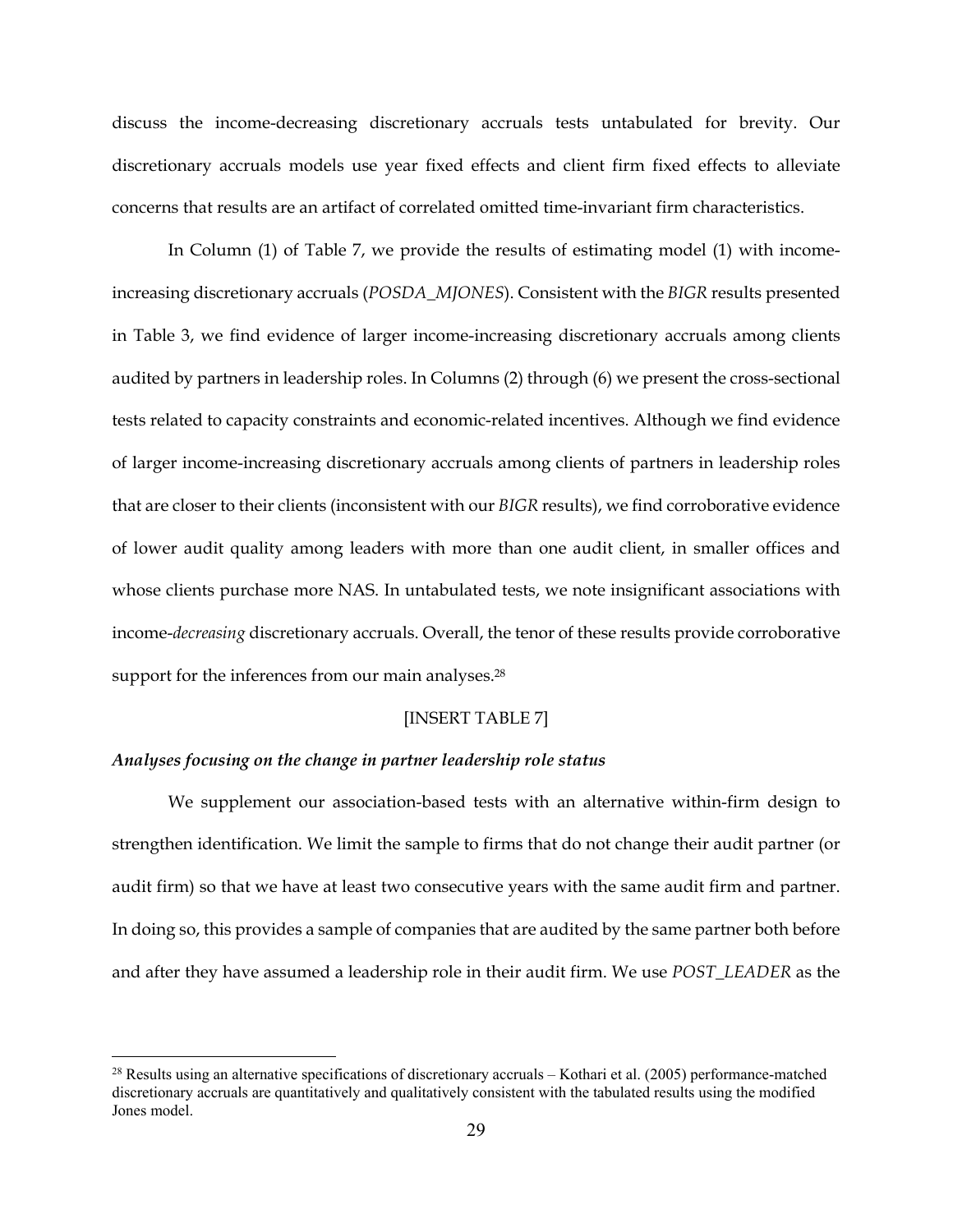discuss the income-decreasing discretionary accruals tests untabulated for brevity. Our discretionary accruals models use year fixed effects and client firm fixed effects to alleviate concerns that results are an artifact of correlated omitted time-invariant firm characteristics.

In Column (1) of Table 7, we provide the results of estimating model (1) with income-increasing discretionary accruals (*POSDA_MJONES*). Consistent with the *BIGR* results presented in Table 3, we find evidence of larger income-increasing discretionary accruals among clients audited by partners in leadership roles. In Columns (2) through (6) we present the cross-sectional tests related to capacity constraints and economic-related incentives. Although we find evidence of larger income-increasing discretionary accruals among clients of partners in leadership roles that are closer to their clients (inconsistent with our *BIGR* results), we find corroborative evidence of lower audit quality among leaders with more than one audit client, in smaller offices and whose clients purchase more NAS. In untabulated tests, we note insignificant associations with income-*decreasing* discretionary accruals. Overall, the tenor of these results provide corroborative support for the inferences from our main analyses.[28]

[INSERT TABLE 7]

### *Analyses focusing on the change in partner leadership role status*

We supplement our association-based tests with an alternative within-firm design to strengthen identification. We limit the sample to firms that do not change their audit partner (or audit firm) so that we have at least two consecutive years with the same audit firm and partner. In doing so, this provides a sample of companies that are audited by the same partner both before and after they have assumed a leadership role in their audit firm. We use *POST_LEADER* as the

---

[28] Results using an alternative specifications of discretionary accruals – Kothari et al. (2005) performance-matched discretionary accruals are quantitatively and qualitatively consistent with the tabulated results using the modified Jones model.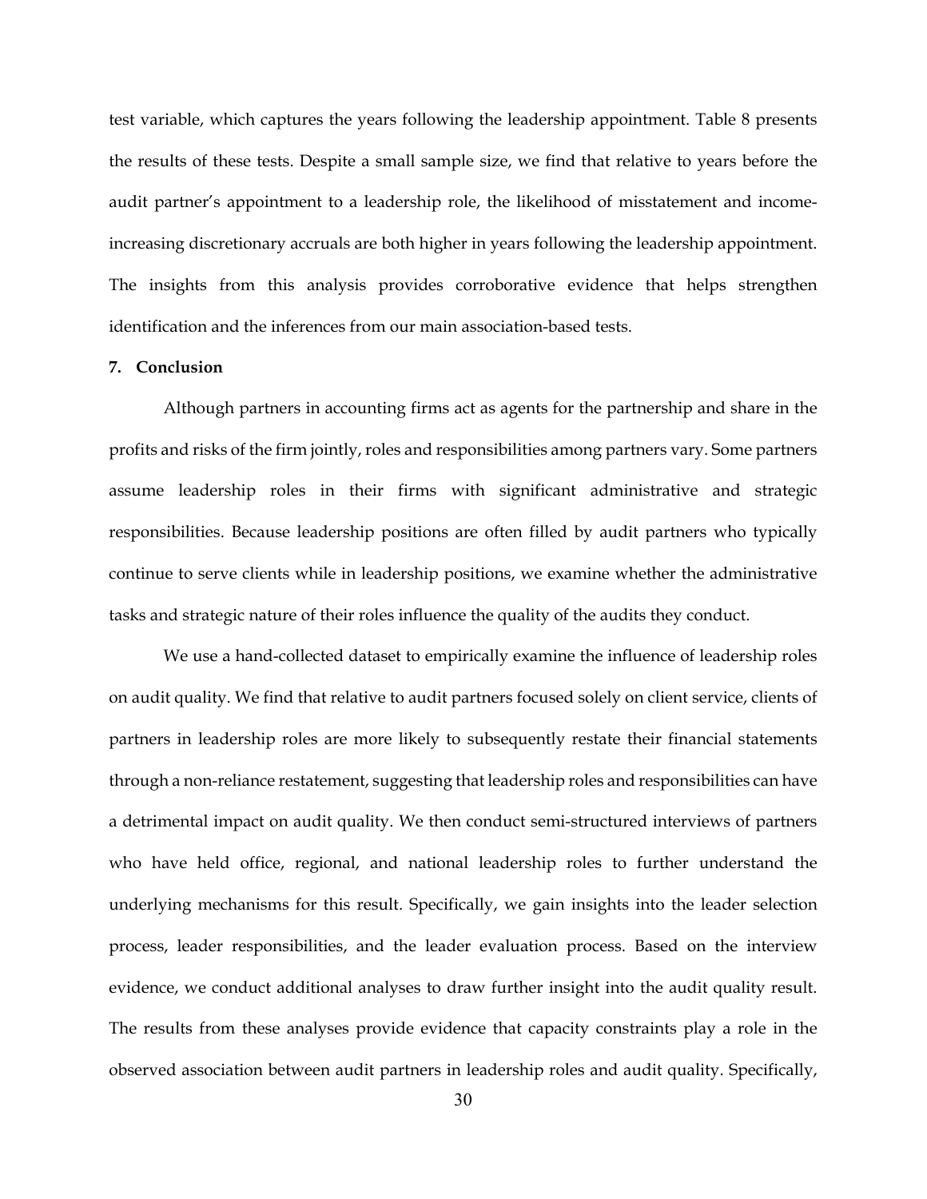test variable, which captures the years following the leadership appointment. Table 8 presents the results of these tests. Despite a small sample size, we find that relative to years before the audit partner's appointment to a leadership role, the likelihood of misstatement and income-increasing discretionary accruals are both higher in years following the leadership appointment. The insights from this analysis provides corroborative evidence that helps strengthen identification and the inferences from our main association-based tests.

## 7. Conclusion

Although partners in accounting firms act as agents for the partnership and share in the profits and risks of the firm jointly, roles and responsibilities among partners vary. Some partners assume leadership roles in their firms with significant administrative and strategic responsibilities. Because leadership positions are often filled by audit partners who typically continue to serve clients while in leadership positions, we examine whether the administrative tasks and strategic nature of their roles influence the quality of the audits they conduct.

We use a hand-collected dataset to empirically examine the influence of leadership roles on audit quality. We find that relative to audit partners focused solely on client service, clients of partners in leadership roles are more likely to subsequently restate their financial statements through a non-reliance restatement, suggesting that leadership roles and responsibilities can have a detrimental impact on audit quality. We then conduct semi-structured interviews of partners who have held office, regional, and national leadership roles to further understand the underlying mechanisms for this result. Specifically, we gain insights into the leader selection process, leader responsibilities, and the leader evaluation process. Based on the interview evidence, we conduct additional analyses to draw further insight into the audit quality result. The results from these analyses provide evidence that capacity constraints play a role in the observed association between audit partners in leadership roles and audit quality. Specifically,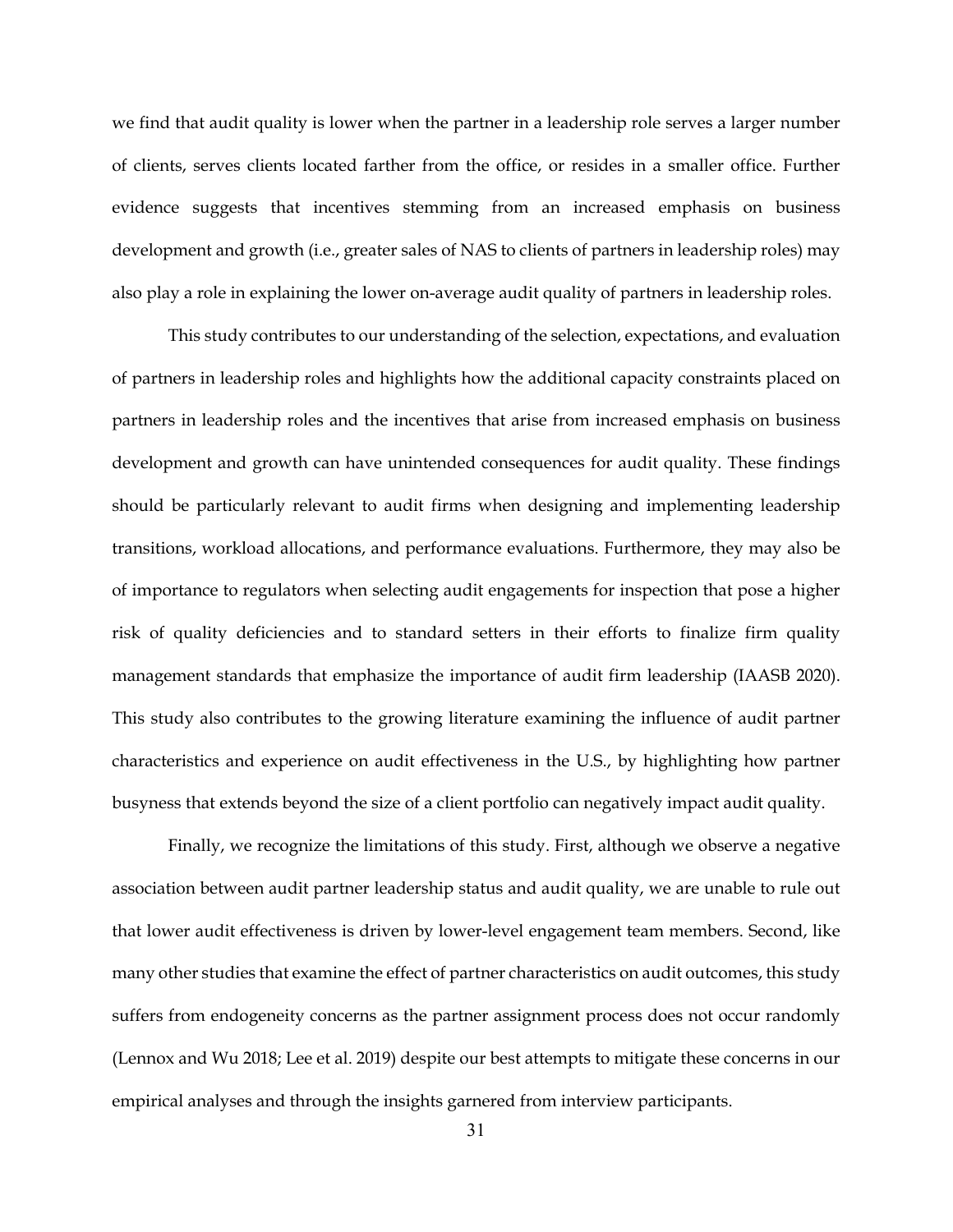we find that audit quality is lower when the partner in a leadership role serves a larger number of clients, serves clients located farther from the office, or resides in a smaller office. Further evidence suggests that incentives stemming from an increased emphasis on business development and growth (i.e., greater sales of NAS to clients of partners in leadership roles) may also play a role in explaining the lower on-average audit quality of partners in leadership roles.

This study contributes to our understanding of the selection, expectations, and evaluation of partners in leadership roles and highlights how the additional capacity constraints placed on partners in leadership roles and the incentives that arise from increased emphasis on business development and growth can have unintended consequences for audit quality. These findings should be particularly relevant to audit firms when designing and implementing leadership transitions, workload allocations, and performance evaluations. Furthermore, they may also be of importance to regulators when selecting audit engagements for inspection that pose a higher risk of quality deficiencies and to standard setters in their efforts to finalize firm quality management standards that emphasize the importance of audit firm leadership (IAASB 2020). This study also contributes to the growing literature examining the influence of audit partner characteristics and experience on audit effectiveness in the U.S., by highlighting how partner busyness that extends beyond the size of a client portfolio can negatively impact audit quality.

Finally, we recognize the limitations of this study. First, although we observe a negative association between audit partner leadership status and audit quality, we are unable to rule out that lower audit effectiveness is driven by lower-level engagement team members. Second, like many other studies that examine the effect of partner characteristics on audit outcomes, this study suffers from endogeneity concerns as the partner assignment process does not occur randomly (Lennox and Wu 2018; Lee et al. 2019) despite our best attempts to mitigate these concerns in our empirical analyses and through the insights garnered from interview participants.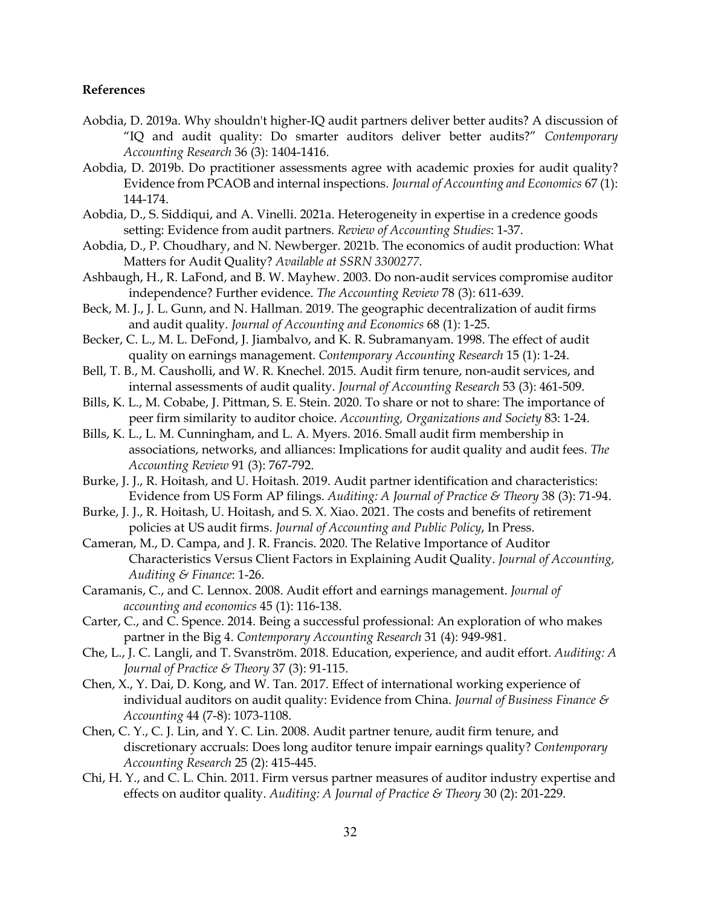**References**

Aobdia, D. 2019a. Why shouldn't higher-IQ audit partners deliver better audits? A discussion of "IQ and audit quality: Do smarter auditors deliver better audits?" *Contemporary Accounting Research* 36 (3): 1404-1416.

Aobdia, D. 2019b. Do practitioner assessments agree with academic proxies for audit quality? Evidence from PCAOB and internal inspections. *Journal of Accounting and Economics* 67 (1): 144-174.

Aobdia, D., S. Siddiqui, and A. Vinelli. 2021a. Heterogeneity in expertise in a credence goods setting: Evidence from audit partners. *Review of Accounting Studies*: 1-37.

Aobdia, D., P. Choudhary, and N. Newberger. 2021b. The economics of audit production: What Matters for Audit Quality? *Available at SSRN 3300277*.

Ashbaugh, H., R. LaFond, and B. W. Mayhew. 2003. Do non-audit services compromise auditor independence? Further evidence. *The Accounting Review* 78 (3): 611-639.

Beck, M. J., J. L. Gunn, and N. Hallman. 2019. The geographic decentralization of audit firms and audit quality. *Journal of Accounting and Economics* 68 (1): 1-25.

Becker, C. L., M. L. DeFond, J. Jiambalvo, and K. R. Subramanyam. 1998. The effect of audit quality on earnings management. *Contemporary Accounting Research* 15 (1): 1-24.

Bell, T. B., M. Causholli, and W. R. Knechel. 2015. Audit firm tenure, non-audit services, and internal assessments of audit quality. *Journal of Accounting Research* 53 (3): 461-509.

Bills, K. L., M. Cobabe, J. Pittman, S. E. Stein. 2020. To share or not to share: The importance of peer firm similarity to auditor choice. *Accounting, Organizations and Society* 83: 1-24.

Bills, K. L., L. M. Cunningham, and L. A. Myers. 2016. Small audit firm membership in associations, networks, and alliances: Implications for audit quality and audit fees. *The Accounting Review* 91 (3): 767-792.

Burke, J. J., R. Hoitash, and U. Hoitash. 2019. Audit partner identification and characteristics: Evidence from US Form AP filings. *Auditing: A Journal of Practice & Theory* 38 (3): 71-94.

Burke, J. J., R. Hoitash, U. Hoitash, and S. X. Xiao. 2021. The costs and benefits of retirement policies at US audit firms. *Journal of Accounting and Public Policy*, In Press.

Cameran, M., D. Campa, and J. R. Francis. 2020. The Relative Importance of Auditor Characteristics Versus Client Factors in Explaining Audit Quality. *Journal of Accounting, Auditing & Finance*: 1-26.

Caramanis, C., and C. Lennox. 2008. Audit effort and earnings management. *Journal of accounting and economics* 45 (1): 116-138.

Carter, C., and C. Spence. 2014. Being a successful professional: An exploration of who makes partner in the Big 4. *Contemporary Accounting Research* 31 (4): 949-981.

Che, L., J. C. Langli, and T. Svanström. 2018. Education, experience, and audit effort. *Auditing: A Journal of Practice & Theory* 37 (3): 91-115.

Chen, X., Y. Dai, D. Kong, and W. Tan. 2017. Effect of international working experience of individual auditors on audit quality: Evidence from China. *Journal of Business Finance & Accounting* 44 (7-8): 1073-1108.

Chen, C. Y., C. J. Lin, and Y. C. Lin. 2008. Audit partner tenure, audit firm tenure, and discretionary accruals: Does long auditor tenure impair earnings quality? *Contemporary Accounting Research* 25 (2): 415-445.

Chi, H. Y., and C. L. Chin. 2011. Firm versus partner measures of auditor industry expertise and effects on auditor quality. *Auditing: A Journal of Practice & Theory* 30 (2): 201-229.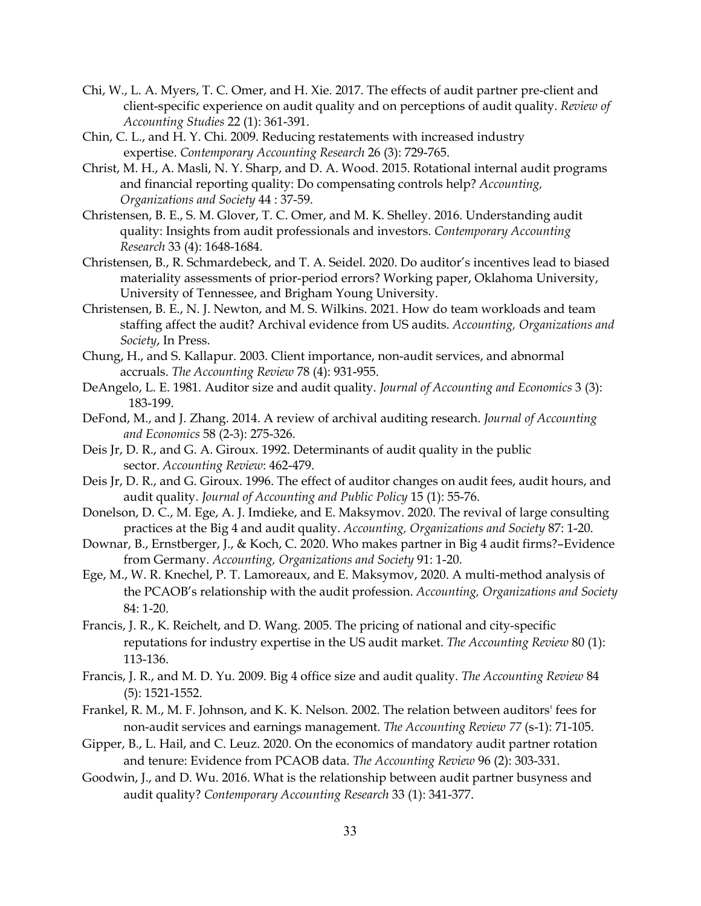Chi, W., L. A. Myers, T. C. Omer, and H. Xie. 2017. The effects of audit partner pre-client and client-specific experience on audit quality and on perceptions of audit quality. *Review of Accounting Studies* 22 (1): 361-391.

Chin, C. L., and H. Y. Chi. 2009. Reducing restatements with increased industry expertise. *Contemporary Accounting Research* 26 (3): 729-765.

Christ, M. H., A. Masli, N. Y. Sharp, and D. A. Wood. 2015. Rotational internal audit programs and financial reporting quality: Do compensating controls help? *Accounting, Organizations and Society* 44 : 37-59.

Christensen, B. E., S. M. Glover, T. C. Omer, and M. K. Shelley. 2016. Understanding audit quality: Insights from audit professionals and investors. *Contemporary Accounting Research* 33 (4): 1648-1684.

Christensen, B., R. Schmardebeck, and T. A. Seidel. 2020. Do auditor's incentives lead to biased materiality assessments of prior-period errors? Working paper, Oklahoma University, University of Tennessee, and Brigham Young University.

Christensen, B. E., N. J. Newton, and M. S. Wilkins. 2021. How do team workloads and team staffing affect the audit? Archival evidence from US audits. *Accounting, Organizations and Society*, In Press.

Chung, H., and S. Kallapur. 2003. Client importance, non-audit services, and abnormal accruals. *The Accounting Review* 78 (4): 931-955.

DeAngelo, L. E. 1981. Auditor size and audit quality. *Journal of Accounting and Economics* 3 (3): 183-199.

DeFond, M., and J. Zhang. 2014. A review of archival auditing research. *Journal of Accounting and Economics* 58 (2-3): 275-326.

Deis Jr, D. R., and G. A. Giroux. 1992. Determinants of audit quality in the public sector. *Accounting Review*: 462-479.

Deis Jr, D. R., and G. Giroux. 1996. The effect of auditor changes on audit fees, audit hours, and audit quality. *Journal of Accounting and Public Policy* 15 (1): 55-76.

Donelson, D. C., M. Ege, A. J. Imdieke, and E. Maksymov. 2020. The revival of large consulting practices at the Big 4 and audit quality. *Accounting, Organizations and Society* 87: 1-20.

Downar, B., Ernstberger, J., & Koch, C. 2020. Who makes partner in Big 4 audit firms?–Evidence from Germany. *Accounting, Organizations and Society* 91: 1-20.

Ege, M., W. R. Knechel, P. T. Lamoreaux, and E. Maksymov, 2020. A multi-method analysis of the PCAOB's relationship with the audit profession. *Accounting, Organizations and Society* 84: 1-20.

Francis, J. R., K. Reichelt, and D. Wang. 2005. The pricing of national and city-specific reputations for industry expertise in the US audit market. *The Accounting Review* 80 (1): 113-136.

Francis, J. R., and M. D. Yu. 2009. Big 4 office size and audit quality. *The Accounting Review* 84 (5): 1521-1552.

Frankel, R. M., M. F. Johnson, and K. K. Nelson. 2002. The relation between auditors' fees for non-audit services and earnings management. *The Accounting Review 77* (s-1): 71-105.

Gipper, B., L. Hail, and C. Leuz. 2020. On the economics of mandatory audit partner rotation and tenure: Evidence from PCAOB data. *The Accounting Review* 96 (2): 303-331.

Goodwin, J., and D. Wu. 2016. What is the relationship between audit partner busyness and audit quality? *Contemporary Accounting Research* 33 (1): 341-377.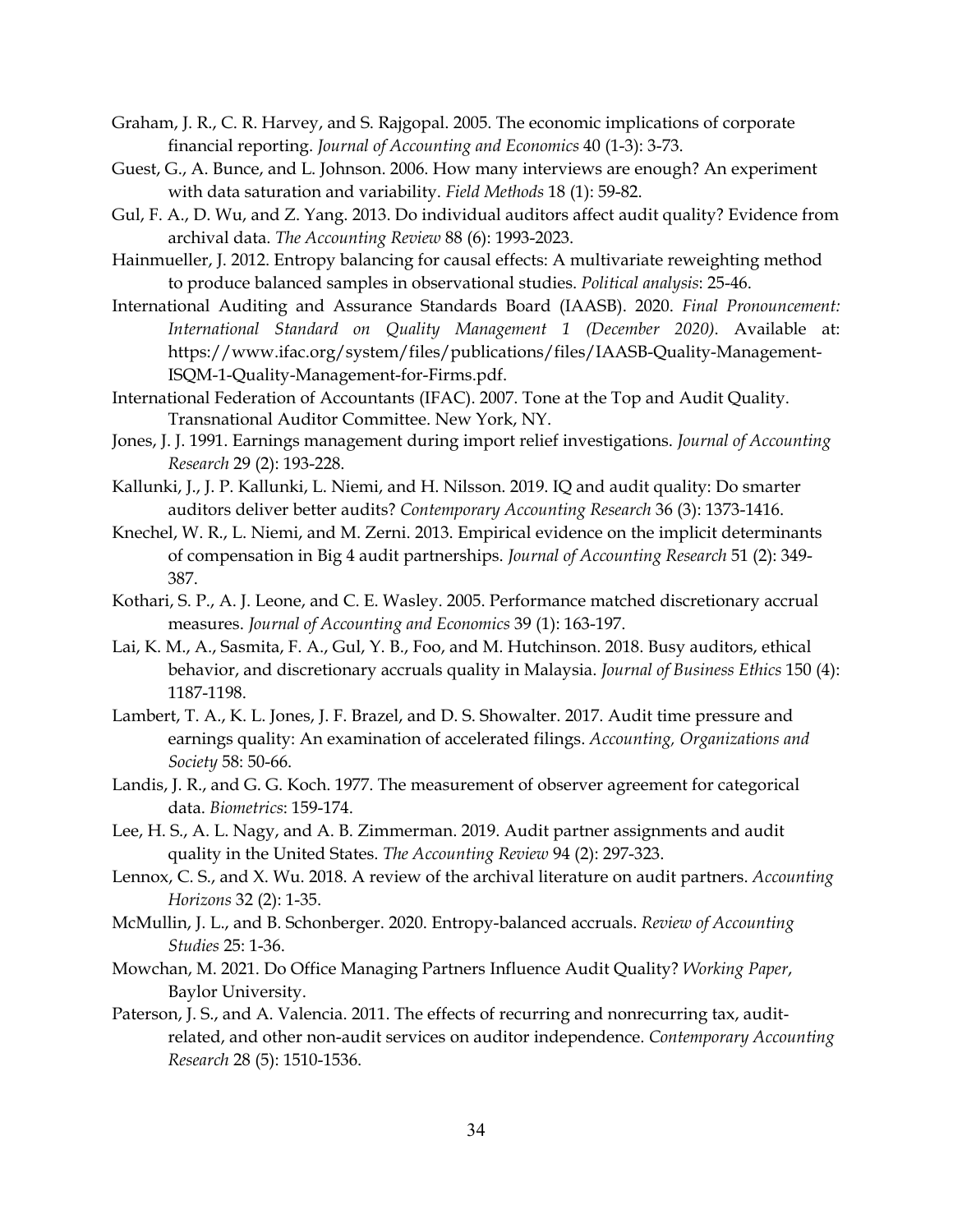Graham, J. R., C. R. Harvey, and S. Rajgopal. 2005. The economic implications of corporate financial reporting. *Journal of Accounting and Economics* 40 (1-3): 3-73.

Guest, G., A. Bunce, and L. Johnson. 2006. How many interviews are enough? An experiment with data saturation and variability. *Field Methods* 18 (1): 59-82.

Gul, F. A., D. Wu, and Z. Yang. 2013. Do individual auditors affect audit quality? Evidence from archival data. *The Accounting Review* 88 (6): 1993-2023.

Hainmueller, J. 2012. Entropy balancing for causal effects: A multivariate reweighting method to produce balanced samples in observational studies. *Political analysis*: 25-46.

International Auditing and Assurance Standards Board (IAASB). 2020. *Final Pronouncement: International Standard on Quality Management 1 (December 2020)*. Available at: https://www.ifac.org/system/files/publications/files/IAASB-Quality-Management-ISQM-1-Quality-Management-for-Firms.pdf.

International Federation of Accountants (IFAC). 2007. Tone at the Top and Audit Quality. Transnational Auditor Committee. New York, NY.

Jones, J. J. 1991. Earnings management during import relief investigations. *Journal of Accounting Research* 29 (2): 193-228.

Kallunki, J., J. P. Kallunki, L. Niemi, and H. Nilsson. 2019. IQ and audit quality: Do smarter auditors deliver better audits? *Contemporary Accounting Research* 36 (3): 1373-1416.

Knechel, W. R., L. Niemi, and M. Zerni. 2013. Empirical evidence on the implicit determinants of compensation in Big 4 audit partnerships. *Journal of Accounting Research* 51 (2): 349-387.

Kothari, S. P., A. J. Leone, and C. E. Wasley. 2005. Performance matched discretionary accrual measures. *Journal of Accounting and Economics* 39 (1): 163-197.

Lai, K. M., A., Sasmita, F. A., Gul, Y. B., Foo, and M. Hutchinson. 2018. Busy auditors, ethical behavior, and discretionary accruals quality in Malaysia. *Journal of Business Ethics* 150 (4): 1187-1198.

Lambert, T. A., K. L. Jones, J. F. Brazel, and D. S. Showalter. 2017. Audit time pressure and earnings quality: An examination of accelerated filings. *Accounting, Organizations and Society* 58: 50-66.

Landis, J. R., and G. G. Koch. 1977. The measurement of observer agreement for categorical data. *Biometrics*: 159-174.

Lee, H. S., A. L. Nagy, and A. B. Zimmerman. 2019. Audit partner assignments and audit quality in the United States. *The Accounting Review* 94 (2): 297-323.

Lennox, C. S., and X. Wu. 2018. A review of the archival literature on audit partners. *Accounting Horizons* 32 (2): 1-35.

McMullin, J. L., and B. Schonberger. 2020. Entropy-balanced accruals. *Review of Accounting Studies* 25: 1-36.

Mowchan, M. 2021. Do Office Managing Partners Influence Audit Quality? *Working Paper*, Baylor University.

Paterson, J. S., and A. Valencia. 2011. The effects of recurring and nonrecurring tax, audit-related, and other non-audit services on auditor independence. *Contemporary Accounting Research* 28 (5): 1510-1536.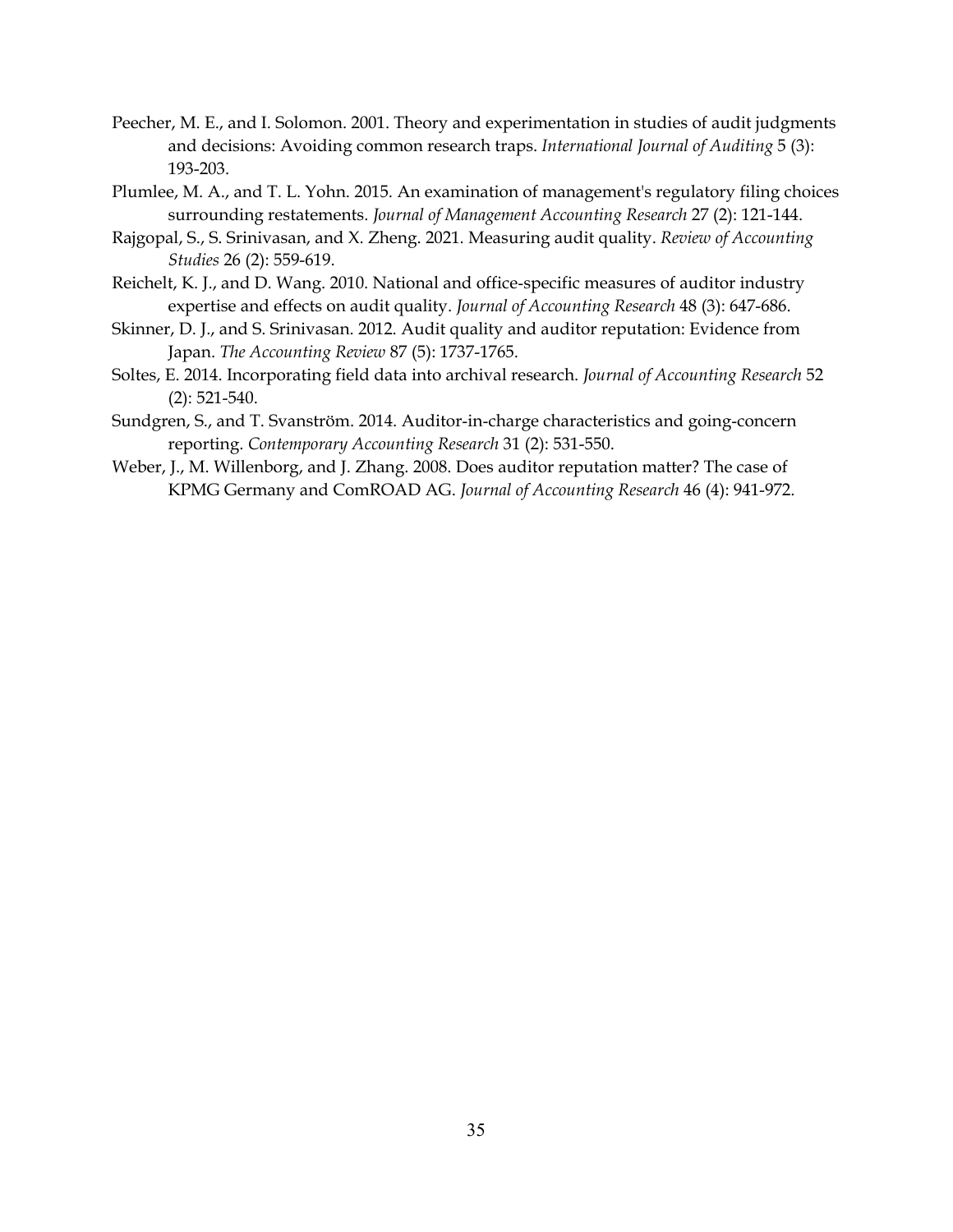Peecher, M. E., and I. Solomon. 2001. Theory and experimentation in studies of audit judgments and decisions: Avoiding common research traps. *International Journal of Auditing* 5 (3): 193-203.

Plumlee, M. A., and T. L. Yohn. 2015. An examination of management's regulatory filing choices surrounding restatements. *Journal of Management Accounting Research* 27 (2): 121-144.

Rajgopal, S., S. Srinivasan, and X. Zheng. 2021. Measuring audit quality. *Review of Accounting Studies* 26 (2): 559-619.

Reichelt, K. J., and D. Wang. 2010. National and office-specific measures of auditor industry expertise and effects on audit quality. *Journal of Accounting Research* 48 (3): 647-686.

Skinner, D. J., and S. Srinivasan. 2012. Audit quality and auditor reputation: Evidence from Japan. *The Accounting Review* 87 (5): 1737-1765.

Soltes, E. 2014. Incorporating field data into archival research. *Journal of Accounting Research* 52 (2): 521-540.

Sundgren, S., and T. Svanström. 2014. Auditor-in-charge characteristics and going-concern reporting. *Contemporary Accounting Research* 31 (2): 531-550.

Weber, J., M. Willenborg, and J. Zhang. 2008. Does auditor reputation matter? The case of KPMG Germany and ComROAD AG. *Journal of Accounting Research* 46 (4): 941-972.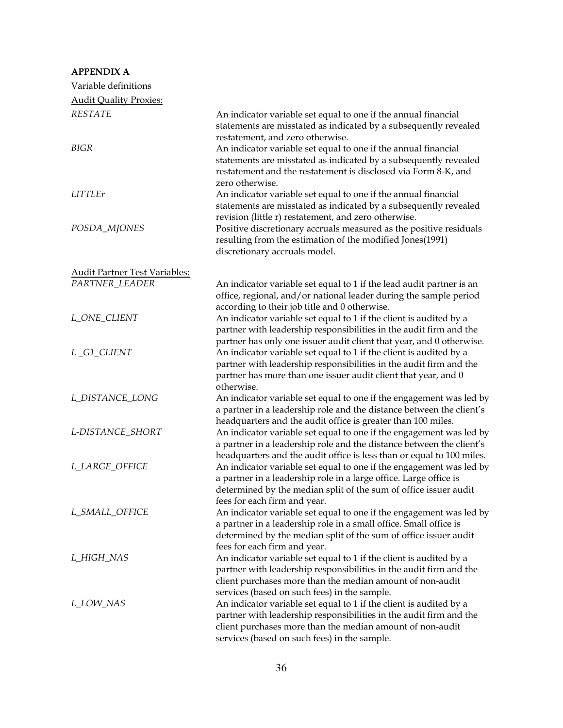**APPENDIX A**

Variable definitions

<u>Audit Quality Proxies:</u>

| | |
|---|---|
| *RESTATE* | An indicator variable set equal to one if the annual financial statements are misstated as indicated by a subsequently revealed restatement, and zero otherwise. |
| *BIGR* | An indicator variable set equal to one if the annual financial statements are misstated as indicated by a subsequently revealed restatement and the restatement is disclosed via Form 8-K, and zero otherwise. |
| *LITTLEr* | An indicator variable set equal to one if the annual financial statements are misstated as indicated by a subsequently revealed revision (little r) restatement, and zero otherwise. |
| *POSDA_MJONES* | Positive discretionary accruals measured as the positive residuals resulting from the estimation of the modified Jones(1991) discretionary accruals model. |

<u>Audit Partner Test Variables:</u>

| | |
|---|---|
| *PARTNER_LEADER* | An indicator variable set equal to 1 if the lead audit partner is an office, regional, and/or national leader during the sample period according to their job title and 0 otherwise. |
| *L_ONE_CLIENT* | An indicator variable set equal to 1 if the client is audited by a partner with leadership responsibilities in the audit firm and the partner has only one issuer audit client that year, and 0 otherwise. |
| *L _G1_CLIENT* | An indicator variable set equal to 1 if the client is audited by a partner with leadership responsibilities in the audit firm and the partner has more than one issuer audit client that year, and 0 otherwise. |
| *L_DISTANCE_LONG* | An indicator variable set equal to one if the engagement was led by a partner in a leadership role and the distance between the client's headquarters and the audit office is greater than 100 miles. |
| *L-DISTANCE_SHORT* | An indicator variable set equal to one if the engagement was led by a partner in a leadership role and the distance between the client's headquarters and the audit office is less than or equal to 100 miles. |
| *L_LARGE_OFFICE* | An indicator variable set equal to one if the engagement was led by a partner in a leadership role in a large office. Large office is determined by the median split of the sum of office issuer audit fees for each firm and year. |
| *L_SMALL_OFFICE* | An indicator variable set equal to one if the engagement was led by a partner in a leadership role in a small office. Small office is determined by the median split of the sum of office issuer audit fees for each firm and year. |
| *L_HIGH_NAS* | An indicator variable set equal to 1 if the client is audited by a partner with leadership responsibilities in the audit firm and the client purchases more than the median amount of non-audit services (based on such fees) in the sample. |
| *L_LOW_NAS* | An indicator variable set equal to 1 if the client is audited by a partner with leadership responsibilities in the audit firm and the client purchases more than the median amount of non-audit services (based on such fees) in the sample. |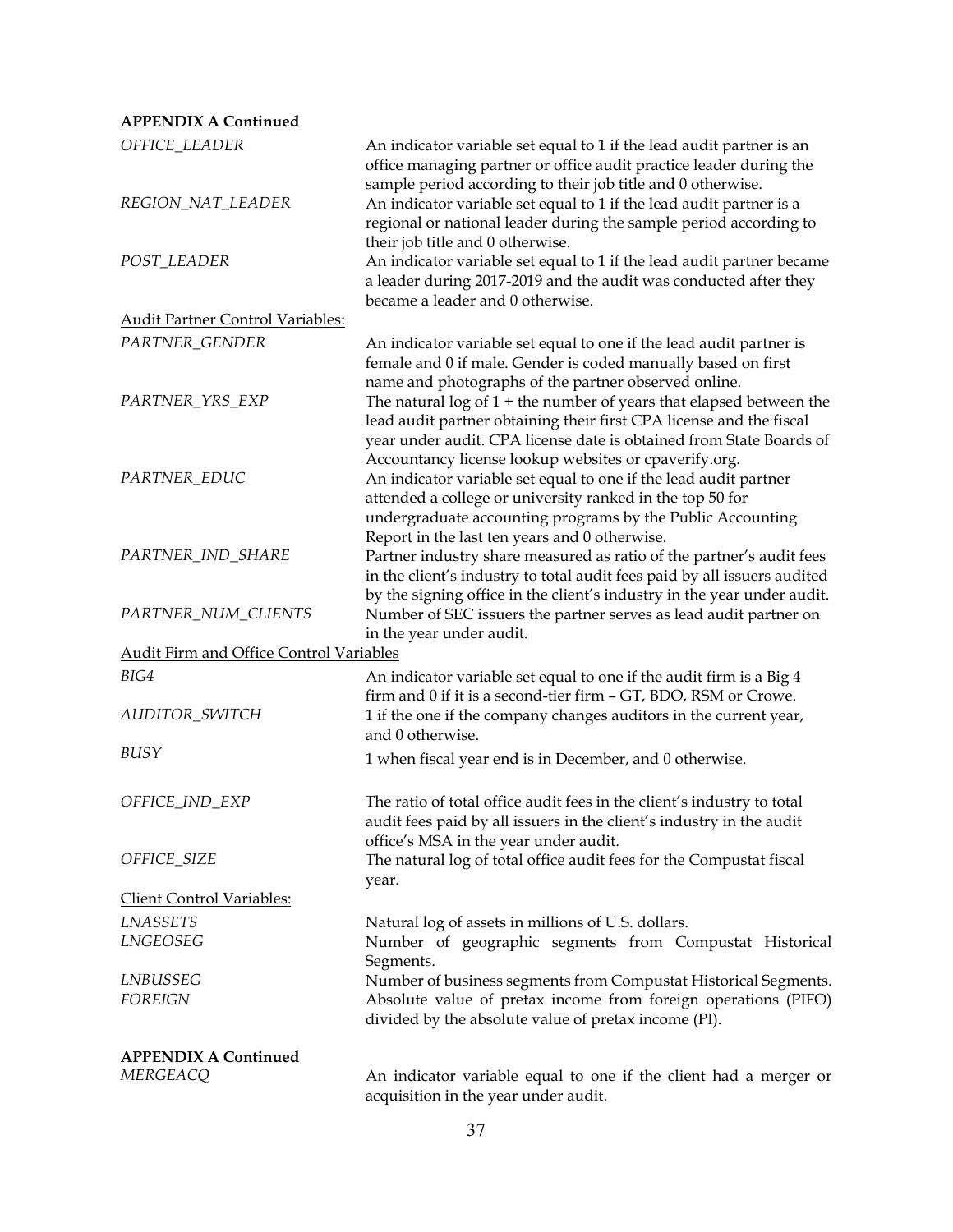**APPENDIX A Continued**

| | |
|---|---|
| *OFFICE_LEADER* | An indicator variable set equal to 1 if the lead audit partner is an office managing partner or office audit practice leader during the sample period according to their job title and 0 otherwise. |
| *REGION_NAT_LEADER* | An indicator variable set equal to 1 if the lead audit partner is a regional or national leader during the sample period according to their job title and 0 otherwise. |
| *POST_LEADER* | An indicator variable set equal to 1 if the lead audit partner became a leader during 2017-2019 and the audit was conducted after they became a leader and 0 otherwise. |
| Audit Partner Control Variables: | |
| *PARTNER_GENDER* | An indicator variable set equal to one if the lead audit partner is female and 0 if male. Gender is coded manually based on first name and photographs of the partner observed online. |
| *PARTNER_YRS_EXP* | The natural log of 1 + the number of years that elapsed between the lead audit partner obtaining their first CPA license and the fiscal year under audit. CPA license date is obtained from State Boards of Accountancy license lookup websites or cpaverify.org. |
| *PARTNER_EDUC* | An indicator variable set equal to one if the lead audit partner attended a college or university ranked in the top 50 for undergraduate accounting programs by the Public Accounting Report in the last ten years and 0 otherwise. |
| *PARTNER_IND_SHARE* | Partner industry share measured as ratio of the partner's audit fees in the client's industry to total audit fees paid by all issuers audited by the signing office in the client's industry in the year under audit. |
| *PARTNER_NUM_CLIENTS* | Number of SEC issuers the partner serves as lead audit partner on in the year under audit. |
| Audit Firm and Office Control Variables | |
| *BIG4* | An indicator variable set equal to one if the audit firm is a Big 4 firm and 0 if it is a second-tier firm – GT, BDO, RSM or Crowe. |
| *AUDITOR_SWITCH* | 1 if the one if the company changes auditors in the current year, and 0 otherwise. |
| *BUSY* | 1 when fiscal year end is in December, and 0 otherwise. |
| *OFFICE_IND_EXP* | The ratio of total office audit fees in the client's industry to total audit fees paid by all issuers in the client's industry in the audit office's MSA in the year under audit. |
| *OFFICE_SIZE* | The natural log of total office audit fees for the Compustat fiscal year. |
| Client Control Variables: | |
| *LNASSETS* | Natural log of assets in millions of U.S. dollars. |
| *LNGEOSEG* | Number of geographic segments from Compustat Historical Segments. |
| *LNBUSSEG* | Number of business segments from Compustat Historical Segments. |
| *FOREIGN* | Absolute value of pretax income from foreign operations (PIFO) divided by the absolute value of pretax income (PI). |

**APPENDIX A Continued**

| | |
|---|---|
| *MERGEACQ* | An indicator variable equal to one if the client had a merger or acquisition in the year under audit. |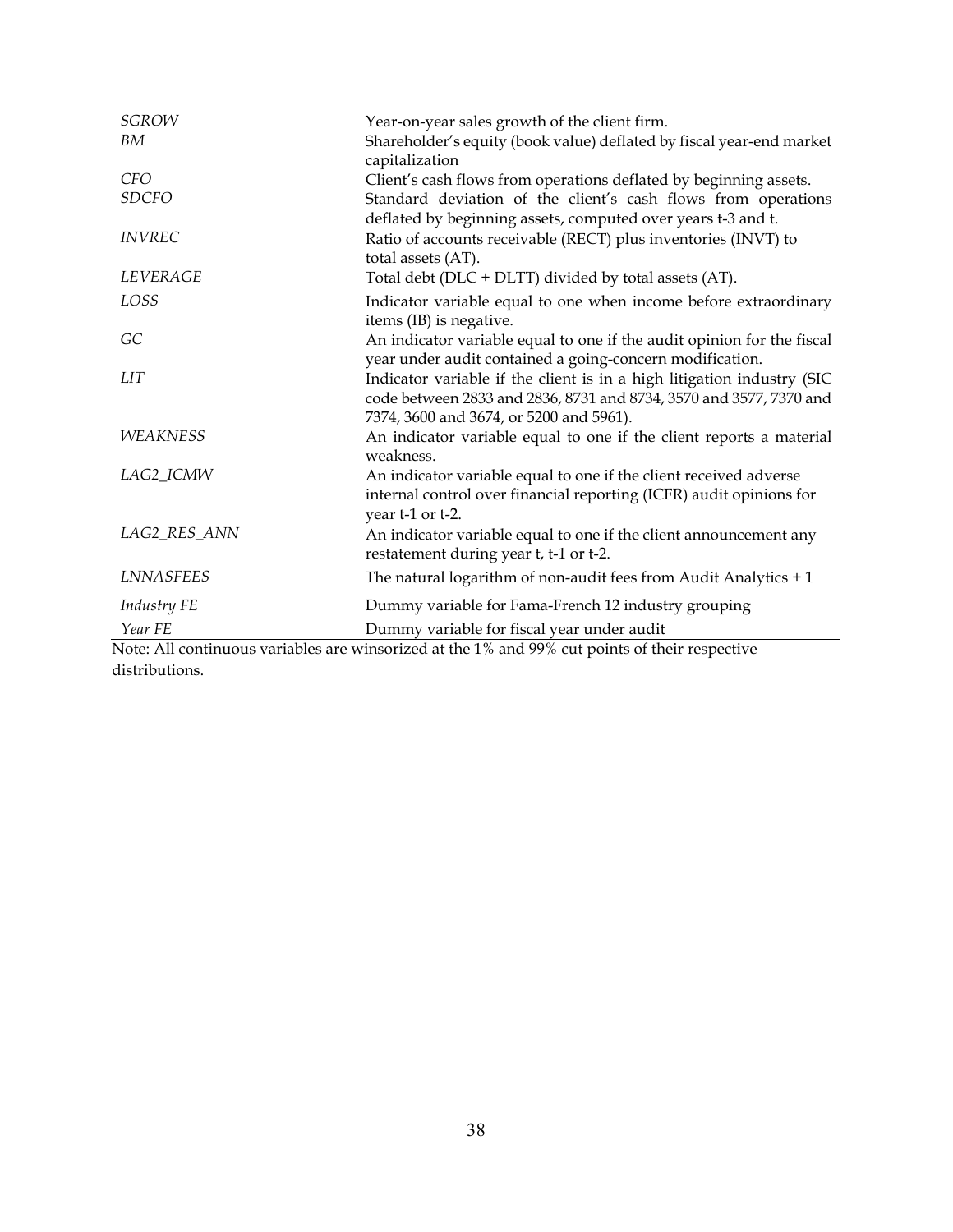| | |
|---|---|
| *SGROW* | Year-on-year sales growth of the client firm. |
| *BM* | Shareholder's equity (book value) deflated by fiscal year-end market capitalization |
| *CFO* | Client's cash flows from operations deflated by beginning assets. |
| *SDCFO* | Standard deviation of the client's cash flows from operations deflated by beginning assets, computed over years t-3 and t. |
| *INVREC* | Ratio of accounts receivable (RECT) plus inventories (INVT) to total assets (AT). |
| *LEVERAGE* | Total debt (DLC + DLTT) divided by total assets (AT). |
| *LOSS* | Indicator variable equal to one when income before extraordinary items (IB) is negative. |
| *GC* | An indicator variable equal to one if the audit opinion for the fiscal year under audit contained a going-concern modification. |
| *LIT* | Indicator variable if the client is in a high litigation industry (SIC code between 2833 and 2836, 8731 and 8734, 3570 and 3577, 7370 and 7374, 3600 and 3674, or 5200 and 5961). |
| *WEAKNESS* | An indicator variable equal to one if the client reports a material weakness. |
| *LAG2_ICMW* | An indicator variable equal to one if the client received adverse internal control over financial reporting (ICFR) audit opinions for year t-1 or t-2. |
| *LAG2_RES_ANN* | An indicator variable equal to one if the client announcement any restatement during year t, t-1 or t-2. |
| *LNNASFEES* | The natural logarithm of non-audit fees from Audit Analytics + 1 |
| *Industry FE* | Dummy variable for Fama-French 12 industry grouping |
| *Year FE* | Dummy variable for fiscal year under audit |

Note: All continuous variables are winsorized at the 1% and 99% cut points of their respective distributions.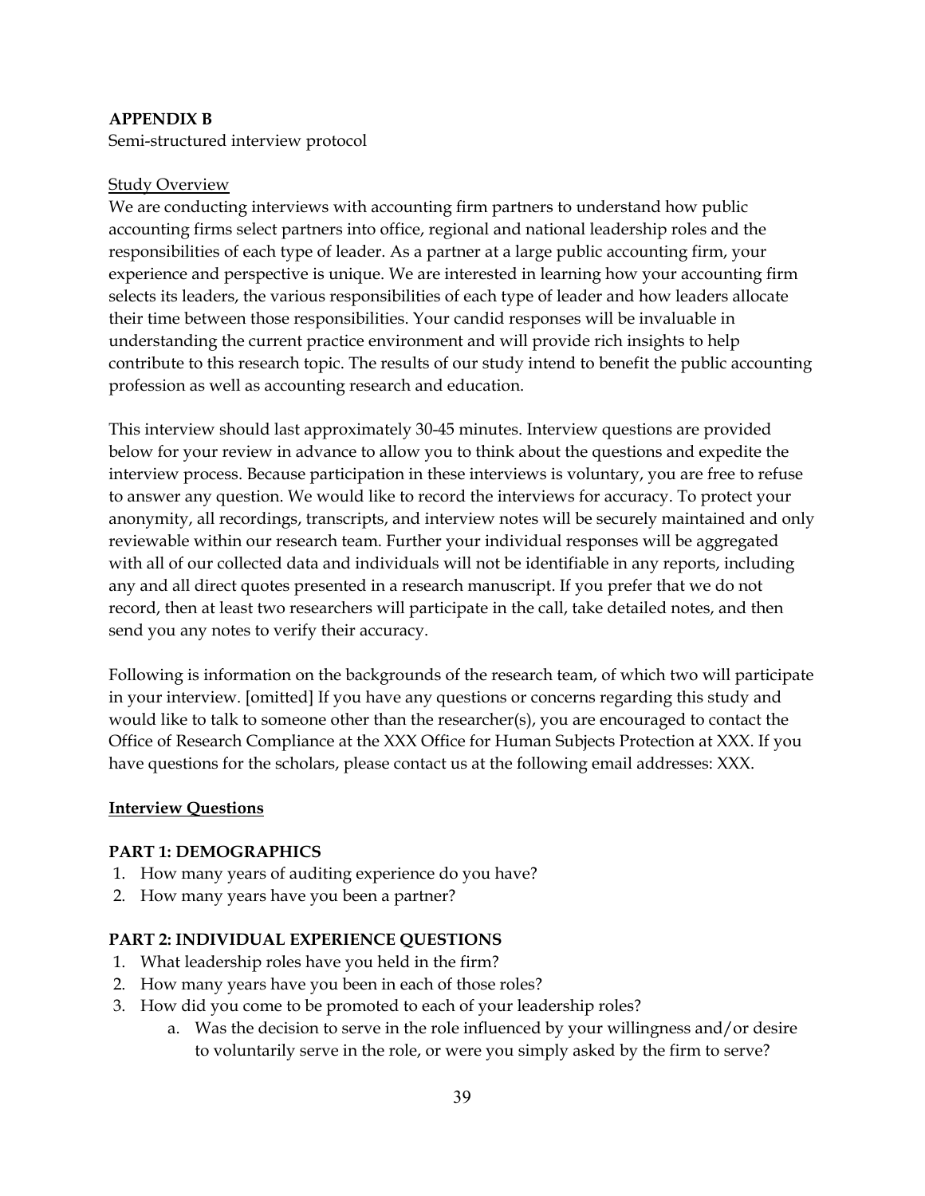**APPENDIX B**

Semi-structured interview protocol

Study Overview

We are conducting interviews with accounting firm partners to understand how public accounting firms select partners into office, regional and national leadership roles and the responsibilities of each type of leader. As a partner at a large public accounting firm, your experience and perspective is unique. We are interested in learning how your accounting firm selects its leaders, the various responsibilities of each type of leader and how leaders allocate their time between those responsibilities. Your candid responses will be invaluable in understanding the current practice environment and will provide rich insights to help contribute to this research topic. The results of our study intend to benefit the public accounting profession as well as accounting research and education.

This interview should last approximately 30-45 minutes. Interview questions are provided below for your review in advance to allow you to think about the questions and expedite the interview process. Because participation in these interviews is voluntary, you are free to refuse to answer any question. We would like to record the interviews for accuracy. To protect your anonymity, all recordings, transcripts, and interview notes will be securely maintained and only reviewable within our research team. Further your individual responses will be aggregated with all of our collected data and individuals will not be identifiable in any reports, including any and all direct quotes presented in a research manuscript. If you prefer that we do not record, then at least two researchers will participate in the call, take detailed notes, and then send you any notes to verify their accuracy.

Following is information on the backgrounds of the research team, of which two will participate in your interview. [omitted] If you have any questions or concerns regarding this study and would like to talk to someone other than the researcher(s), you are encouraged to contact the Office of Research Compliance at the XXX Office for Human Subjects Protection at XXX. If you have questions for the scholars, please contact us at the following email addresses: XXX.

**Interview Questions**

**PART 1: DEMOGRAPHICS**

1. How many years of auditing experience do you have?
2. How many years have you been a partner?

**PART 2: INDIVIDUAL EXPERIENCE QUESTIONS**

1. What leadership roles have you held in the firm?
2. How many years have you been in each of those roles?
3. How did you come to be promoted to each of your leadership roles?
   a. Was the decision to serve in the role influenced by your willingness and/or desire to voluntarily serve in the role, or were you simply asked by the firm to serve?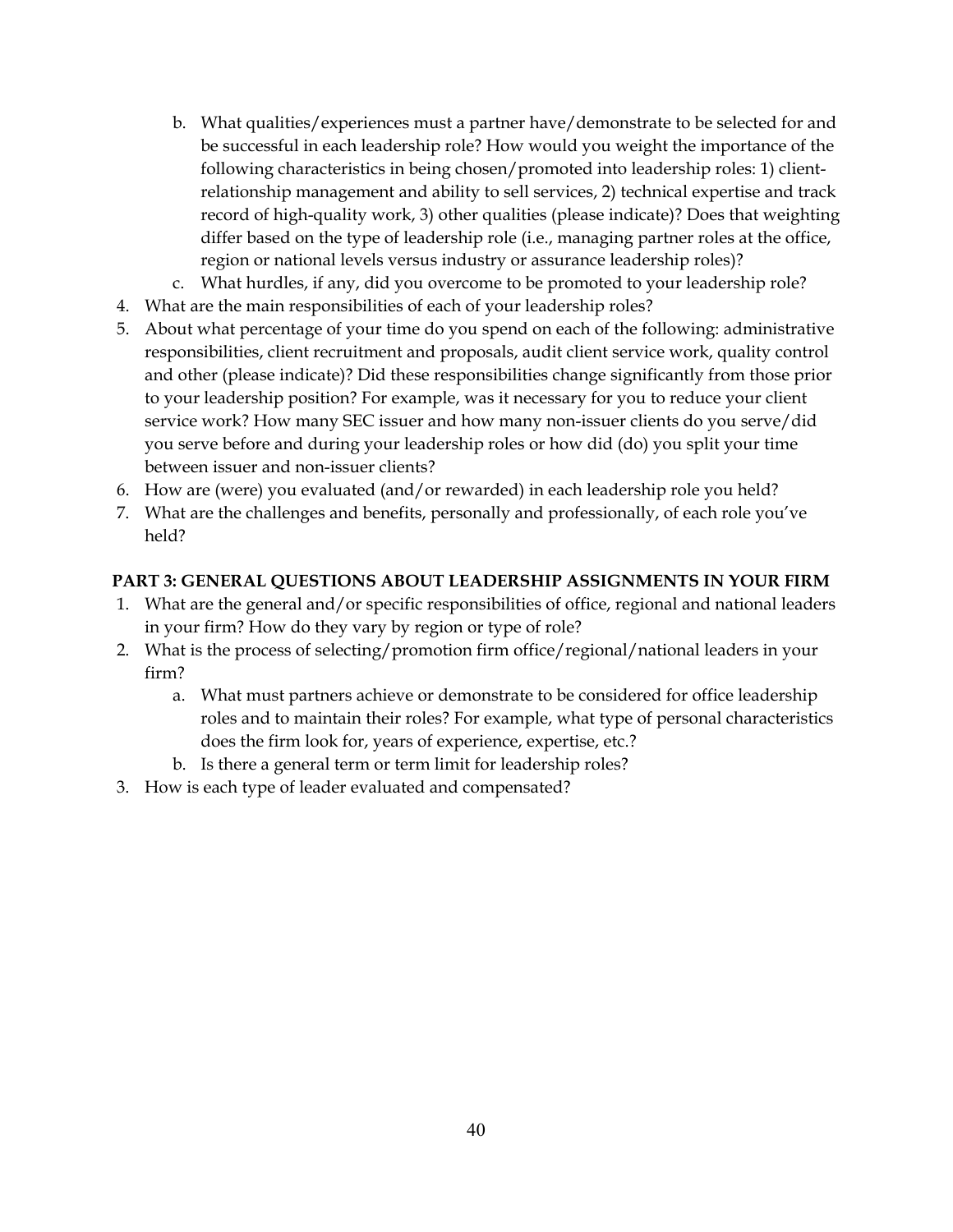b. What qualities/experiences must a partner have/demonstrate to be selected for and be successful in each leadership role? How would you weight the importance of the following characteristics in being chosen/promoted into leadership roles: 1) client-relationship management and ability to sell services, 2) technical expertise and track record of high-quality work, 3) other qualities (please indicate)? Does that weighting differ based on the type of leadership role (i.e., managing partner roles at the office, region or national levels versus industry or assurance leadership roles)?
   c. What hurdles, if any, did you overcome to be promoted to your leadership role?
4. What are the main responsibilities of each of your leadership roles?
5. About what percentage of your time do you spend on each of the following: administrative responsibilities, client recruitment and proposals, audit client service work, quality control and other (please indicate)? Did these responsibilities change significantly from those prior to your leadership position? For example, was it necessary for you to reduce your client service work? How many SEC issuer and how many non-issuer clients do you serve/did you serve before and during your leadership roles or how did (do) you split your time between issuer and non-issuer clients?
6. How are (were) you evaluated (and/or rewarded) in each leadership role you held?
7. What are the challenges and benefits, personally and professionally, of each role you've held?

**PART 3: GENERAL QUESTIONS ABOUT LEADERSHIP ASSIGNMENTS IN YOUR FIRM**

1. What are the general and/or specific responsibilities of office, regional and national leaders in your firm? How do they vary by region or type of role?
2. What is the process of selecting/promotion firm office/regional/national leaders in your firm?
   a. What must partners achieve or demonstrate to be considered for office leadership roles and to maintain their roles? For example, what type of personal characteristics does the firm look for, years of experience, expertise, etc.?
   b. Is there a general term or term limit for leadership roles?
3. How is each type of leader evaluated and compensated?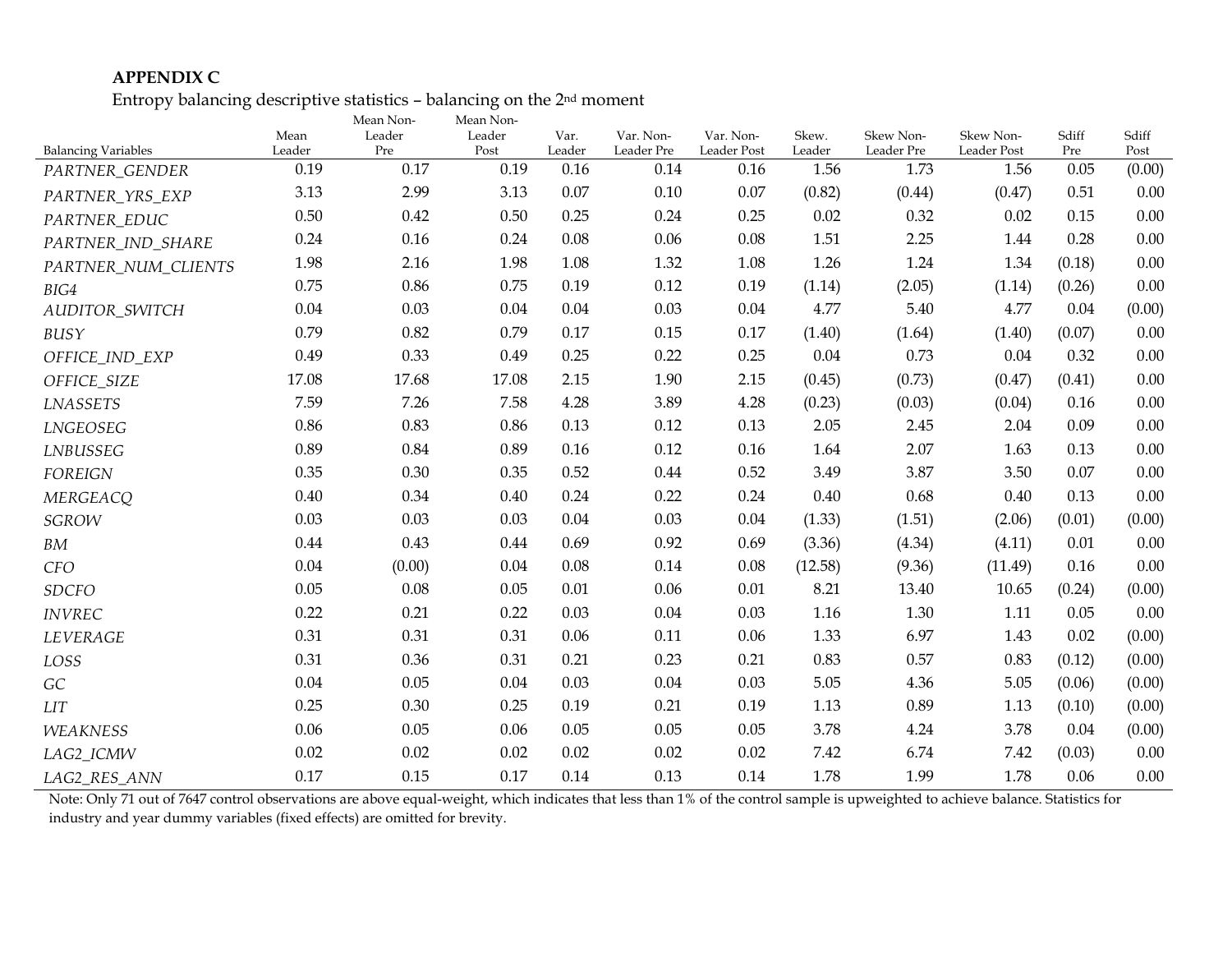**APPENDIX C**

Entropy balancing descriptive statistics – balancing on the 2nd moment

| Balancing Variables | Mean Leader | Mean Non-Leader Pre | Mean Non-Leader Post | Var. Leader | Var. Non-Leader Pre | Var. Non-Leader Post | Skew. Leader | Skew Non-Leader Pre | Skew Non-Leader Post | Sdiff Pre | Sdiff Post |
|---|---|---|---|---|---|---|---|---|---|---|---|
| *PARTNER_GENDER* | 0.19 | 0.17 | 0.19 | 0.16 | 0.14 | 0.16 | 1.56 | 1.73 | 1.56 | 0.05 | (0.00) |
| *PARTNER_YRS_EXP* | 3.13 | 2.99 | 3.13 | 0.07 | 0.10 | 0.07 | (0.82) | (0.44) | (0.47) | 0.51 | 0.00 |
| *PARTNER_EDUC* | 0.50 | 0.42 | 0.50 | 0.25 | 0.24 | 0.25 | 0.02 | 0.32 | 0.02 | 0.15 | 0.00 |
| *PARTNER_IND_SHARE* | 0.24 | 0.16 | 0.24 | 0.08 | 0.06 | 0.08 | 1.51 | 2.25 | 1.44 | 0.28 | 0.00 |
| *PARTNER_NUM_CLIENTS* | 1.98 | 2.16 | 1.98 | 1.08 | 1.32 | 1.08 | 1.26 | 1.24 | 1.34 | (0.18) | 0.00 |
| *BIG4* | 0.75 | 0.86 | 0.75 | 0.19 | 0.12 | 0.19 | (1.14) | (2.05) | (1.14) | (0.26) | 0.00 |
| *AUDITOR_SWITCH* | 0.04 | 0.03 | 0.04 | 0.04 | 0.03 | 0.04 | 4.77 | 5.40 | 4.77 | 0.04 | (0.00) |
| *BUSY* | 0.79 | 0.82 | 0.79 | 0.17 | 0.15 | 0.17 | (1.40) | (1.64) | (1.40) | (0.07) | 0.00 |
| *OFFICE_IND_EXP* | 0.49 | 0.33 | 0.49 | 0.25 | 0.22 | 0.25 | 0.04 | 0.73 | 0.04 | 0.32 | 0.00 |
| *OFFICE_SIZE* | 17.08 | 17.68 | 17.08 | 2.15 | 1.90 | 2.15 | (0.45) | (0.73) | (0.47) | (0.41) | 0.00 |
| *LNASSETS* | 7.59 | 7.26 | 7.58 | 4.28 | 3.89 | 4.28 | (0.23) | (0.03) | (0.04) | 0.16 | 0.00 |
| *LNGEOSEG* | 0.86 | 0.83 | 0.86 | 0.13 | 0.12 | 0.13 | 2.05 | 2.45 | 2.04 | 0.09 | 0.00 |
| *LNBUSSEG* | 0.89 | 0.84 | 0.89 | 0.16 | 0.12 | 0.16 | 1.64 | 2.07 | 1.63 | 0.13 | 0.00 |
| *FOREIGN* | 0.35 | 0.30 | 0.35 | 0.52 | 0.44 | 0.52 | 3.49 | 3.87 | 3.50 | 0.07 | 0.00 |
| *MERGEACQ* | 0.40 | 0.34 | 0.40 | 0.24 | 0.22 | 0.24 | 0.40 | 0.68 | 0.40 | 0.13 | 0.00 |
| *SGROW* | 0.03 | 0.03 | 0.03 | 0.04 | 0.03 | 0.04 | (1.33) | (1.51) | (2.06) | (0.01) | (0.00) |
| *BM* | 0.44 | 0.43 | 0.44 | 0.69 | 0.92 | 0.69 | (3.36) | (4.34) | (4.11) | 0.01 | 0.00 |
| *CFO* | 0.04 | (0.00) | 0.04 | 0.08 | 0.14 | 0.08 | (12.58) | (9.36) | (11.49) | 0.16 | 0.00 |
| *SDCFO* | 0.05 | 0.08 | 0.05 | 0.01 | 0.06 | 0.01 | 8.21 | 13.40 | 10.65 | (0.24) | (0.00) |
| *INVREC* | 0.22 | 0.21 | 0.22 | 0.03 | 0.04 | 0.03 | 1.16 | 1.30 | 1.11 | 0.05 | 0.00 |
| *LEVERAGE* | 0.31 | 0.31 | 0.31 | 0.06 | 0.11 | 0.06 | 1.33 | 6.97 | 1.43 | 0.02 | (0.00) |
| *LOSS* | 0.31 | 0.36 | 0.31 | 0.21 | 0.23 | 0.21 | 0.83 | 0.57 | 0.83 | (0.12) | (0.00) |
| *GC* | 0.04 | 0.05 | 0.04 | 0.03 | 0.04 | 0.03 | 5.05 | 4.36 | 5.05 | (0.06) | (0.00) |
| *LIT* | 0.25 | 0.30 | 0.25 | 0.19 | 0.21 | 0.19 | 1.13 | 0.89 | 1.13 | (0.10) | (0.00) |
| *WEAKNESS* | 0.06 | 0.05 | 0.06 | 0.05 | 0.05 | 0.05 | 3.78 | 4.24 | 3.78 | 0.04 | (0.00) |
| *LAG2_ICMW* | 0.02 | 0.02 | 0.02 | 0.02 | 0.02 | 0.02 | 7.42 | 6.74 | 7.42 | (0.03) | 0.00 |
| *LAG2_RES_ANN* | 0.17 | 0.15 | 0.17 | 0.14 | 0.13 | 0.14 | 1.78 | 1.99 | 1.78 | 0.06 | 0.00 |

Note: Only 71 out of 7647 control observations are above equal-weight, which indicates that less than 1% of the control sample is upweighted to achieve balance. Statistics for industry and year dummy variables (fixed effects) are omitted for brevity.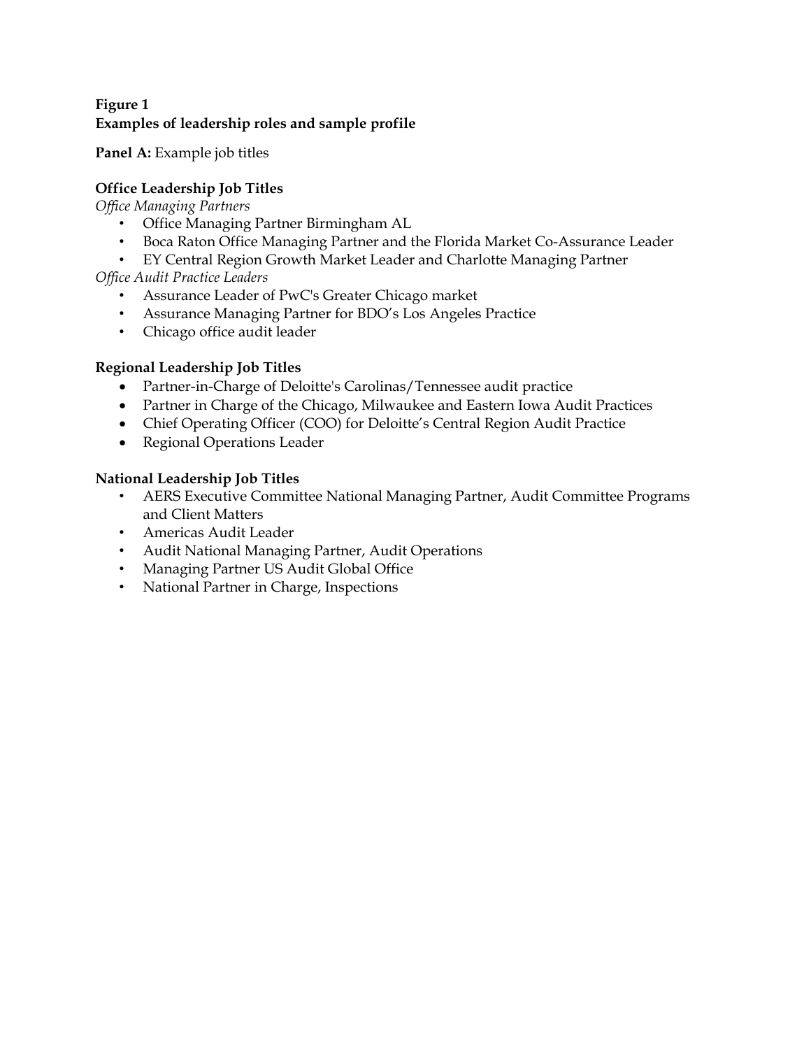**Figure 1**
**Examples of leadership roles and sample profile**

**Panel A:** Example job titles

**Office Leadership Job Titles**

*Office Managing Partners*

- Office Managing Partner Birmingham AL
- Boca Raton Office Managing Partner and the Florida Market Co-Assurance Leader
- EY Central Region Growth Market Leader and Charlotte Managing Partner

*Office Audit Practice Leaders*

- Assurance Leader of PwC's Greater Chicago market
- Assurance Managing Partner for BDO's Los Angeles Practice
- Chicago office audit leader

**Regional Leadership Job Titles**

- Partner-in-Charge of Deloitte's Carolinas/Tennessee audit practice
- Partner in Charge of the Chicago, Milwaukee and Eastern Iowa Audit Practices
- Chief Operating Officer (COO) for Deloitte's Central Region Audit Practice
- Regional Operations Leader

**National Leadership Job Titles**

- AERS Executive Committee National Managing Partner, Audit Committee Programs and Client Matters
- Americas Audit Leader
- Audit National Managing Partner, Audit Operations
- Managing Partner US Audit Global Office
- National Partner in Charge, Inspections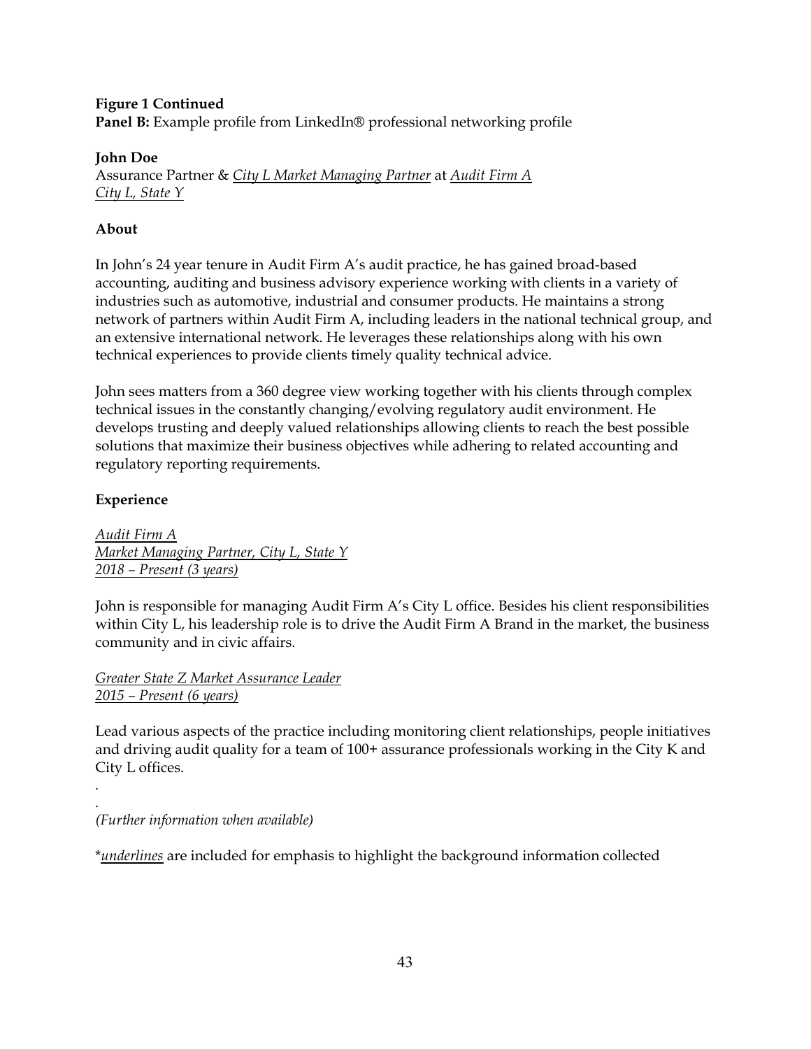**Figure 1 Continued**
**Panel B:** Example profile from LinkedIn® professional networking profile

**John Doe**
Assurance Partner & <u>*City L Market Managing Partner*</u> at <u>*Audit Firm A*</u>
<u>*City L, State Y*</u>

**About**

In John's 24 year tenure in Audit Firm A's audit practice, he has gained broad-based accounting, auditing and business advisory experience working with clients in a variety of industries such as automotive, industrial and consumer products. He maintains a strong network of partners within Audit Firm A, including leaders in the national technical group, and an extensive international network. He leverages these relationships along with his own technical experiences to provide clients timely quality technical advice.

John sees matters from a 360 degree view working together with his clients through complex technical issues in the constantly changing/evolving regulatory audit environment. He develops trusting and deeply valued relationships allowing clients to reach the best possible solutions that maximize their business objectives while adhering to related accounting and regulatory reporting requirements.

**Experience**

<u>*Audit Firm A*</u>
<u>*Market Managing Partner, City L, State Y*</u>
<u>*2018 – Present (3 years)*</u>

John is responsible for managing Audit Firm A's City L office. Besides his client responsibilities within City L, his leadership role is to drive the Audit Firm A Brand in the market, the business community and in civic affairs.

<u>*Greater State Z Market Assurance Leader*</u>
<u>*2015 – Present (6 years)*</u>

Lead various aspects of the practice including monitoring client relationships, people initiatives and driving audit quality for a team of 100+ assurance professionals working in the City K and City L offices.

.
.
*(Further information when available)*

*<u>*underlines*</u> are included for emphasis to highlight the background information collected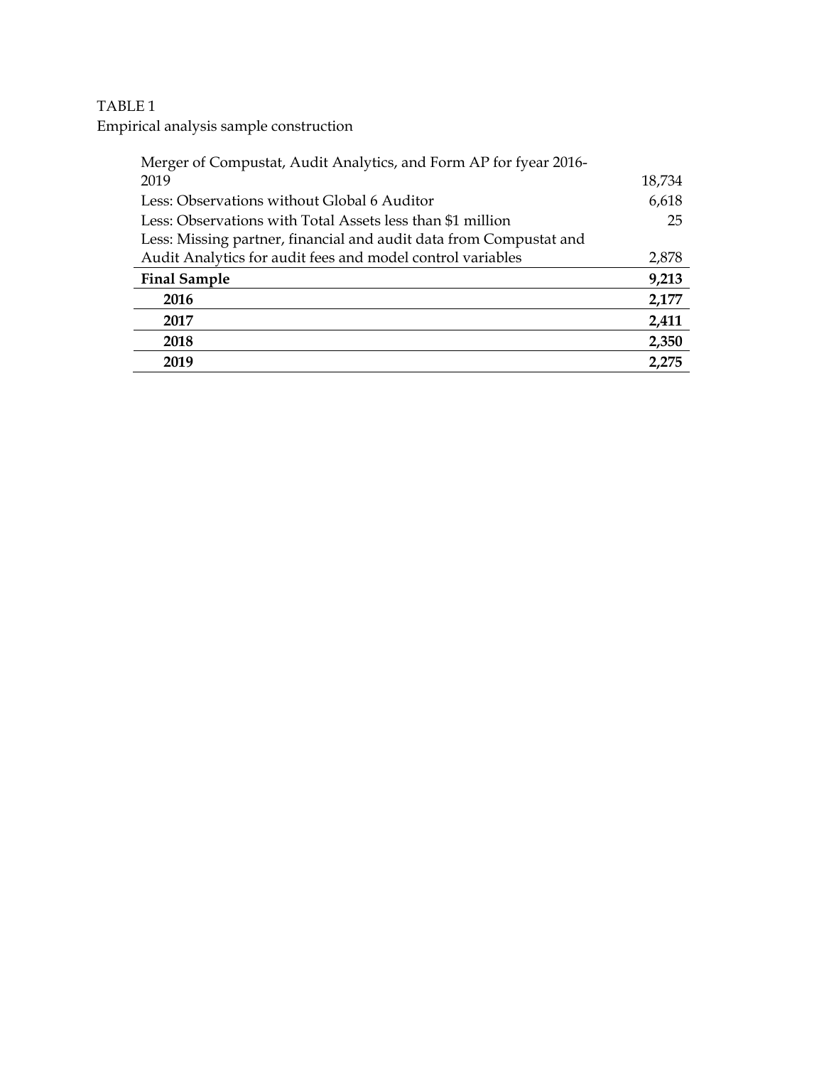TABLE 1
Empirical analysis sample construction

| | |
|---|---|
| Merger of Compustat, Audit Analytics, and Form AP for fyear 2016-2019 | 18,734 |
| Less: Observations without Global 6 Auditor | 6,618 |
| Less: Observations with Total Assets less than $1 million | 25 |
| Less: Missing partner, financial and audit data from Compustat and Audit Analytics for audit fees and model control variables | 2,878 |
| **Final Sample** | **9,213** |
| **2016** | **2,177** |
| **2017** | **2,411** |
| **2018** | **2,350** |
| **2019** | **2,275** |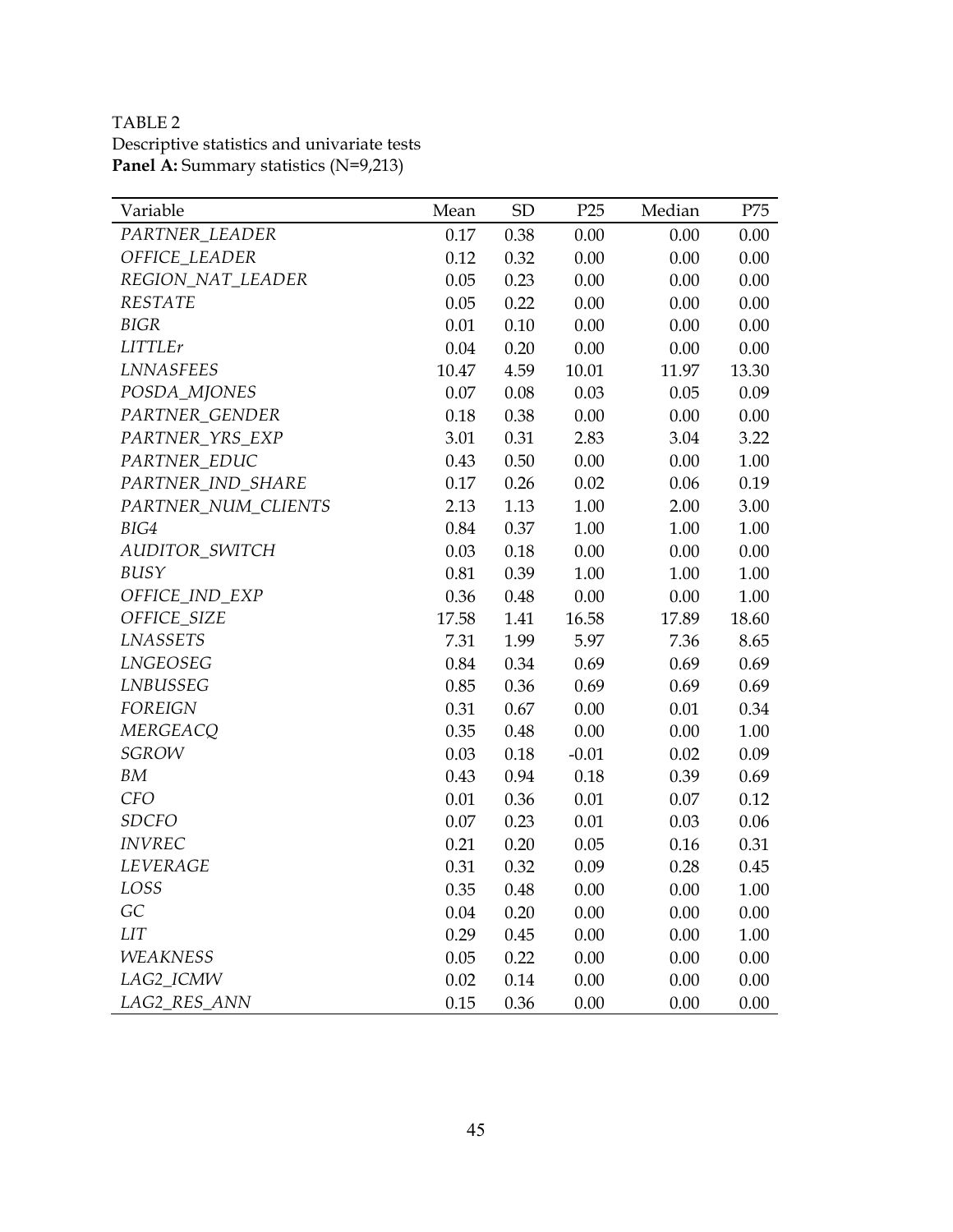TABLE 2
Descriptive statistics and univariate tests
**Panel A:** Summary statistics (N=9,213)

| Variable | Mean | SD | P25 | Median | P75 |
|---|---|---|---|---|---|
| *PARTNER_LEADER* | 0.17 | 0.38 | 0.00 | 0.00 | 0.00 |
| *OFFICE_LEADER* | 0.12 | 0.32 | 0.00 | 0.00 | 0.00 |
| *REGION_NAT_LEADER* | 0.05 | 0.23 | 0.00 | 0.00 | 0.00 |
| *RESTATE* | 0.05 | 0.22 | 0.00 | 0.00 | 0.00 |
| *BIGR* | 0.01 | 0.10 | 0.00 | 0.00 | 0.00 |
| *LITTLEr* | 0.04 | 0.20 | 0.00 | 0.00 | 0.00 |
| *LNNASFEES* | 10.47 | 4.59 | 10.01 | 11.97 | 13.30 |
| *POSDA_MJONES* | 0.07 | 0.08 | 0.03 | 0.05 | 0.09 |
| *PARTNER_GENDER* | 0.18 | 0.38 | 0.00 | 0.00 | 0.00 |
| *PARTNER_YRS_EXP* | 3.01 | 0.31 | 2.83 | 3.04 | 3.22 |
| *PARTNER_EDUC* | 0.43 | 0.50 | 0.00 | 0.00 | 1.00 |
| *PARTNER_IND_SHARE* | 0.17 | 0.26 | 0.02 | 0.06 | 0.19 |
| *PARTNER_NUM_CLIENTS* | 2.13 | 1.13 | 1.00 | 2.00 | 3.00 |
| *BIG4* | 0.84 | 0.37 | 1.00 | 1.00 | 1.00 |
| *AUDITOR_SWITCH* | 0.03 | 0.18 | 0.00 | 0.00 | 0.00 |
| *BUSY* | 0.81 | 0.39 | 1.00 | 1.00 | 1.00 |
| *OFFICE_IND_EXP* | 0.36 | 0.48 | 0.00 | 0.00 | 1.00 |
| *OFFICE_SIZE* | 17.58 | 1.41 | 16.58 | 17.89 | 18.60 |
| *LNASSETS* | 7.31 | 1.99 | 5.97 | 7.36 | 8.65 |
| *LNGEOSEG* | 0.84 | 0.34 | 0.69 | 0.69 | 0.69 |
| *LNBUSSEG* | 0.85 | 0.36 | 0.69 | 0.69 | 0.69 |
| *FOREIGN* | 0.31 | 0.67 | 0.00 | 0.01 | 0.34 |
| *MERGEACQ* | 0.35 | 0.48 | 0.00 | 0.00 | 1.00 |
| *SGROW* | 0.03 | 0.18 | -0.01 | 0.02 | 0.09 |
| *BM* | 0.43 | 0.94 | 0.18 | 0.39 | 0.69 |
| *CFO* | 0.01 | 0.36 | 0.01 | 0.07 | 0.12 |
| *SDCFO* | 0.07 | 0.23 | 0.01 | 0.03 | 0.06 |
| *INVREC* | 0.21 | 0.20 | 0.05 | 0.16 | 0.31 |
| *LEVERAGE* | 0.31 | 0.32 | 0.09 | 0.28 | 0.45 |
| *LOSS* | 0.35 | 0.48 | 0.00 | 0.00 | 1.00 |
| *GC* | 0.04 | 0.20 | 0.00 | 0.00 | 0.00 |
| *LIT* | 0.29 | 0.45 | 0.00 | 0.00 | 1.00 |
| *WEAKNESS* | 0.05 | 0.22 | 0.00 | 0.00 | 0.00 |
| *LAG2_ICMW* | 0.02 | 0.14 | 0.00 | 0.00 | 0.00 |
| *LAG2_RES_ANN* | 0.15 | 0.36 | 0.00 | 0.00 | 0.00 |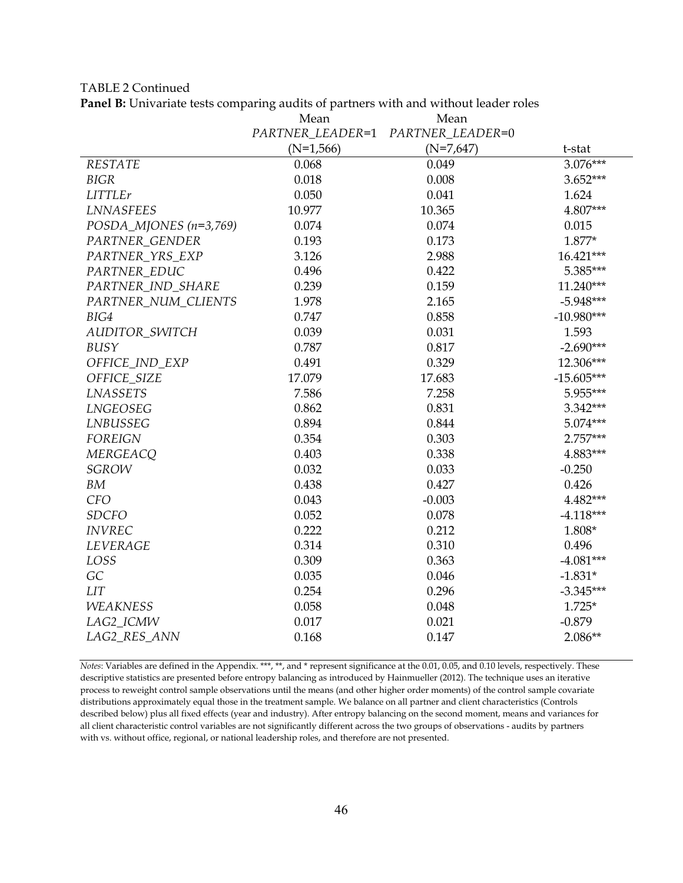TABLE 2 Continued

**Panel B:** Univariate tests comparing audits of partners with and without leader roles

| | Mean *PARTNER_LEADER*=1 (N=1,566) | Mean *PARTNER_LEADER*=0 (N=7,647) | t-stat |
|---|---|---|---|
| *RESTATE* | 0.068 | 0.049 | 3.076*** |
| *BIGR* | 0.018 | 0.008 | 3.652*** |
| *LITTLEr* | 0.050 | 0.041 | 1.624 |
| *LNNASFEES* | 10.977 | 10.365 | 4.807*** |
| *POSDA_MJONES (n=3,769)* | 0.074 | 0.074 | 0.015 |
| *PARTNER_GENDER* | 0.193 | 0.173 | 1.877* |
| *PARTNER_YRS_EXP* | 3.126 | 2.988 | 16.421*** |
| *PARTNER_EDUC* | 0.496 | 0.422 | 5.385*** |
| *PARTNER_IND_SHARE* | 0.239 | 0.159 | 11.240*** |
| *PARTNER_NUM_CLIENTS* | 1.978 | 2.165 | -5.948*** |
| *BIG4* | 0.747 | 0.858 | -10.980*** |
| *AUDITOR_SWITCH* | 0.039 | 0.031 | 1.593 |
| *BUSY* | 0.787 | 0.817 | -2.690*** |
| *OFFICE_IND_EXP* | 0.491 | 0.329 | 12.306*** |
| *OFFICE_SIZE* | 17.079 | 17.683 | -15.605*** |
| *LNASSETS* | 7.586 | 7.258 | 5.955*** |
| *LNGEOSEG* | 0.862 | 0.831 | 3.342*** |
| *LNBUSSEG* | 0.894 | 0.844 | 5.074*** |
| *FOREIGN* | 0.354 | 0.303 | 2.757*** |
| *MERGEACQ* | 0.403 | 0.338 | 4.883*** |
| *SGROW* | 0.032 | 0.033 | -0.250 |
| *BM* | 0.438 | 0.427 | 0.426 |
| *CFO* | 0.043 | -0.003 | 4.482*** |
| *SDCFO* | 0.052 | 0.078 | -4.118*** |
| *INVREC* | 0.222 | 0.212 | 1.808* |
| *LEVERAGE* | 0.314 | 0.310 | 0.496 |
| *LOSS* | 0.309 | 0.363 | -4.081*** |
| *GC* | 0.035 | 0.046 | -1.831* |
| *LIT* | 0.254 | 0.296 | -3.345*** |
| *WEAKNESS* | 0.058 | 0.048 | 1.725* |
| *LAG2_ICMW* | 0.017 | 0.021 | -0.879 |
| *LAG2_RES_ANN* | 0.168 | 0.147 | 2.086** |

*Notes*: Variables are defined in the Appendix. ***, **, and * represent significance at the 0.01, 0.05, and 0.10 levels, respectively. These descriptive statistics are presented before entropy balancing as introduced by Hainmueller (2012). The technique uses an iterative process to reweight control sample observations until the means (and other higher order moments) of the control sample covariate distributions approximately equal those in the treatment sample. We balance on all partner and client characteristics (Controls described below) plus all fixed effects (year and industry). After entropy balancing on the second moment, means and variances for all client characteristic control variables are not significantly different across the two groups of observations - audits by partners with vs. without office, regional, or national leadership roles, and therefore are not presented.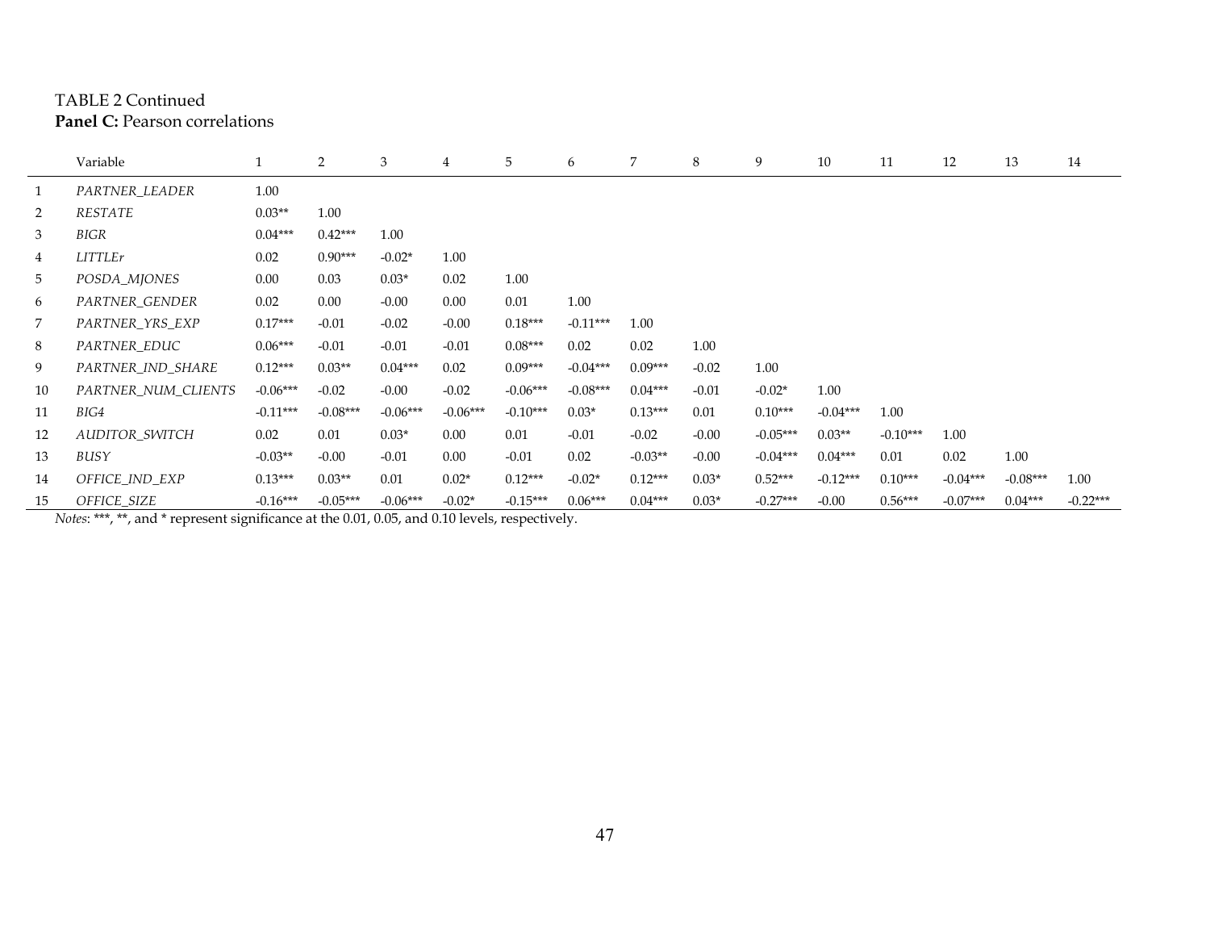TABLE 2 Continued
**Panel C:** Pearson correlations

| | Variable | 1 | 2 | 3 | 4 | 5 | 6 | 7 | 8 | 9 | 10 | 11 | 12 | 13 | 14 |
|---|---|---|---|---|---|---|---|---|---|---|---|---|---|---|---|
| 1 | *PARTNER_LEADER* | 1.00 | | | | | | | | | | | | | |
| 2 | *RESTATE* | 0.03** | 1.00 | | | | | | | | | | | | |
| 3 | *BIGR* | 0.04*** | 0.42*** | 1.00 | | | | | | | | | | | |
| 4 | *LITTLEr* | 0.02 | 0.90*** | -0.02* | 1.00 | | | | | | | | | | |
| 5 | *POSDA_MJONES* | 0.00 | 0.03 | 0.03* | 0.02 | 1.00 | | | | | | | | | |
| 6 | *PARTNER_GENDER* | 0.02 | 0.00 | -0.00 | 0.00 | 0.01 | 1.00 | | | | | | | | |
| 7 | *PARTNER_YRS_EXP* | 0.17*** | -0.01 | -0.02 | -0.00 | 0.18*** | -0.11*** | 1.00 | | | | | | | |
| 8 | *PARTNER_EDUC* | 0.06*** | -0.01 | -0.01 | -0.01 | 0.08*** | 0.02 | 0.02 | 1.00 | | | | | | |
| 9 | *PARTNER_IND_SHARE* | 0.12*** | 0.03** | 0.04*** | 0.02 | 0.09*** | -0.04*** | 0.09*** | -0.02 | 1.00 | | | | | |
| 10 | *PARTNER_NUM_CLIENTS* | -0.06*** | -0.02 | -0.00 | -0.02 | -0.06*** | -0.08*** | 0.04*** | -0.01 | -0.02* | 1.00 | | | | |
| 11 | *BIG4* | -0.11*** | -0.08*** | -0.06*** | -0.06*** | -0.10*** | 0.03* | 0.13*** | 0.01 | 0.10*** | -0.04*** | 1.00 | | | |
| 12 | *AUDITOR_SWITCH* | 0.02 | 0.01 | 0.03* | 0.00 | 0.01 | -0.01 | -0.02 | -0.00 | -0.05*** | 0.03** | -0.10*** | 1.00 | | |
| 13 | *BUSY* | -0.03** | -0.00 | -0.01 | 0.00 | -0.01 | 0.02 | -0.03** | -0.00 | -0.04*** | 0.04*** | 0.01 | 0.02 | 1.00 | |
| 14 | *OFFICE_IND_EXP* | 0.13*** | 0.03** | 0.01 | 0.02* | 0.12*** | -0.02* | 0.12*** | 0.03* | 0.52*** | -0.12*** | 0.10*** | -0.04*** | -0.08*** | 1.00 |
| 15 | *OFFICE_SIZE* | -0.16*** | -0.05*** | -0.06*** | -0.02* | -0.15*** | 0.06*** | 0.04*** | 0.03* | -0.27*** | -0.00 | 0.56*** | -0.07*** | 0.04*** | -0.22*** |

*Notes*: ***, **, and * represent significance at the 0.01, 0.05, and 0.10 levels, respectively.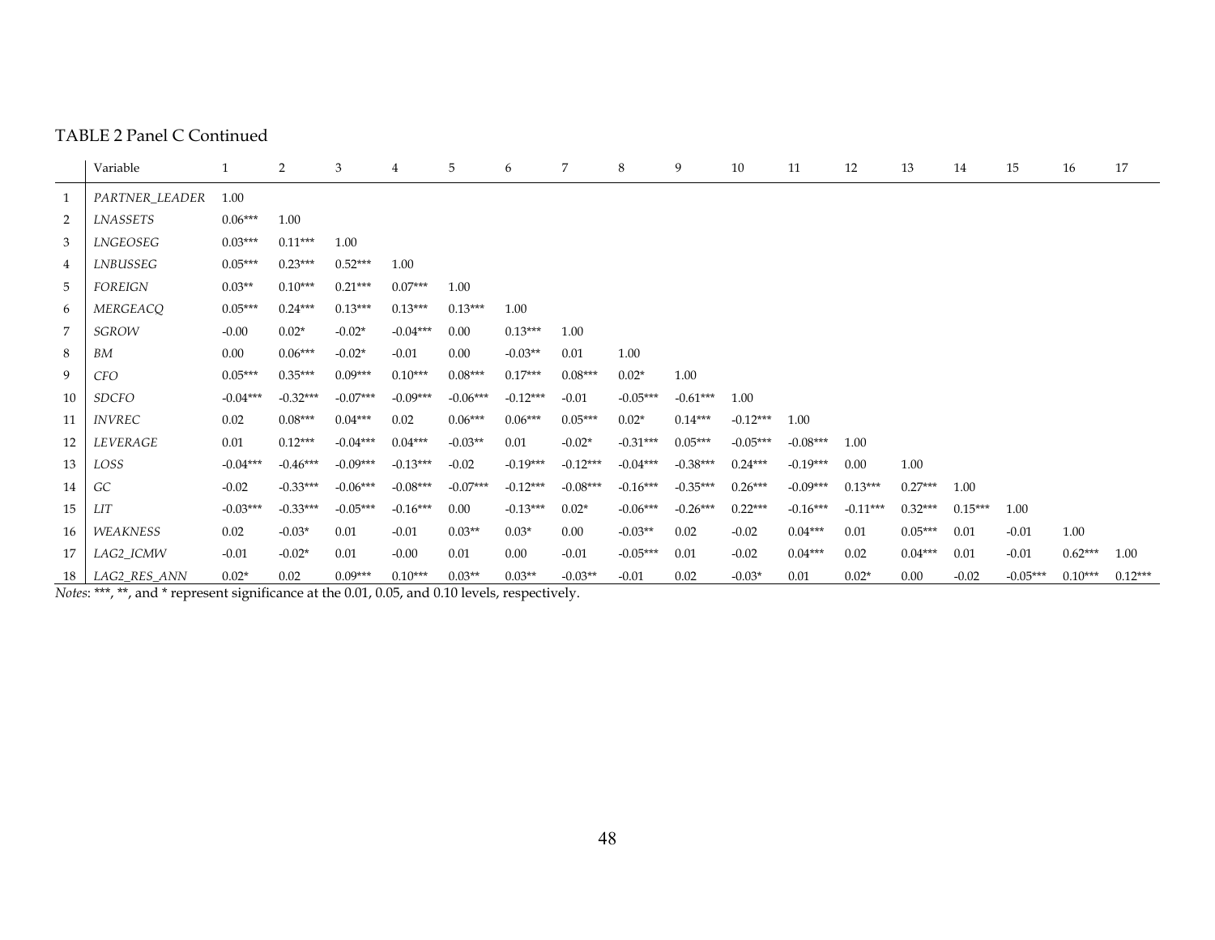TABLE 2 Panel C Continued

| | Variable | 1 | 2 | 3 | 4 | 5 | 6 | 7 | 8 | 9 | 10 | 11 | 12 | 13 | 14 | 15 | 16 | 17 |
|---|---|---|---|---|---|---|---|---|---|---|---|---|---|---|---|---|---|---|
| 1 | *PARTNER_LEADER* | 1.00 | | | | | | | | | | | | | | | | |
| 2 | *LNASSETS* | 0.06*** | 1.00 | | | | | | | | | | | | | | | |
| 3 | *LNGEOSEG* | 0.03*** | 0.11*** | 1.00 | | | | | | | | | | | | | | |
| 4 | *LNBUSSEG* | 0.05*** | 0.23*** | 0.52*** | 1.00 | | | | | | | | | | | | | |
| 5 | *FOREIGN* | 0.03** | 0.10*** | 0.21*** | 0.07*** | 1.00 | | | | | | | | | | | | |
| 6 | *MERGEACQ* | 0.05*** | 0.24*** | 0.13*** | 0.13*** | 0.13*** | 1.00 | | | | | | | | | | | |
| 7 | *SGROW* | -0.00 | 0.02* | -0.02* | -0.04*** | 0.00 | 0.13*** | 1.00 | | | | | | | | | | |
| 8 | *BM* | 0.00 | 0.06*** | -0.02* | -0.01 | 0.00 | -0.03** | 0.01 | 1.00 | | | | | | | | | |
| 9 | *CFO* | 0.05*** | 0.35*** | 0.09*** | 0.10*** | 0.08*** | 0.17*** | 0.08*** | 0.02* | 1.00 | | | | | | | | |
| 10 | *SDCFO* | -0.04*** | -0.32*** | -0.07*** | -0.09*** | -0.06*** | -0.12*** | -0.01 | -0.05*** | -0.61*** | 1.00 | | | | | | | |
| 11 | *INVREC* | 0.02 | 0.08*** | 0.04*** | 0.02 | 0.06*** | 0.06*** | 0.05*** | 0.02* | 0.14*** | -0.12*** | 1.00 | | | | | | |
| 12 | *LEVERAGE* | 0.01 | 0.12*** | -0.04*** | 0.04*** | -0.03** | 0.01 | -0.02* | -0.31*** | 0.05*** | -0.05*** | -0.08*** | 1.00 | | | | | |
| 13 | *LOSS* | -0.04*** | -0.46*** | -0.09*** | -0.13*** | -0.02 | -0.19*** | -0.12*** | -0.04*** | -0.38*** | 0.24*** | -0.19*** | 0.00 | 1.00 | | | | |
| 14 | *GC* | -0.02 | -0.33*** | -0.06*** | -0.08*** | -0.07*** | -0.12*** | -0.08*** | -0.16*** | -0.35*** | 0.26*** | -0.09*** | 0.13*** | 0.27*** | 1.00 | | | |
| 15 | *LIT* | -0.03*** | -0.33*** | -0.05*** | -0.16*** | 0.00 | -0.13*** | 0.02* | -0.06*** | -0.26*** | 0.22*** | -0.16*** | -0.11*** | 0.32*** | 0.15*** | 1.00 | | |
| 16 | *WEAKNESS* | 0.02 | -0.03* | 0.01 | -0.01 | 0.03** | 0.03* | 0.00 | -0.03** | 0.02 | -0.02 | 0.04*** | 0.01 | 0.05*** | 0.01 | -0.01 | 1.00 | |
| 17 | *LAG2_ICMW* | -0.01 | -0.02* | 0.01 | -0.00 | 0.01 | 0.00 | -0.01 | -0.05*** | 0.01 | -0.02 | 0.04*** | 0.02 | 0.04*** | 0.01 | -0.01 | 0.62*** | 1.00 |
| 18 | *LAG2_RES_ANN* | 0.02* | 0.02 | 0.09*** | 0.10*** | 0.03** | 0.03** | -0.03** | -0.01 | 0.02 | -0.03* | 0.01 | 0.02* | 0.00 | -0.02 | -0.05*** | 0.10*** | 0.12*** |

*Notes*: ***, **, and * represent significance at the 0.01, 0.05, and 0.10 levels, respectively.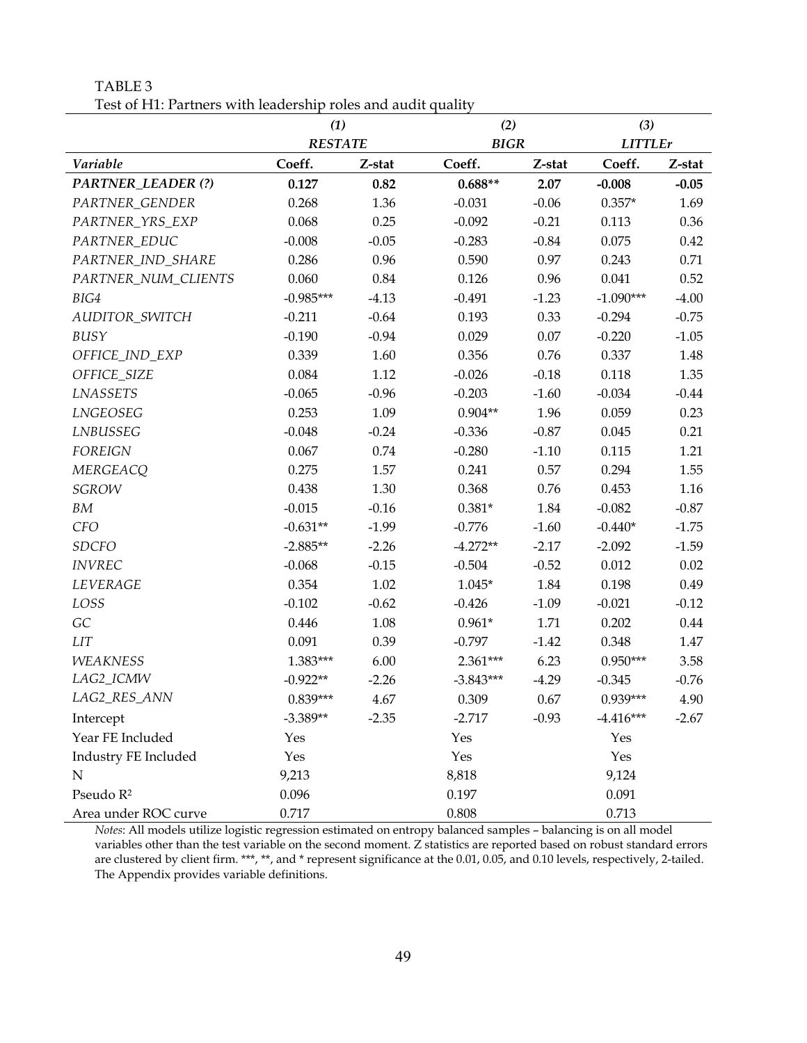TABLE 3

Test of H1: Partners with leadership roles and audit quality

| | *(1)* | | *(2)* | | *(3)* | |
|---|---|---|---|---|---|---|
| | ***RESTATE*** | | ***BIGR*** | | ***LITTLEr*** | |
| ***Variable*** | **Coeff.** | **Z-stat** | **Coeff.** | **Z-stat** | **Coeff.** | **Z-stat** |
| ***PARTNER_LEADER (?)*** | **0.127** | **0.82** | **0.688**** | **2.07** | **-0.008** | **-0.05** |
| *PARTNER_GENDER* | 0.268 | 1.36 | -0.031 | -0.06 | 0.357* | 1.69 |
| *PARTNER_YRS_EXP* | 0.068 | 0.25 | -0.092 | -0.21 | 0.113 | 0.36 |
| *PARTNER_EDUC* | -0.008 | -0.05 | -0.283 | -0.84 | 0.075 | 0.42 |
| *PARTNER_IND_SHARE* | 0.286 | 0.96 | 0.590 | 0.97 | 0.243 | 0.71 |
| *PARTNER_NUM_CLIENTS* | 0.060 | 0.84 | 0.126 | 0.96 | 0.041 | 0.52 |
| *BIG4* | -0.985*** | -4.13 | -0.491 | -1.23 | -1.090*** | -4.00 |
| *AUDITOR_SWITCH* | -0.211 | -0.64 | 0.193 | 0.33 | -0.294 | -0.75 |
| *BUSY* | -0.190 | -0.94 | 0.029 | 0.07 | -0.220 | -1.05 |
| *OFFICE_IND_EXP* | 0.339 | 1.60 | 0.356 | 0.76 | 0.337 | 1.48 |
| *OFFICE_SIZE* | 0.084 | 1.12 | -0.026 | -0.18 | 0.118 | 1.35 |
| *LNASSETS* | -0.065 | -0.96 | -0.203 | -1.60 | -0.034 | -0.44 |
| *LNGEOSEG* | 0.253 | 1.09 | 0.904** | 1.96 | 0.059 | 0.23 |
| *LNBUSSEG* | -0.048 | -0.24 | -0.336 | -0.87 | 0.045 | 0.21 |
| *FOREIGN* | 0.067 | 0.74 | -0.280 | -1.10 | 0.115 | 1.21 |
| *MERGEACQ* | 0.275 | 1.57 | 0.241 | 0.57 | 0.294 | 1.55 |
| *SGROW* | 0.438 | 1.30 | 0.368 | 0.76 | 0.453 | 1.16 |
| *BM* | -0.015 | -0.16 | 0.381* | 1.84 | -0.082 | -0.87 |
| *CFO* | -0.631** | -1.99 | -0.776 | -1.60 | -0.440* | -1.75 |
| *SDCFO* | -2.885** | -2.26 | -4.272** | -2.17 | -2.092 | -1.59 |
| *INVREC* | -0.068 | -0.15 | -0.504 | -0.52 | 0.012 | 0.02 |
| *LEVERAGE* | 0.354 | 1.02 | 1.045* | 1.84 | 0.198 | 0.49 |
| *LOSS* | -0.102 | -0.62 | -0.426 | -1.09 | -0.021 | -0.12 |
| *GC* | 0.446 | 1.08 | 0.961* | 1.71 | 0.202 | 0.44 |
| *LIT* | 0.091 | 0.39 | -0.797 | -1.42 | 0.348 | 1.47 |
| *WEAKNESS* | 1.383*** | 6.00 | 2.361*** | 6.23 | 0.950*** | 3.58 |
| *LAG2_ICMW* | -0.922** | -2.26 | -3.843*** | -4.29 | -0.345 | -0.76 |
| *LAG2_RES_ANN* | 0.839*** | 4.67 | 0.309 | 0.67 | 0.939*** | 4.90 |
| Intercept | -3.389** | -2.35 | -2.717 | -0.93 | -4.416*** | -2.67 |
| Year FE Included | Yes | | Yes | | Yes | |
| Industry FE Included | Yes | | Yes | | Yes | |
| N | 9,213 | | 8,818 | | 9,124 | |
| Pseudo $R^2$ | 0.096 | | 0.197 | | 0.091 | |
| Area under ROC curve | 0.717 | | 0.808 | | 0.713 | |

*Notes*: All models utilize logistic regression estimated on entropy balanced samples – balancing is on all model variables other than the test variable on the second moment. Z statistics are reported based on robust standard errors are clustered by client firm. ***, **, and * represent significance at the 0.01, 0.05, and 0.10 levels, respectively, 2-tailed. The Appendix provides variable definitions.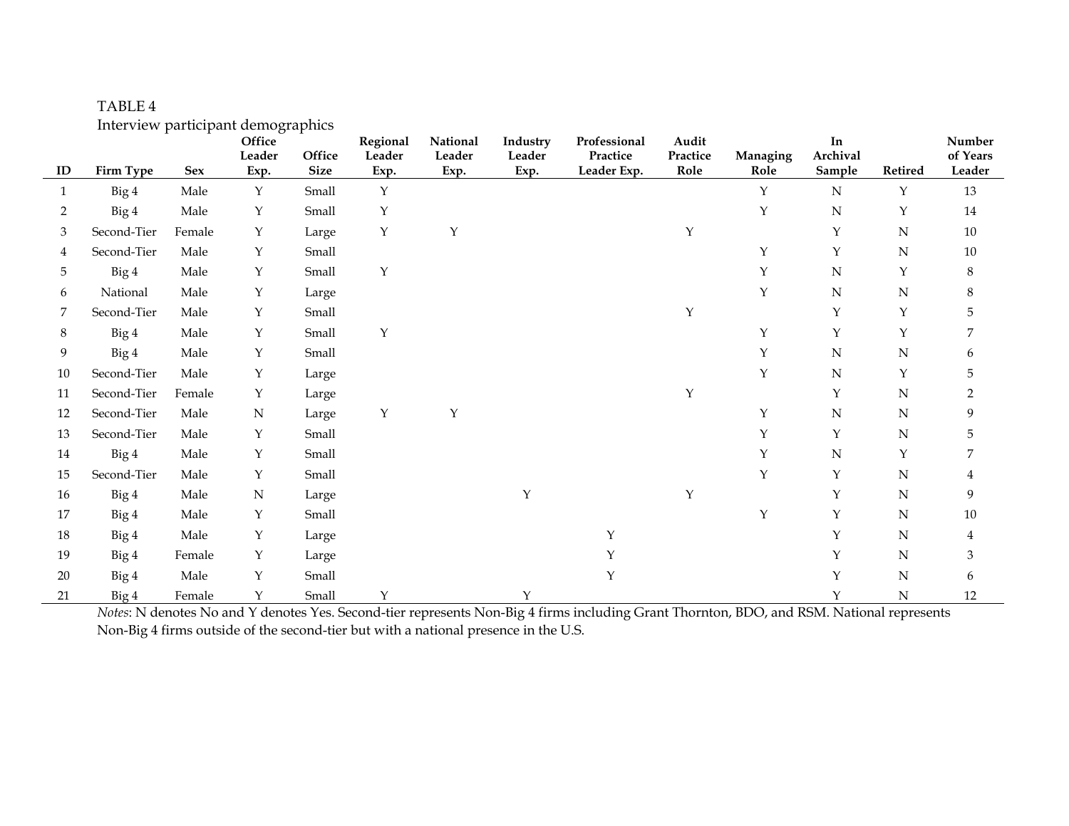TABLE 4

Interview participant demographics

| ID | Firm Type | Sex | Office Leader Exp. | Office Size | Regional Leader Exp. | National Leader Exp. | Industry Leader Exp. | Professional Practice Leader Exp. | Audit Practice Role | Managing Role | In Archival Sample | Retired | Number of Years Leader |
|---|---|---|---|---|---|---|---|---|---|---|---|---|---|
| 1 | Big 4 | Male | Y | Small | Y | | | | | Y | N | Y | 13 |
| 2 | Big 4 | Male | Y | Small | Y | | | | | Y | N | Y | 14 |
| 3 | Second-Tier | Female | Y | Large | Y | Y | | | Y | | Y | N | 10 |
| 4 | Second-Tier | Male | Y | Small | | | | | | Y | Y | N | 10 |
| 5 | Big 4 | Male | Y | Small | Y | | | | | Y | N | Y | 8 |
| 6 | National | Male | Y | Large | | | | | | Y | N | N | 8 |
| 7 | Second-Tier | Male | Y | Small | | | | | Y | | Y | Y | 5 |
| 8 | Big 4 | Male | Y | Small | Y | | | | | Y | Y | Y | 7 |
| 9 | Big 4 | Male | Y | Small | | | | | | Y | N | N | 6 |
| 10 | Second-Tier | Male | Y | Large | | | | | | Y | N | Y | 5 |
| 11 | Second-Tier | Female | Y | Large | | | | | Y | | Y | N | 2 |
| 12 | Second-Tier | Male | N | Large | Y | Y | | | | Y | N | N | 9 |
| 13 | Second-Tier | Male | Y | Small | | | | | | Y | Y | N | 5 |
| 14 | Big 4 | Male | Y | Small | | | | | | Y | N | Y | 7 |
| 15 | Second-Tier | Male | Y | Small | | | | | | Y | Y | N | 4 |
| 16 | Big 4 | Male | N | Large | | | Y | | Y | | Y | N | 9 |
| 17 | Big 4 | Male | Y | Small | | | | | | Y | Y | N | 10 |
| 18 | Big 4 | Male | Y | Large | | | | Y | | | Y | N | 4 |
| 19 | Big 4 | Female | Y | Large | | | | Y | | | Y | N | 3 |
| 20 | Big 4 | Male | Y | Small | | | | Y | | | Y | N | 6 |
| 21 | Big 4 | Female | Y | Small | Y | | Y | | | | Y | N | 12 |

*Notes*: N denotes No and Y denotes Yes. Second-tier represents Non-Big 4 firms including Grant Thornton, BDO, and RSM. National represents Non-Big 4 firms outside of the second-tier but with a national presence in the U.S.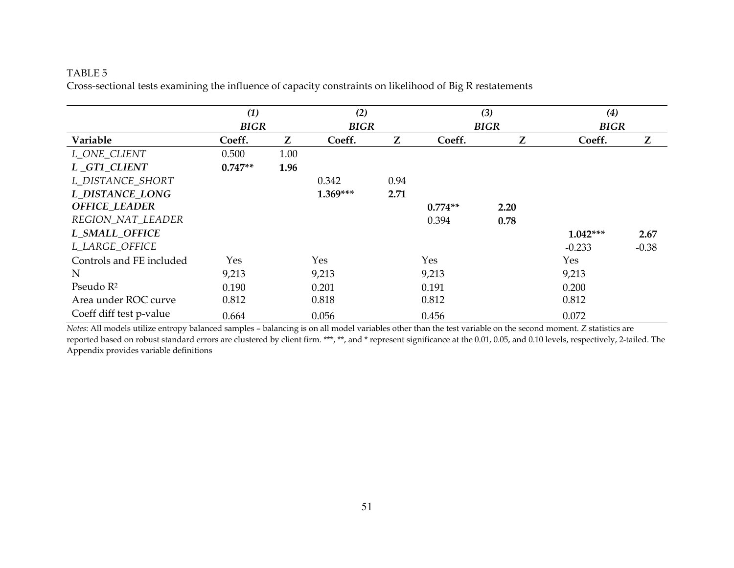TABLE 5
Cross-sectional tests examining the influence of capacity constraints on likelihood of Big R restatements

| | *(1)* | | *(2)* | | *(3)* | | *(4)* | |
|---|---|---|---|---|---|---|---|---|
| | ***BIGR*** | | ***BIGR*** | | ***BIGR*** | | ***BIGR*** | |
| **Variable** | **Coeff.** | **Z** | **Coeff.** | **Z** | **Coeff.** | **Z** | **Coeff.** | **Z** |
| *L_ONE_CLIENT* | 0.500 | 1.00 | | | | | | |
| ***L _GT1_CLIENT*** | **0.747\*\*** | **1.96** | | | | | | |
| *L_DISTANCE_SHORT* | | | 0.342 | 0.94 | | | | |
| ***L_DISTANCE_LONG*** | | | **1.369\*\*\*** | **2.71** | | | | |
| ***OFFICE_LEADER*** | | | | | **0.774\*\*** | **2.20** | | |
| *REGION_NAT_LEADER* | | | | | 0.394 | **0.78** | | |
| ***L_SMALL_OFFICE*** | | | | | | | **1.042\*\*\*** | **2.67** |
| *L_LARGE_OFFICE* | | | | | | | -0.233 | -0.38 |
| Controls and FE included | Yes | | Yes | | Yes | | Yes | |
| N | 9,213 | | 9,213 | | 9,213 | | 9,213 | |
| Pseudo $R^2$ | 0.190 | | 0.201 | | 0.191 | | 0.200 | |
| Area under ROC curve | 0.812 | | 0.818 | | 0.812 | | 0.812 | |
| Coeff diff test p-value | 0.664 | | 0.056 | | 0.456 | | 0.072 | |

*Notes*: All models utilize entropy balanced samples – balancing is on all model variables other than the test variable on the second moment. Z statistics are reported based on robust standard errors are clustered by client firm. \*\*\*, \*\*, and \* represent significance at the 0.01, 0.05, and 0.10 levels, respectively, 2-tailed. The Appendix provides variable definitions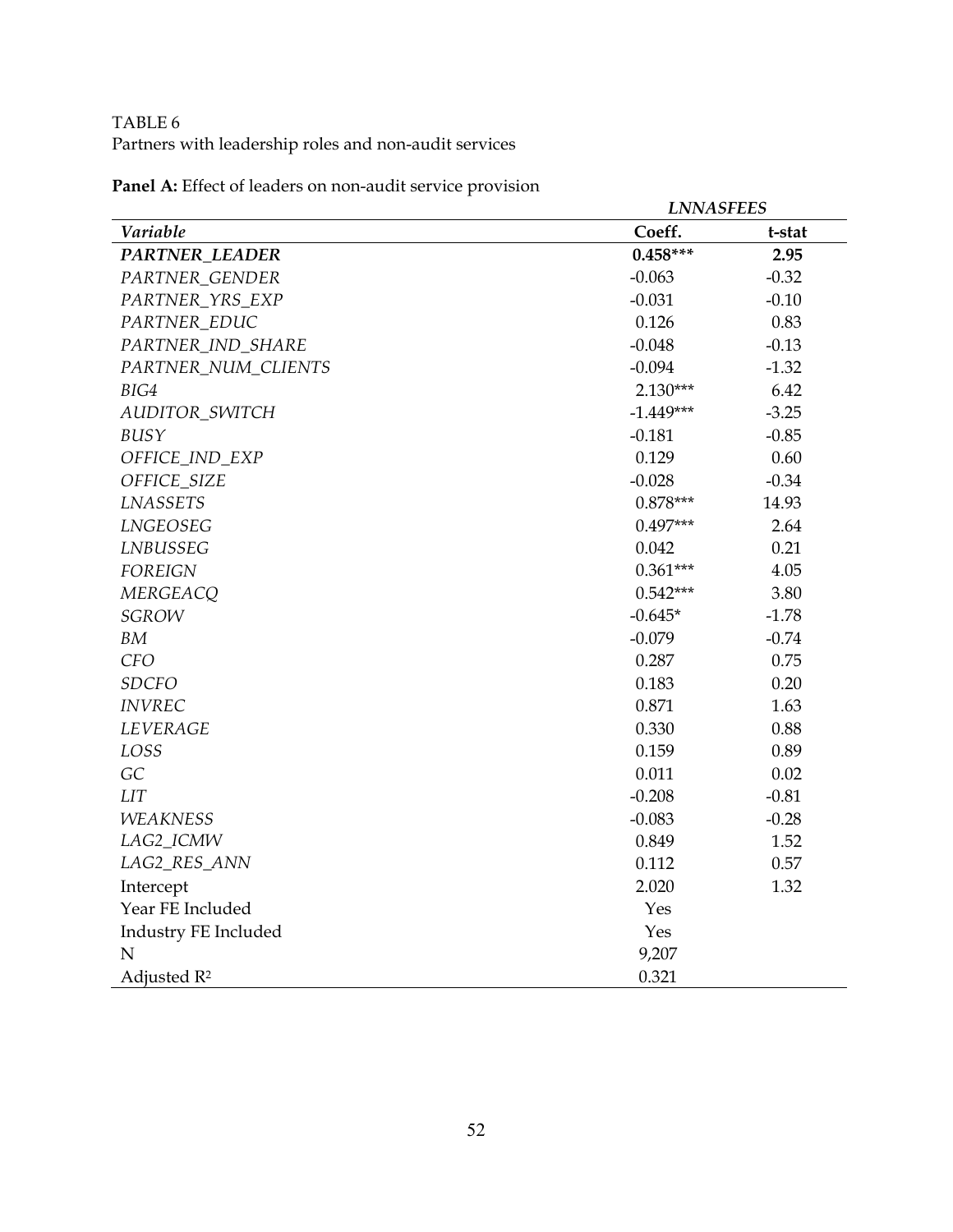TABLE 6
Partners with leadership roles and non-audit services

**Panel A:** Effect of leaders on non-audit service provision

| | *LNNASFEES* | |
|---|---|---|
| *Variable* | **Coeff.** | **t-stat** |
| ***PARTNER_LEADER*** | **0.458*** ** | **2.95** |
| *PARTNER_GENDER* | -0.063 | -0.32 |
| *PARTNER_YRS_EXP* | -0.031 | -0.10 |
| *PARTNER_EDUC* | 0.126 | 0.83 |
| *PARTNER_IND_SHARE* | -0.048 | -0.13 |
| *PARTNER_NUM_CLIENTS* | -0.094 | -1.32 |
| *BIG4* | 2.130*** | 6.42 |
| *AUDITOR_SWITCH* | -1.449*** | -3.25 |
| *BUSY* | -0.181 | -0.85 |
| *OFFICE_IND_EXP* | 0.129 | 0.60 |
| *OFFICE_SIZE* | -0.028 | -0.34 |
| *LNASSETS* | 0.878*** | 14.93 |
| *LNGEOSEG* | 0.497*** | 2.64 |
| *LNBUSSEG* | 0.042 | 0.21 |
| *FOREIGN* | 0.361*** | 4.05 |
| *MERGEACQ* | 0.542*** | 3.80 |
| *SGROW* | -0.645* | -1.78 |
| *BM* | -0.079 | -0.74 |
| *CFO* | 0.287 | 0.75 |
| *SDCFO* | 0.183 | 0.20 |
| *INVREC* | 0.871 | 1.63 |
| *LEVERAGE* | 0.330 | 0.88 |
| *LOSS* | 0.159 | 0.89 |
| *GC* | 0.011 | 0.02 |
| *LIT* | -0.208 | -0.81 |
| *WEAKNESS* | -0.083 | -0.28 |
| *LAG2_ICMW* | 0.849 | 1.52 |
| *LAG2_RES_ANN* | 0.112 | 0.57 |
| Intercept | 2.020 | 1.32 |
| Year FE Included | Yes | |
| Industry FE Included | Yes | |
| N | 9,207 | |
| Adjusted $R^2$ | 0.321 | |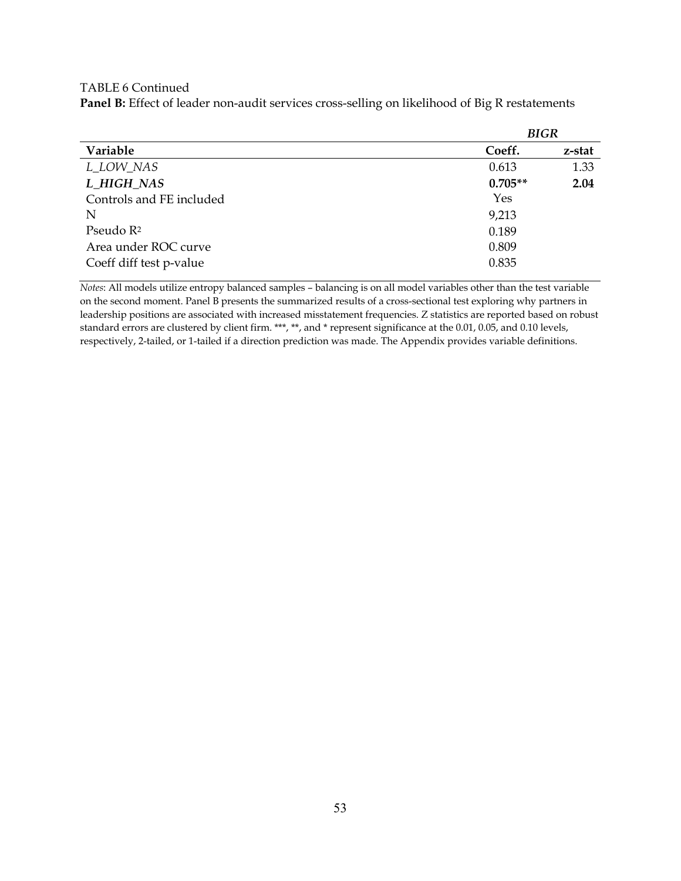TABLE 6 Continued

**Panel B:** Effect of leader non-audit services cross-selling on likelihood of Big R restatements

| | *BIGR* | |
|---|---|---|
| **Variable** | **Coeff.** | **z-stat** |
| *L_LOW_NAS* | 0.613 | 1.33 |
| ***L_HIGH_NAS*** | **0.705**** | **2.04** |
| Controls and FE included | Yes | |
| N | 9,213 | |
| Pseudo $R^2$ | 0.189 | |
| Area under ROC curve | 0.809 | |
| Coeff diff test p-value | 0.835 | |

*Notes*: All models utilize entropy balanced samples – balancing is on all model variables other than the test variable on the second moment. Panel B presents the summarized results of a cross-sectional test exploring why partners in leadership positions are associated with increased misstatement frequencies. Z statistics are reported based on robust standard errors are clustered by client firm. ***, **, and * represent significance at the 0.01, 0.05, and 0.10 levels, respectively, 2-tailed, or 1-tailed if a direction prediction was made. The Appendix provides variable definitions.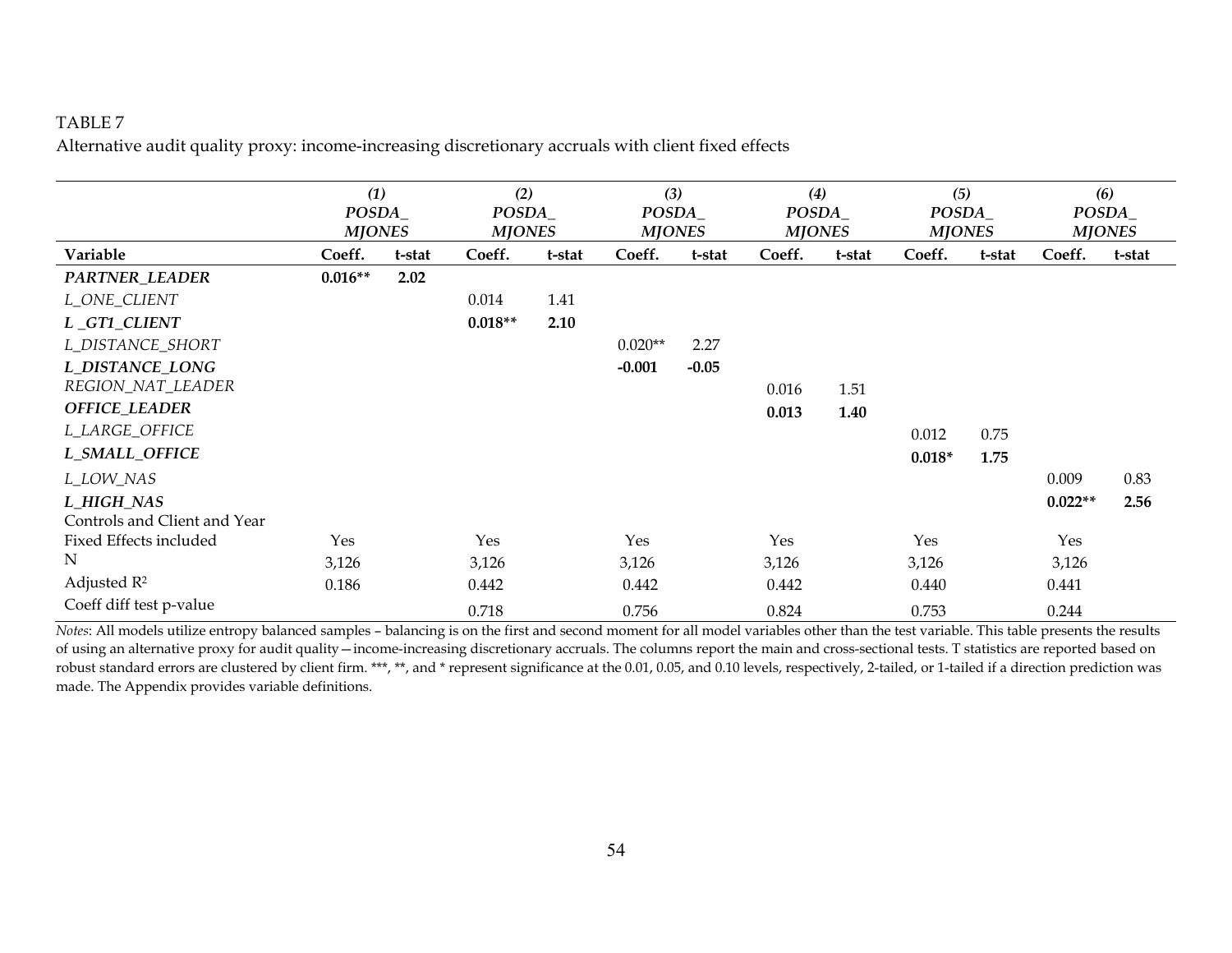TABLE 7

Alternative audit quality proxy: income-increasing discretionary accruals with client fixed effects

| | *(1)* *POSDA_ MJONES* | | *(2)* *POSDA_ MJONES* | | *(3)* *POSDA_ MJONES* | | *(4)* *POSDA_ MJONES* | | *(5)* *POSDA_ MJONES* | | *(6)* *POSDA_ MJONES* | |
|---|---|---|---|---|---|---|---|---|---|---|---|---|
| **Variable** | **Coeff.** | **t-stat** | **Coeff.** | **t-stat** | **Coeff.** | **t-stat** | **Coeff.** | **t-stat** | **Coeff.** | **t-stat** | **Coeff.** | **t-stat** |
| ***PARTNER_LEADER*** | **0.016**** | **2.02** | | | | | | | | | | |
| *L_ONE_CLIENT* | | | 0.014 | 1.41 | | | | | | | | |
| ***L _GT1_CLIENT*** | | | **0.018**** | **2.10** | | | | | | | | |
| *L_DISTANCE_SHORT* | | | | | 0.020** | 2.27 | | | | | | |
| ***L_DISTANCE_LONG*** | | | | | **-0.001** | **-0.05** | | | | | | |
| *REGION_NAT_LEADER* | | | | | | | 0.016 | 1.51 | | | | |
| ***OFFICE_LEADER*** | | | | | | | **0.013** | **1.40** | | | | |
| *L_LARGE_OFFICE* | | | | | | | | | 0.012 | 0.75 | | |
| ***L_SMALL_OFFICE*** | | | | | | | | | **0.018*** | **1.75** | | |
| *L_LOW_NAS* | | | | | | | | | | | 0.009 | 0.83 |
| ***L_HIGH_NAS*** | | | | | | | | | | | **0.022**** | **2.56** |
| Controls and Client and Year Fixed Effects included | Yes | | Yes | | Yes | | Yes | | Yes | | Yes | |
| N | 3,126 | | 3,126 | | 3,126 | | 3,126 | | 3,126 | | 3,126 | |
| Adjusted $R^2$ | 0.186 | | 0.442 | | 0.442 | | 0.442 | | 0.440 | | 0.441 | |
| Coeff diff test p-value | | | 0.718 | | 0.756 | | 0.824 | | 0.753 | | 0.244 | |

*Notes*: All models utilize entropy balanced samples – balancing is on the first and second moment for all model variables other than the test variable. This table presents the results of using an alternative proxy for audit quality—income-increasing discretionary accruals. The columns report the main and cross-sectional tests. T statistics are reported based on robust standard errors are clustered by client firm. ***, **, and * represent significance at the 0.01, 0.05, and 0.10 levels, respectively, 2-tailed, or 1-tailed if a direction prediction was made. The Appendix provides variable definitions.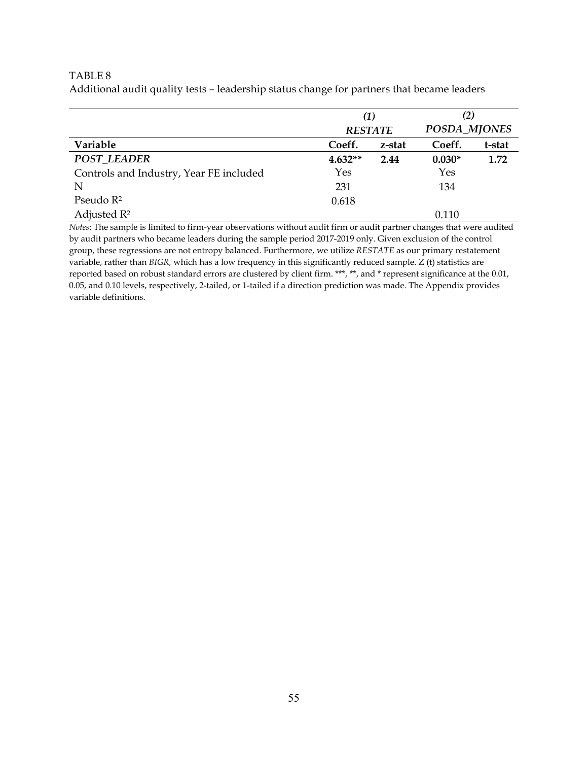TABLE 8

Additional audit quality tests – leadership status change for partners that became leaders

| | (1) | | (2) | |
|---|---|---|---|---|
| | *RESTATE* | | *POSDA_MJONES* | |
| **Variable** | **Coeff.** | **z-stat** | **Coeff.** | **t-stat** |
| ***POST_LEADER*** | **4.632**** | **2.44** | **0.030*** | **1.72** |
| Controls and Industry, Year FE included | Yes | | Yes | |
| N | 231 | | 134 | |
| Pseudo $R^2$ | 0.618 | | | |
| Adjusted $R^2$ | | | 0.110 | |

*Notes*: The sample is limited to firm-year observations without audit firm or audit partner changes that were audited by audit partners who became leaders during the sample period 2017-2019 only. Given exclusion of the control group, these regressions are not entropy balanced. Furthermore, we utilize *RESTATE* as our primary restatement variable, rather than *BIGR,* which has a low frequency in this significantly reduced sample. Z (t) statistics are reported based on robust standard errors are clustered by client firm. ***, **, and * represent significance at the 0.01, 0.05, and 0.10 levels, respectively, 2-tailed, or 1-tailed if a direction prediction was made. The Appendix provides variable definitions.